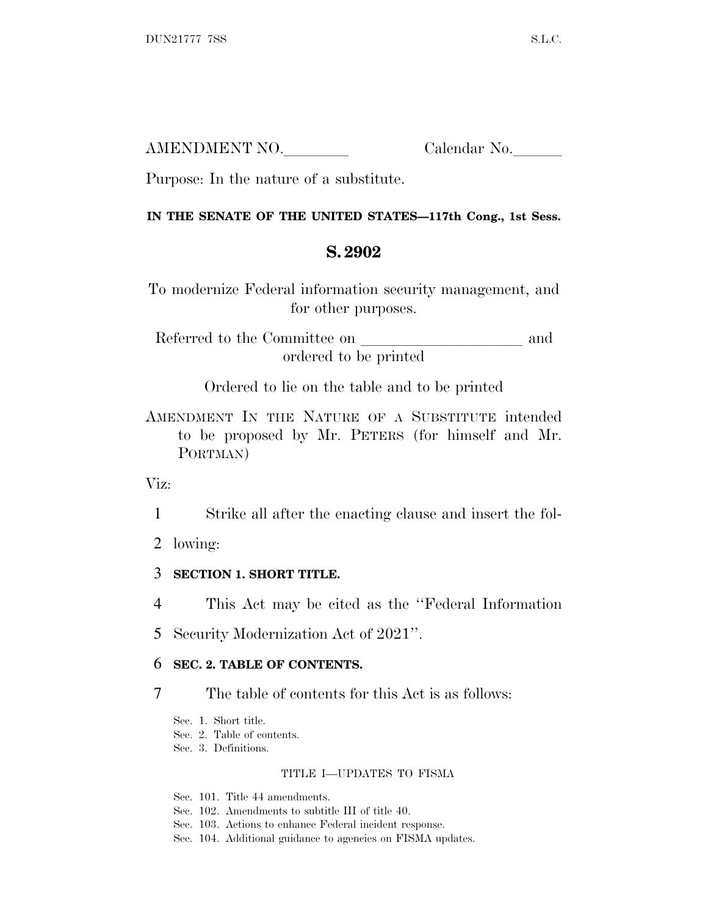AMENDMENT NO.________ Calendar No.______

Purpose: In the nature of a substitute.

**IN THE SENATE OF THE UNITED STATES—117th Cong., 1st Sess.**

# S. 2902

To modernize Federal information security management, and for other purposes.

Referred to the Committee on ____________________ and ordered to be printed

Ordered to lie on the table and to be printed

AMENDMENT IN THE NATURE OF A SUBSTITUTE intended to be proposed by Mr. PETERS (for himself and Mr. PORTMAN)

Viz:

1 Strike all after the enacting clause and insert the fol-
2 lowing:

3 **SECTION 1. SHORT TITLE.**

4 This Act may be cited as the ''Federal Information
5 Security Modernization Act of 2021''.

6 **SEC. 2. TABLE OF CONTENTS.**

7 The table of contents for this Act is as follows:

Sec. 1. Short title.
Sec. 2. Table of contents.
Sec. 3. Definitions.

TITLE I—UPDATES TO FISMA

Sec. 101. Title 44 amendments.
Sec. 102. Amendments to subtitle III of title 40.
Sec. 103. Actions to enhance Federal incident response.
Sec. 104. Additional guidance to agencies on FISMA updates.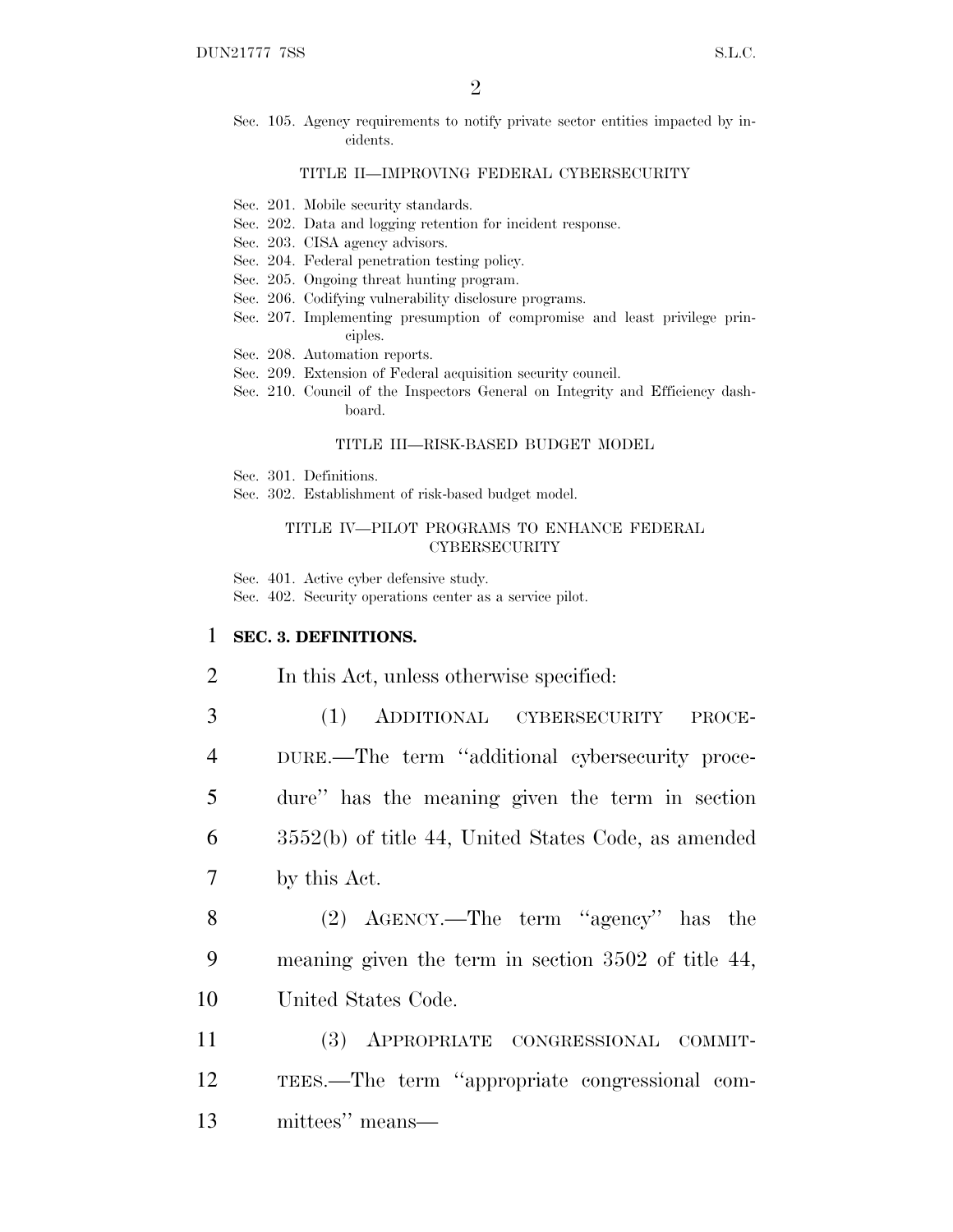Sec. 105. Agency requirements to notify private sector entities impacted by incidents.

TITLE II—IMPROVING FEDERAL CYBERSECURITY

Sec. 201. Mobile security standards.
Sec. 202. Data and logging retention for incident response.
Sec. 203. CISA agency advisors.
Sec. 204. Federal penetration testing policy.
Sec. 205. Ongoing threat hunting program.
Sec. 206. Codifying vulnerability disclosure programs.
Sec. 207. Implementing presumption of compromise and least privilege principles.
Sec. 208. Automation reports.
Sec. 209. Extension of Federal acquisition security council.
Sec. 210. Council of the Inspectors General on Integrity and Efficiency dashboard.

TITLE III—RISK-BASED BUDGET MODEL

Sec. 301. Definitions.
Sec. 302. Establishment of risk-based budget model.

TITLE IV—PILOT PROGRAMS TO ENHANCE FEDERAL CYBERSECURITY

Sec. 401. Active cyber defensive study.
Sec. 402. Security operations center as a service pilot.

**SEC. 3. DEFINITIONS.**

In this Act, unless otherwise specified:

(1) ADDITIONAL CYBERSECURITY PROCEDURE.—The term ''additional cybersecurity procedure'' has the meaning given the term in section 3552(b) of title 44, United States Code, as amended by this Act.

(2) AGENCY.—The term ''agency'' has the meaning given the term in section 3502 of title 44, United States Code.

(3) APPROPRIATE CONGRESSIONAL COMMITTEES.—The term ''appropriate congressional committees'' means—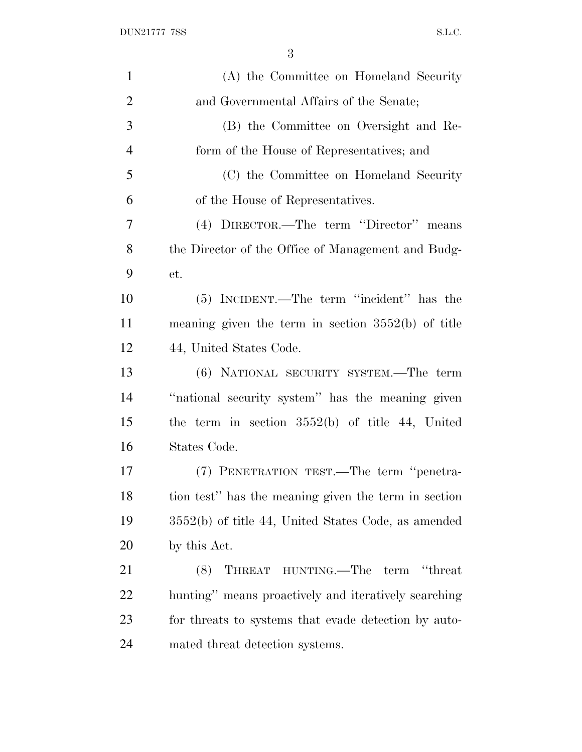(A) the Committee on Homeland Security and Governmental Affairs of the Senate;

(B) the Committee on Oversight and Reform of the House of Representatives; and

(C) the Committee on Homeland Security of the House of Representatives.

(4) DIRECTOR.—The term ''Director'' means the Director of the Office of Management and Budget.

(5) INCIDENT.—The term ''incident'' has the meaning given the term in section 3552(b) of title 44, United States Code.

(6) NATIONAL SECURITY SYSTEM.—The term ''national security system'' has the meaning given the term in section 3552(b) of title 44, United States Code.

(7) PENETRATION TEST.—The term ''penetration test'' has the meaning given the term in section 3552(b) of title 44, United States Code, as amended by this Act.

(8) THREAT HUNTING.—The term ''threat hunting'' means proactively and iteratively searching for threats to systems that evade detection by automated threat detection systems.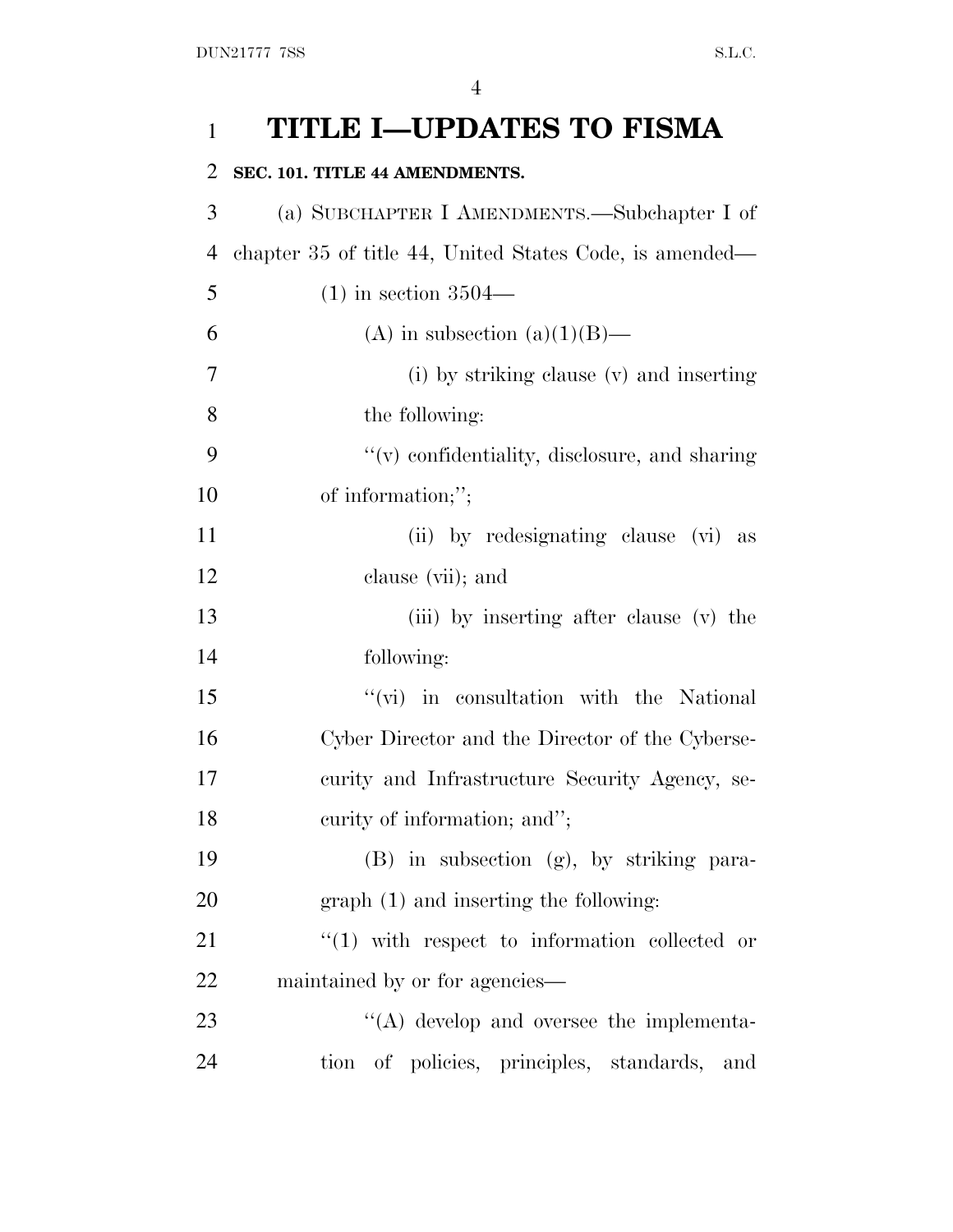# TITLE I—UPDATES TO FISMA

## SEC. 101. TITLE 44 AMENDMENTS.

(a) SUBCHAPTER I AMENDMENTS.—Subchapter I of chapter 35 of title 44, United States Code, is amended—

(1) in section 3504—

(A) in subsection (a)(1)(B)—

(i) by striking clause (v) and inserting the following:

"(v) confidentiality, disclosure, and sharing of information;";

(ii) by redesignating clause (vi) as clause (vii); and

(iii) by inserting after clause (v) the following:

"(vi) in consultation with the National Cyber Director and the Director of the Cybersecurity and Infrastructure Security Agency, security of information; and";

(B) in subsection (g), by striking paragraph (1) and inserting the following:

"(1) with respect to information collected or maintained by or for agencies—

"(A) develop and oversee the implementation of policies, principles, standards, and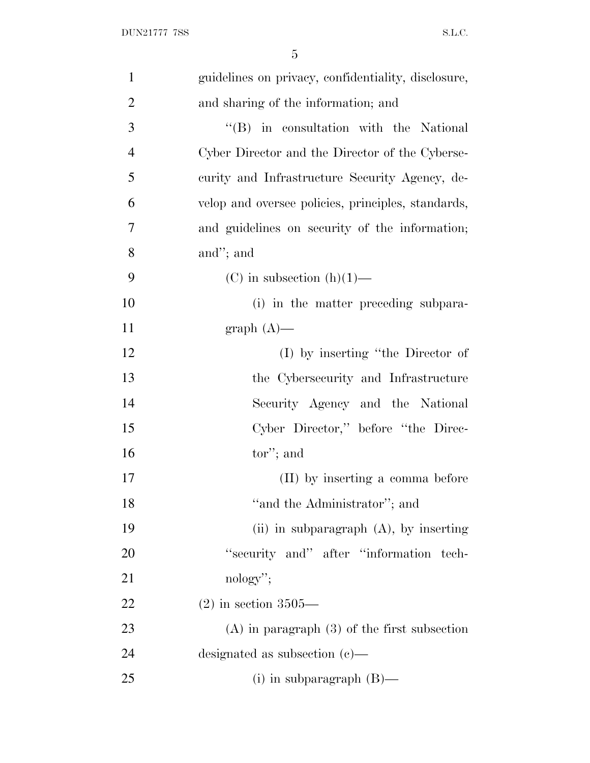guidelines on privacy, confidentiality, disclosure, and sharing of the information; and

''(B) in consultation with the National Cyber Director and the Director of the Cybersecurity and Infrastructure Security Agency, develop and oversee policies, principles, standards, and guidelines on security of the information; and''; and

(C) in subsection (h)(1)—

(i) in the matter preceding subparagraph (A)—

(I) by inserting ''the Director of the Cybersecurity and Infrastructure Security Agency and the National Cyber Director,'' before ''the Director''; and

(II) by inserting a comma before ''and the Administrator''; and

(ii) in subparagraph (A), by inserting ''security and'' after ''information technology'';

(2) in section 3505—

(A) in paragraph (3) of the first subsection designated as subsection (c)—

(i) in subparagraph (B)—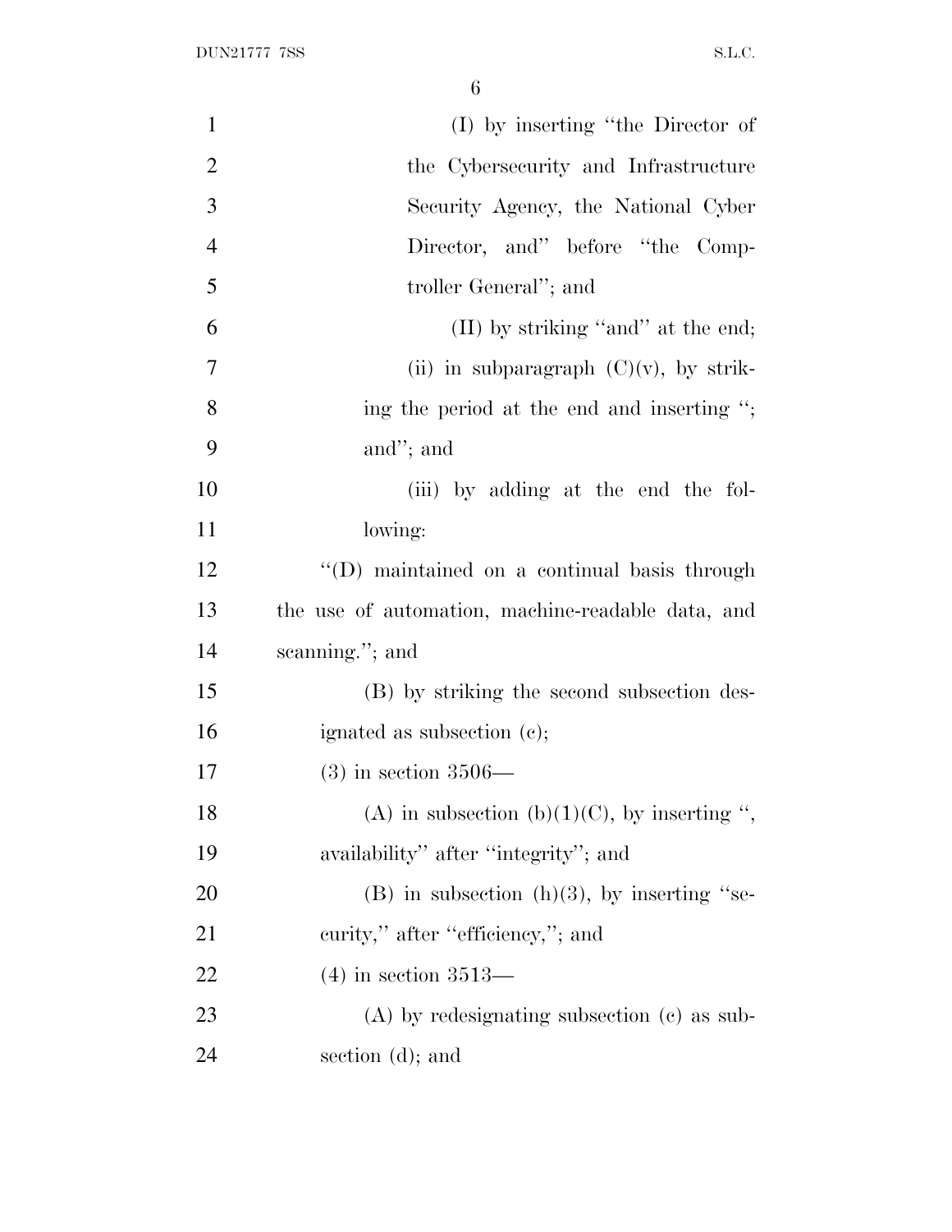(I) by inserting "the Director of the Cybersecurity and Infrastructure Security Agency, the National Cyber Director, and" before "the Comptroller General"; and

(II) by striking "and" at the end;

(ii) in subparagraph (C)(v), by striking the period at the end and inserting "; and"; and

(iii) by adding at the end the following:

"(D) maintained on a continual basis through the use of automation, machine-readable data, and scanning."; and

(B) by striking the second subsection designated as subsection (c);

(3) in section 3506—

(A) in subsection (b)(1)(C), by inserting ", availability" after "integrity"; and

(B) in subsection (h)(3), by inserting "security," after "efficiency,"; and

(4) in section 3513—

(A) by redesignating subsection (c) as subsection (d); and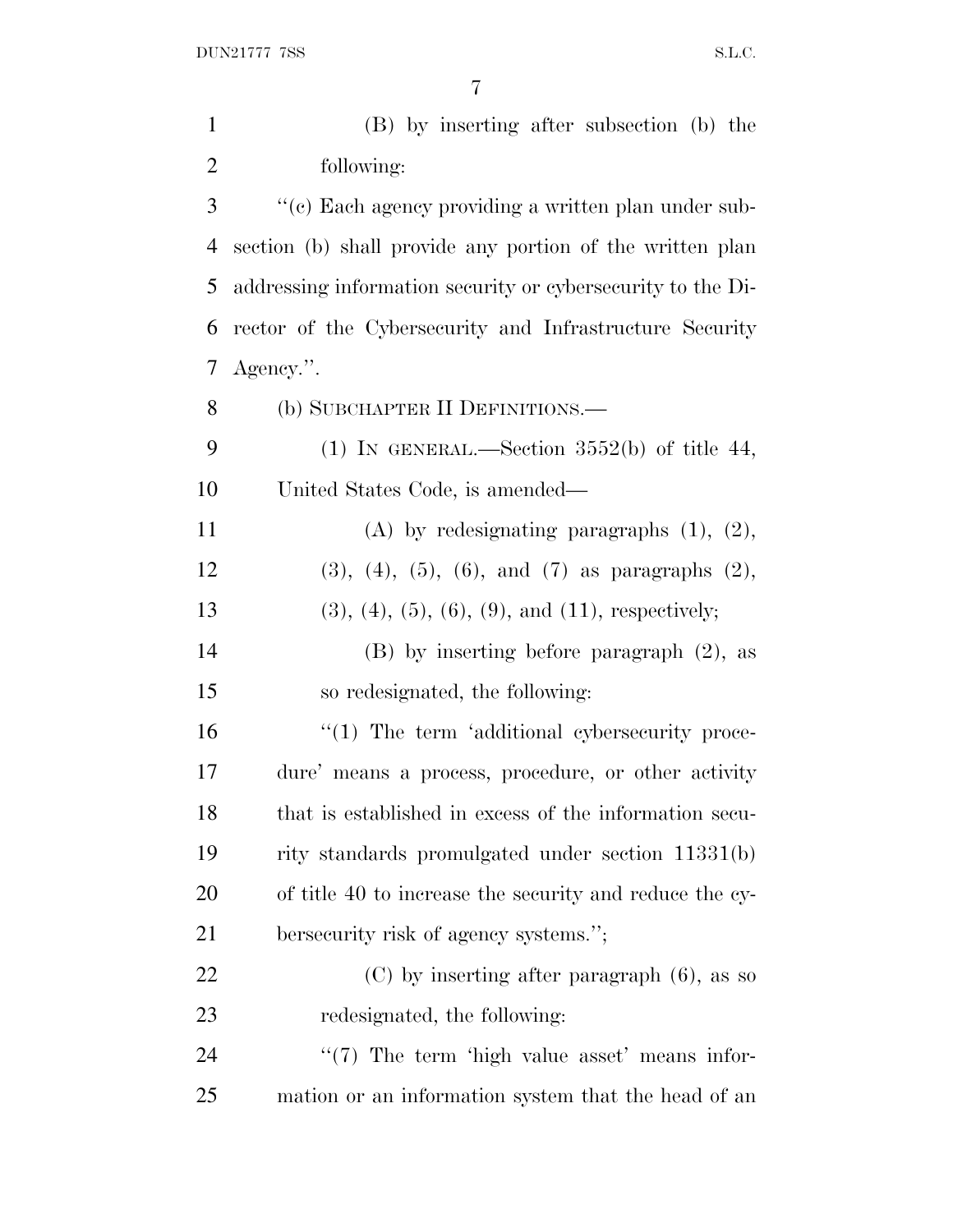(B) by inserting after subsection (b) the following:

''(c) Each agency providing a written plan under subsection (b) shall provide any portion of the written plan addressing information security or cybersecurity to the Director of the Cybersecurity and Infrastructure Security Agency.''.

(b) SUBCHAPTER II DEFINITIONS.—

(1) IN GENERAL.—Section 3552(b) of title 44, United States Code, is amended—

(A) by redesignating paragraphs (1), (2), (3), (4), (5), (6), and (7) as paragraphs (2), (3), (4), (5), (6), (9), and (11), respectively;

(B) by inserting before paragraph (2), as so redesignated, the following:

''(1) The term 'additional cybersecurity procedure' means a process, procedure, or other activity that is established in excess of the information security standards promulgated under section 11331(b) of title 40 to increase the security and reduce the cybersecurity risk of agency systems.'';

(C) by inserting after paragraph (6), as so redesignated, the following:

''(7) The term 'high value asset' means information or an information system that the head of an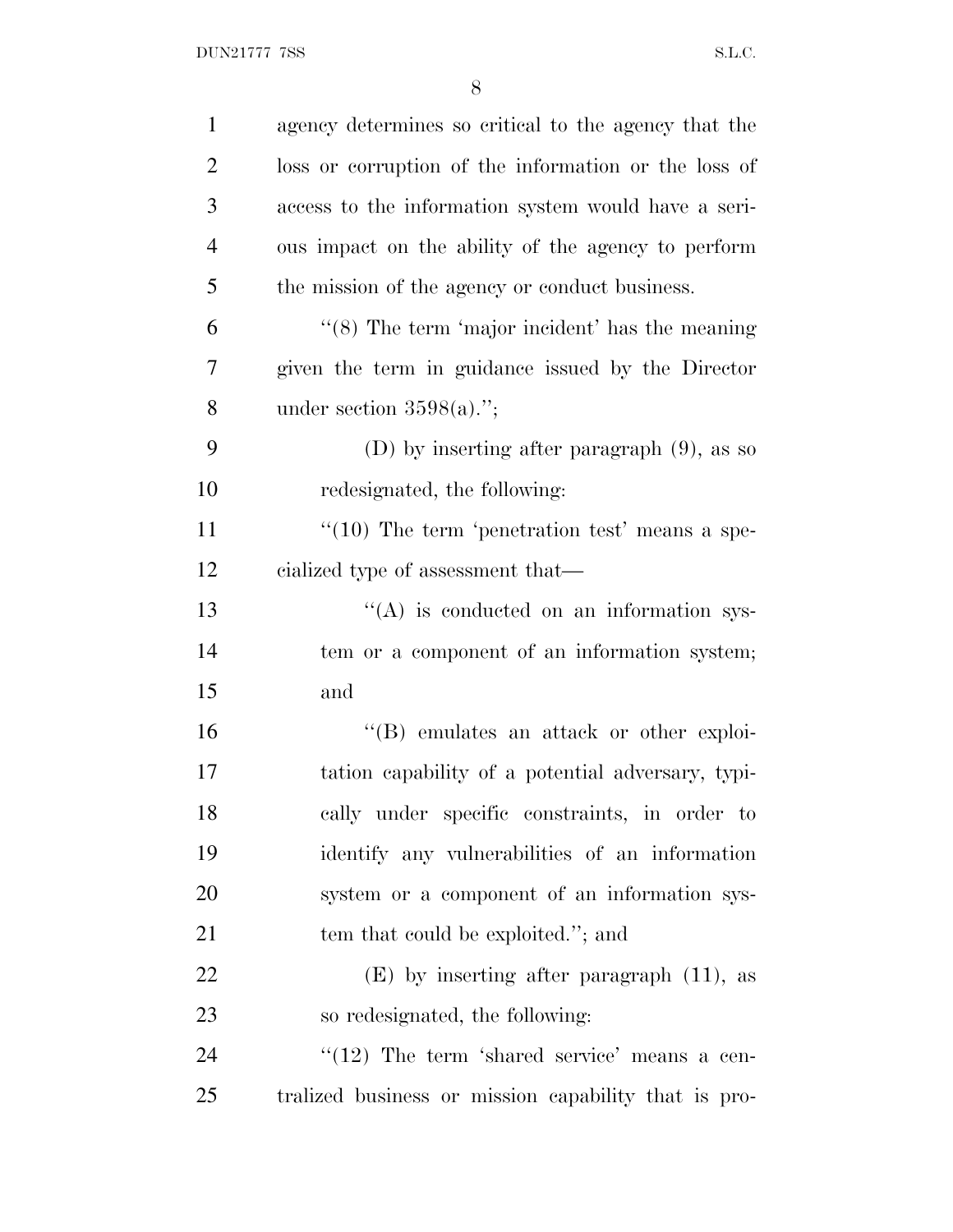agency determines so critical to the agency that the loss or corruption of the information or the loss of access to the information system would have a serious impact on the ability of the agency to perform the mission of the agency or conduct business.

"(8) The term 'major incident' has the meaning given the term in guidance issued by the Director under section 3598(a).";

(D) by inserting after paragraph (9), as so redesignated, the following:

"(10) The term 'penetration test' means a specialized type of assessment that—

"(A) is conducted on an information system or a component of an information system; and

"(B) emulates an attack or other exploitation capability of a potential adversary, typically under specific constraints, in order to identify any vulnerabilities of an information system or a component of an information system that could be exploited."; and

(E) by inserting after paragraph (11), as so redesignated, the following:

"(12) The term 'shared service' means a centralized business or mission capability that is pro-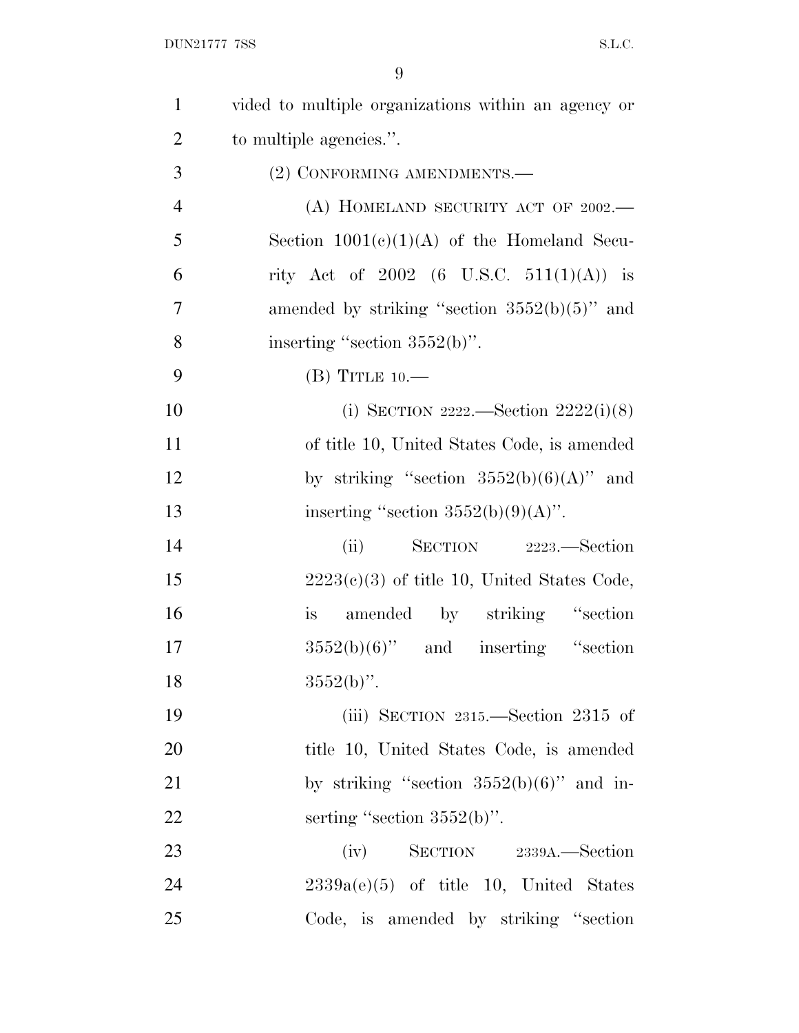vided to multiple organizations within an agency or to multiple agencies.''.

(2) CONFORMING AMENDMENTS.—

(A) HOMELAND SECURITY ACT OF 2002.— Section 1001(c)(1)(A) of the Homeland Security Act of 2002 (6 U.S.C. 511(1)(A)) is amended by striking ''section 3552(b)(5)'' and inserting ''section 3552(b)''.

(B) TITLE 10.—

(i) SECTION 2222.—Section 2222(i)(8) of title 10, United States Code, is amended by striking ''section 3552(b)(6)(A)'' and inserting ''section 3552(b)(9)(A)''.

(ii) SECTION 2223.—Section 2223(c)(3) of title 10, United States Code, is amended by striking ''section 3552(b)(6)'' and inserting ''section 3552(b)''.

(iii) SECTION 2315.—Section 2315 of title 10, United States Code, is amended by striking ''section 3552(b)(6)'' and inserting ''section 3552(b)''.

(iv) SECTION 2339A.—Section 2339a(e)(5) of title 10, United States Code, is amended by striking ''section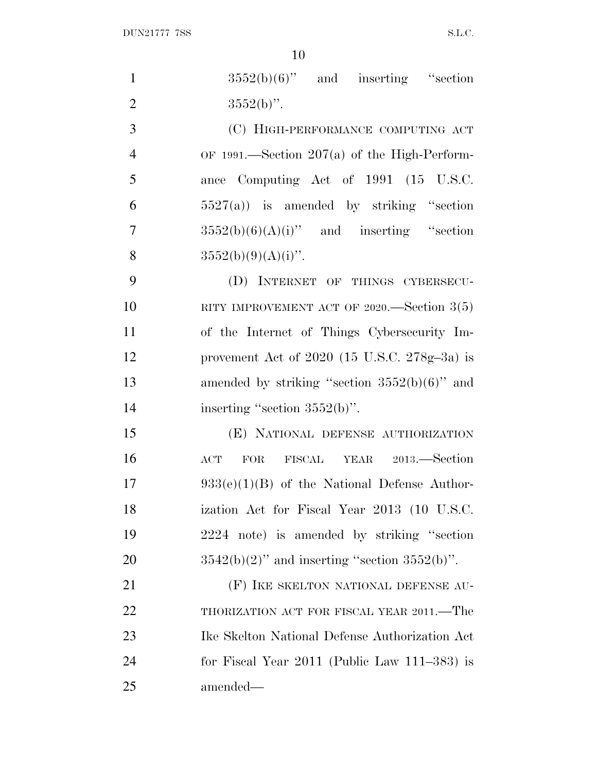3552(b)(6)'' and inserting ''section 3552(b)''.

(C) HIGH-PERFORMANCE COMPUTING ACT OF 1991.—Section 207(a) of the High-Performance Computing Act of 1991 (15 U.S.C. 5527(a)) is amended by striking ''section 3552(b)(6)(A)(i)'' and inserting ''section 3552(b)(9)(A)(i)''.

(D) INTERNET OF THINGS CYBERSECURITY IMPROVEMENT ACT OF 2020.—Section 3(5) of the Internet of Things Cybersecurity Improvement Act of 2020 (15 U.S.C. 278g–3a) is amended by striking ''section 3552(b)(6)'' and inserting ''section 3552(b)''.

(E) NATIONAL DEFENSE AUTHORIZATION ACT FOR FISCAL YEAR 2013.—Section 933(e)(1)(B) of the National Defense Authorization Act for Fiscal Year 2013 (10 U.S.C. 2224 note) is amended by striking ''section 3542(b)(2)'' and inserting ''section 3552(b)''.

(F) IKE SKELTON NATIONAL DEFENSE AUTHORIZATION ACT FOR FISCAL YEAR 2011.—The Ike Skelton National Defense Authorization Act for Fiscal Year 2011 (Public Law 111–383) is amended—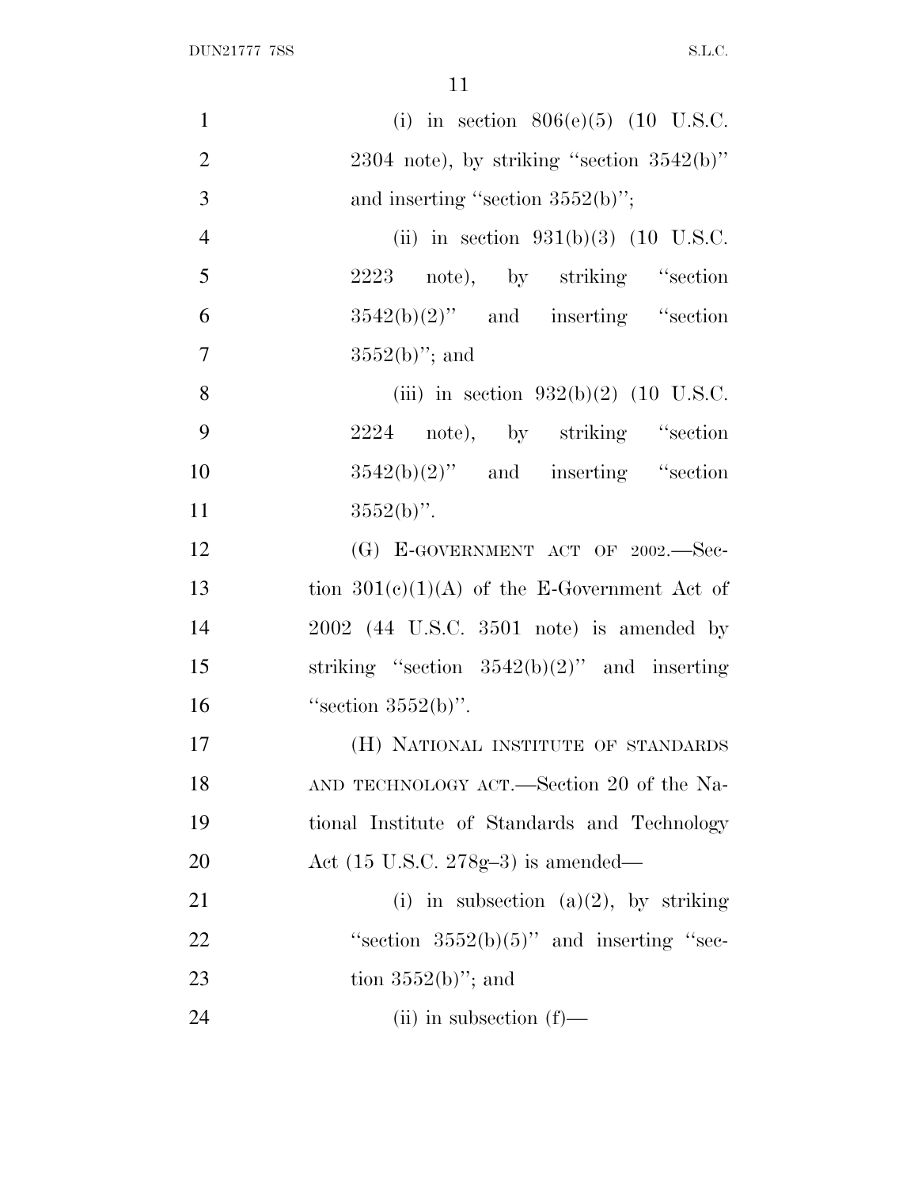(i) in section 806(e)(5) (10 U.S.C. 2304 note), by striking "section 3542(b)" and inserting "section 3552(b)";

(ii) in section 931(b)(3) (10 U.S.C. 2223 note), by striking "section 3542(b)(2)" and inserting "section 3552(b)"; and

(iii) in section 932(b)(2) (10 U.S.C. 2224 note), by striking "section 3542(b)(2)" and inserting "section 3552(b)".

(G) E-GOVERNMENT ACT OF 2002.—Section 301(c)(1)(A) of the E-Government Act of 2002 (44 U.S.C. 3501 note) is amended by striking "section 3542(b)(2)" and inserting "section 3552(b)".

(H) NATIONAL INSTITUTE OF STANDARDS AND TECHNOLOGY ACT.—Section 20 of the National Institute of Standards and Technology Act (15 U.S.C. 278g–3) is amended—

(i) in subsection (a)(2), by striking "section 3552(b)(5)" and inserting "section 3552(b)"; and

(ii) in subsection (f)—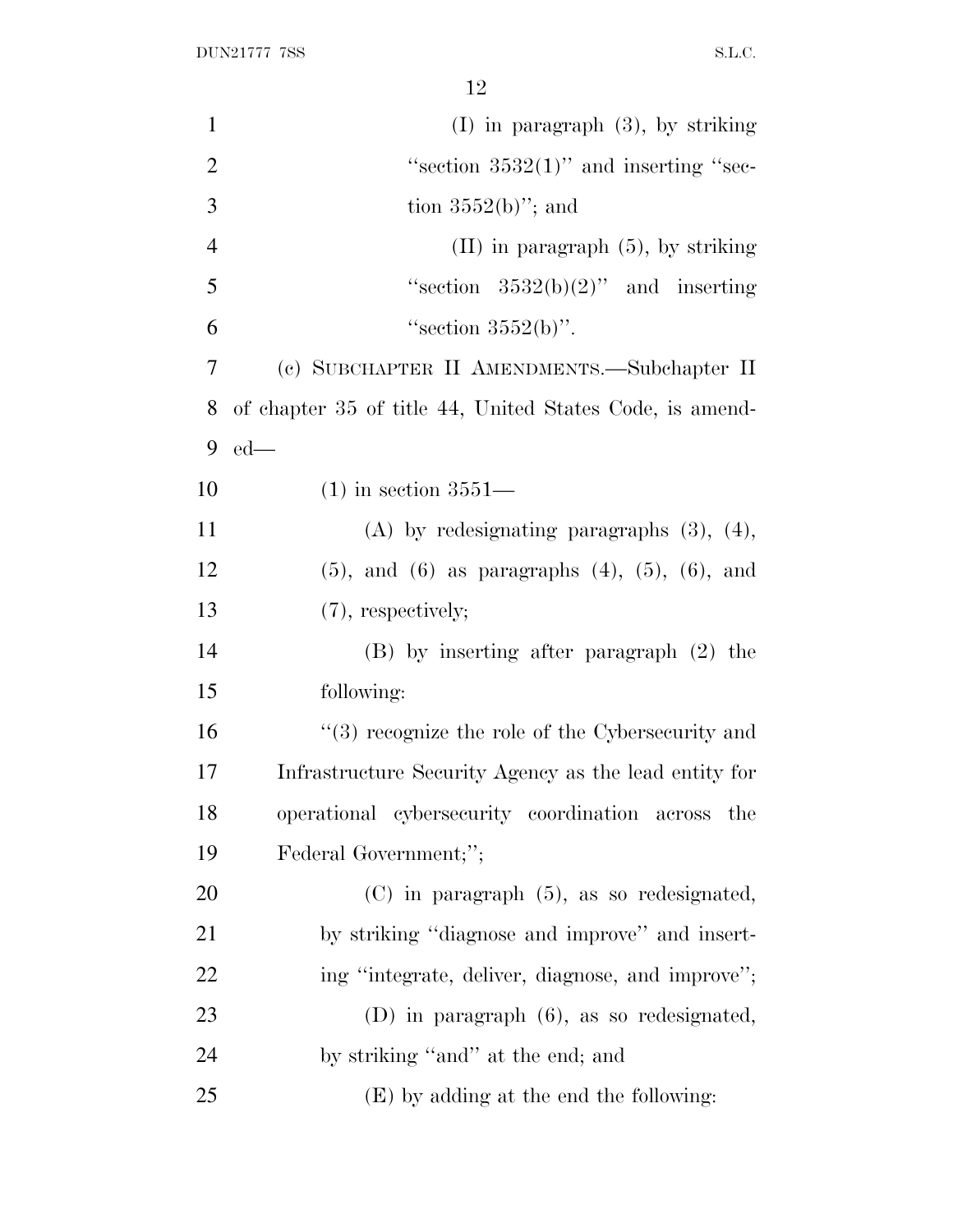(I) in paragraph (3), by striking "section 3532(1)" and inserting "section 3552(b)"; and

(II) in paragraph (5), by striking "section 3532(b)(2)" and inserting "section 3552(b)".

(c) SUBCHAPTER II AMENDMENTS.—Subchapter II of chapter 35 of title 44, United States Code, is amended—

(1) in section 3551—

(A) by redesignating paragraphs (3), (4), (5), and (6) as paragraphs (4), (5), (6), and (7), respectively;

(B) by inserting after paragraph (2) the following:

"(3) recognize the role of the Cybersecurity and Infrastructure Security Agency as the lead entity for operational cybersecurity coordination across the Federal Government;";

(C) in paragraph (5), as so redesignated, by striking "diagnose and improve" and inserting "integrate, deliver, diagnose, and improve";

(D) in paragraph (6), as so redesignated, by striking "and" at the end; and

(E) by adding at the end the following: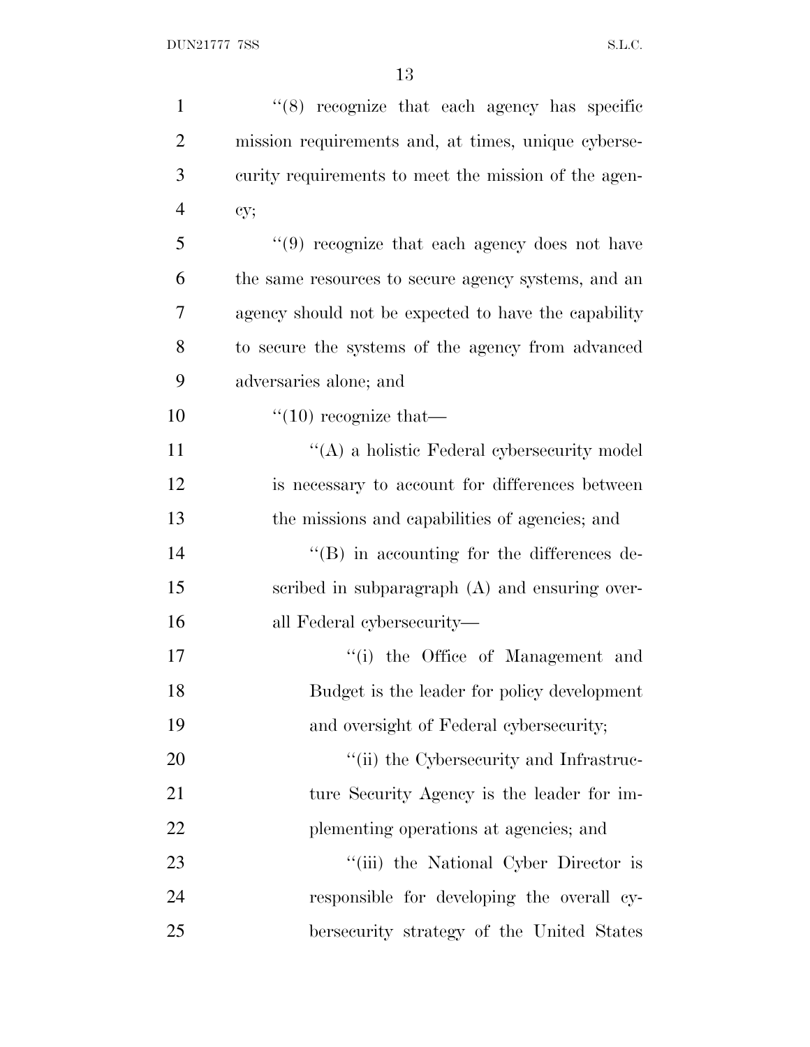''(8) recognize that each agency has specific mission requirements and, at times, unique cybersecurity requirements to meet the mission of the agency;

''(9) recognize that each agency does not have the same resources to secure agency systems, and an agency should not be expected to have the capability to secure the systems of the agency from advanced adversaries alone; and

''(10) recognize that—

''(A) a holistic Federal cybersecurity model is necessary to account for differences between the missions and capabilities of agencies; and

''(B) in accounting for the differences described in subparagraph (A) and ensuring overall Federal cybersecurity—

''(i) the Office of Management and Budget is the leader for policy development and oversight of Federal cybersecurity;

''(ii) the Cybersecurity and Infrastructure Security Agency is the leader for implementing operations at agencies; and

''(iii) the National Cyber Director is responsible for developing the overall cybersecurity strategy of the United States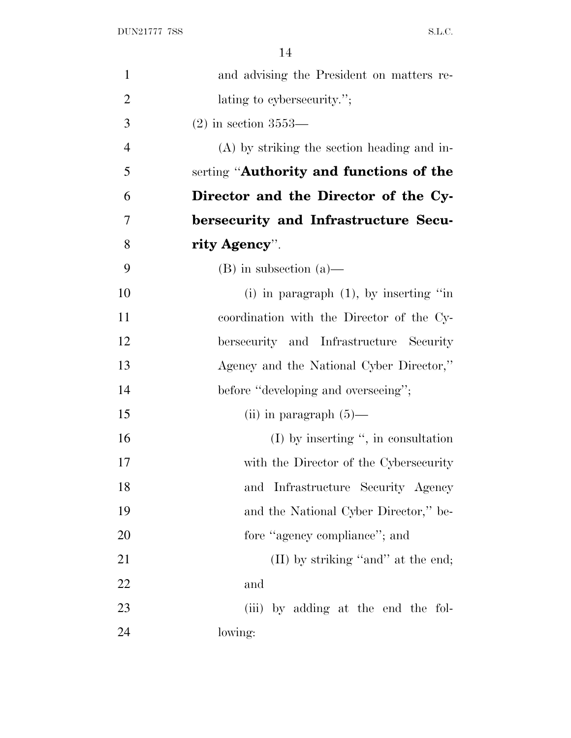and advising the President on matters relating to cybersecurity.'';

(2) in section 3553—

(A) by striking the section heading and inserting ''**Authority and functions of the Director and the Director of the Cybersecurity and Infrastructure Security Agency**''.

(B) in subsection (a)—

(i) in paragraph (1), by inserting ''in coordination with the Director of the Cybersecurity and Infrastructure Security Agency and the National Cyber Director,'' before ''developing and overseeing'';

(ii) in paragraph (5)—

(I) by inserting '', in consultation with the Director of the Cybersecurity and Infrastructure Security Agency and the National Cyber Director,'' before ''agency compliance''; and

(II) by striking ''and'' at the end; and

(iii) by adding at the end the following: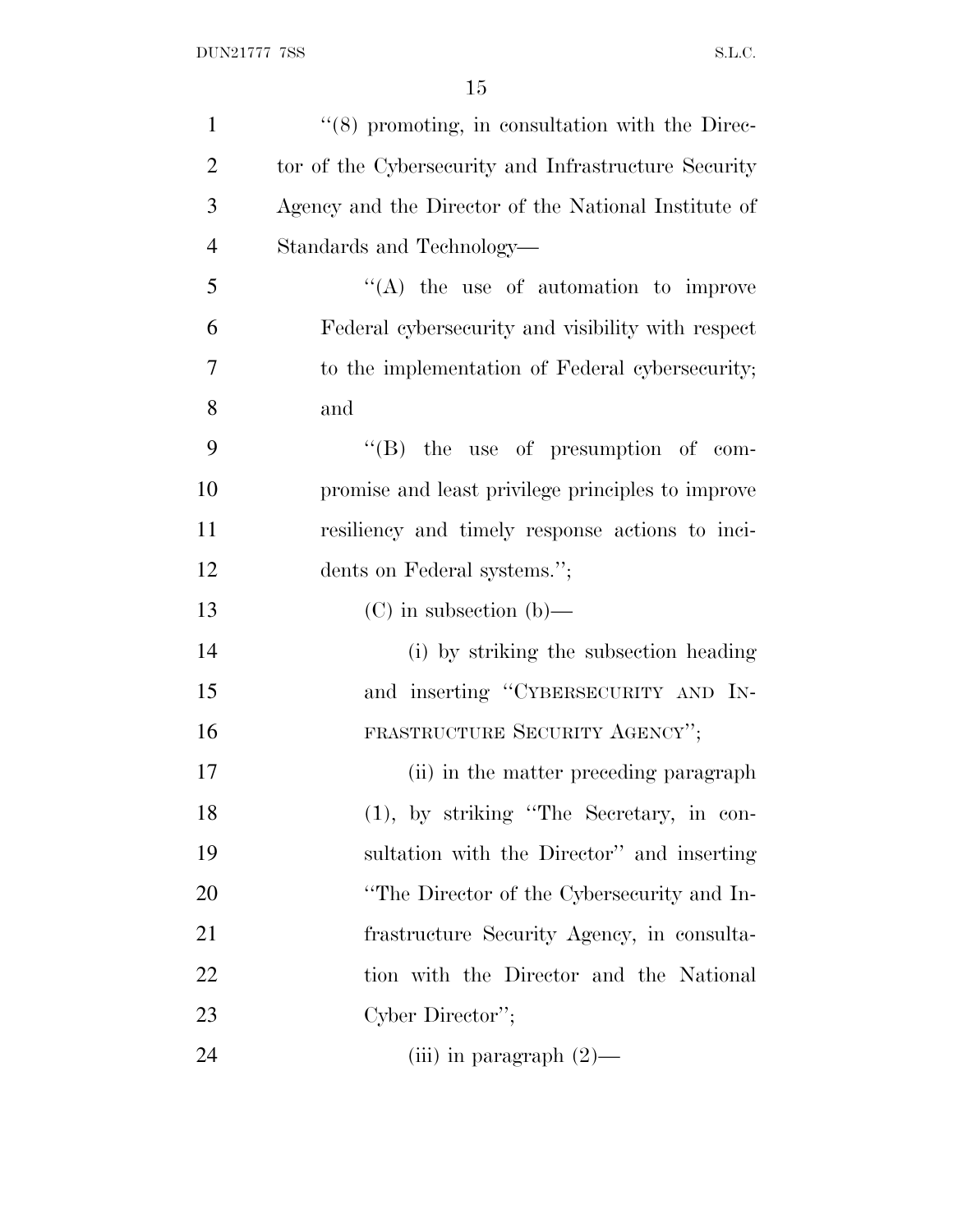"(8) promoting, in consultation with the Director of the Cybersecurity and Infrastructure Security Agency and the Director of the National Institute of Standards and Technology—

"(A) the use of automation to improve Federal cybersecurity and visibility with respect to the implementation of Federal cybersecurity; and

"(B) the use of presumption of compromise and least privilege principles to improve resiliency and timely response actions to incidents on Federal systems.";

(C) in subsection (b)—

(i) by striking the subsection heading and inserting "CYBERSECURITY AND INFRASTRUCTURE SECURITY AGENCY";

(ii) in the matter preceding paragraph (1), by striking "The Secretary, in consultation with the Director" and inserting "The Director of the Cybersecurity and Infrastructure Security Agency, in consultation with the Director and the National Cyber Director";

(iii) in paragraph (2)—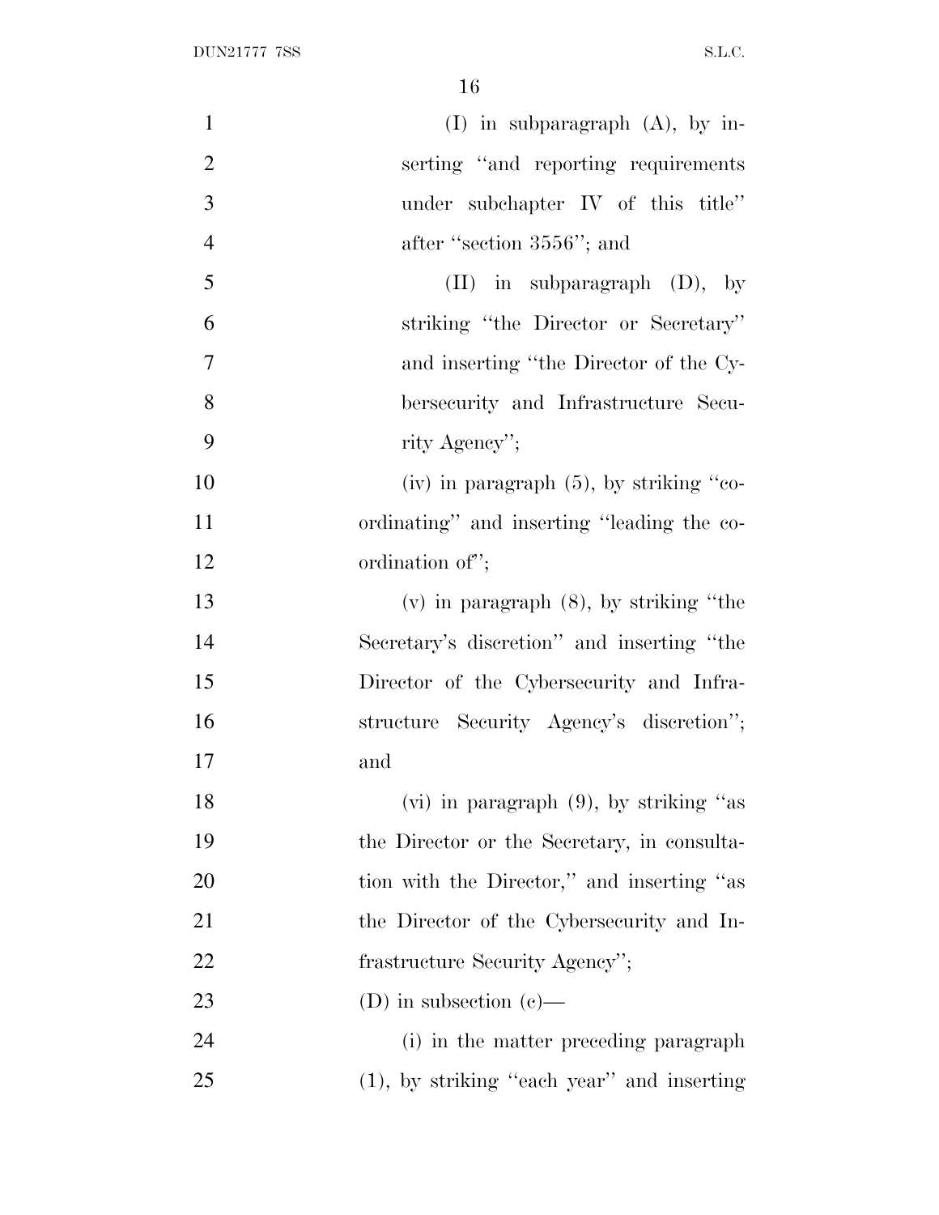(I) in subparagraph (A), by inserting ''and reporting requirements under subchapter IV of this title'' after ''section 3556''; and

(II) in subparagraph (D), by striking ''the Director or Secretary'' and inserting ''the Director of the Cybersecurity and Infrastructure Security Agency'';

(iv) in paragraph (5), by striking ''coordinating'' and inserting ''leading the coordination of'';

(v) in paragraph (8), by striking ''the Secretary's discretion'' and inserting ''the Director of the Cybersecurity and Infrastructure Security Agency's discretion''; and

(vi) in paragraph (9), by striking ''as the Director or the Secretary, in consultation with the Director,'' and inserting ''as the Director of the Cybersecurity and Infrastructure Security Agency'';

(D) in subsection (c)—

(i) in the matter preceding paragraph (1), by striking ''each year'' and inserting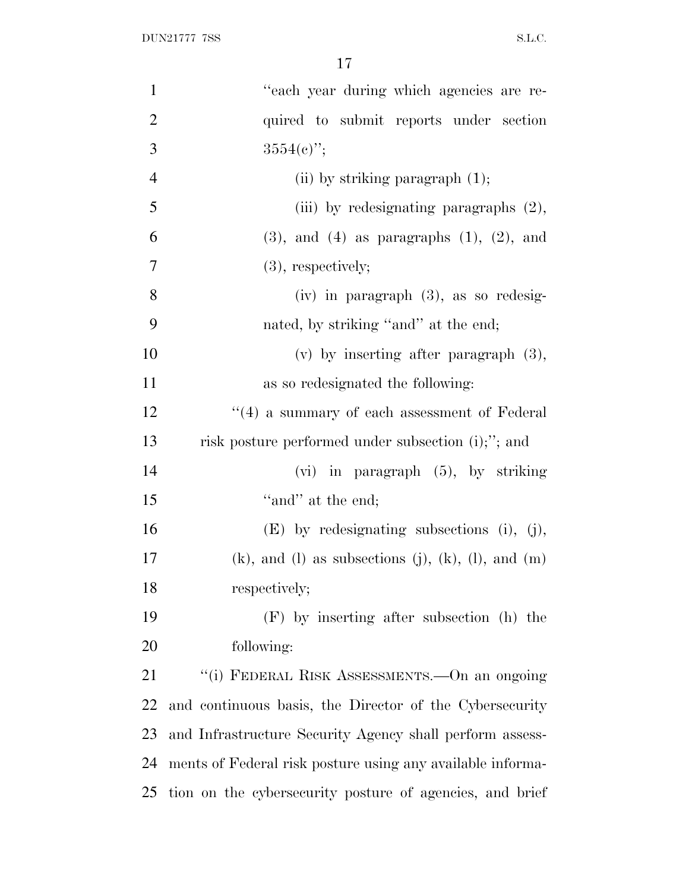"each year during which agencies are required to submit reports under section 3554(c)";

(ii) by striking paragraph (1);

(iii) by redesignating paragraphs (2), (3), and (4) as paragraphs (1), (2), and (3), respectively;

(iv) in paragraph (3), as so redesignated, by striking "and" at the end;

(v) by inserting after paragraph (3), as so redesignated the following:

"(4) a summary of each assessment of Federal risk posture performed under subsection (i);"; and

(vi) in paragraph (5), by striking "and" at the end;

(E) by redesignating subsections (i), (j), (k), and (l) as subsections (j), (k), (l), and (m) respectively;

(F) by inserting after subsection (h) the following:

"(i) FEDERAL RISK ASSESSMENTS.—On an ongoing and continuous basis, the Director of the Cybersecurity and Infrastructure Security Agency shall perform assessments of Federal risk posture using any available information on the cybersecurity posture of agencies, and brief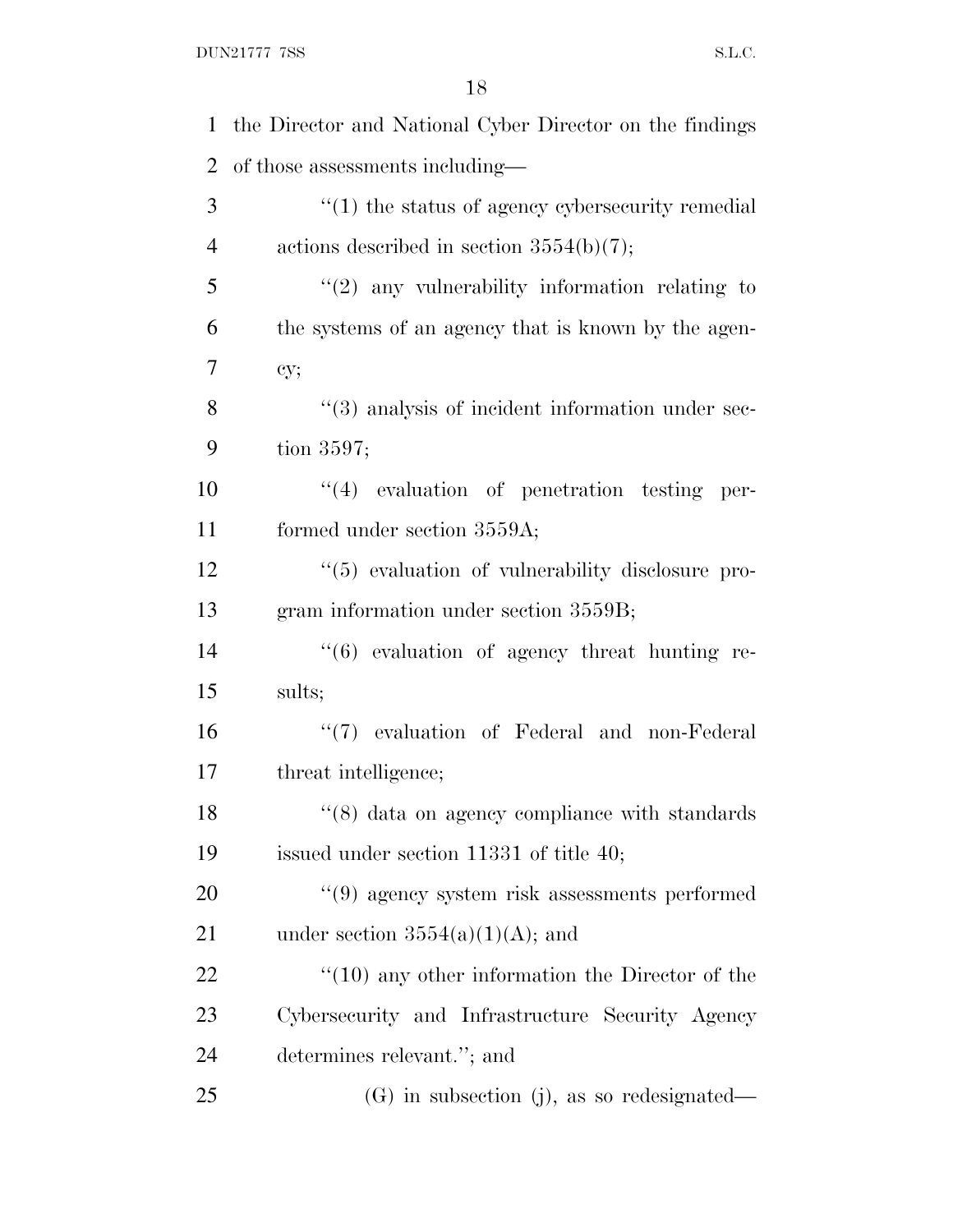the Director and National Cyber Director on the findings of those assessments including—

"(1) the status of agency cybersecurity remedial actions described in section 3554(b)(7);

"(2) any vulnerability information relating to the systems of an agency that is known by the agency;

"(3) analysis of incident information under section 3597;

"(4) evaluation of penetration testing performed under section 3559A;

"(5) evaluation of vulnerability disclosure program information under section 3559B;

"(6) evaluation of agency threat hunting results;

"(7) evaluation of Federal and non-Federal threat intelligence;

"(8) data on agency compliance with standards issued under section 11331 of title 40;

"(9) agency system risk assessments performed under section 3554(a)(1)(A); and

"(10) any other information the Director of the Cybersecurity and Infrastructure Security Agency determines relevant."; and

(G) in subsection (j), as so redesignated—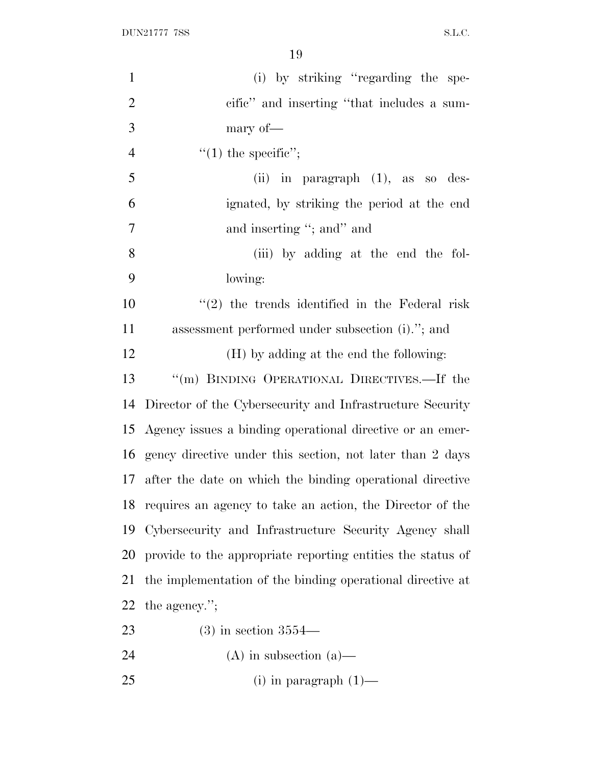(i) by striking ''regarding the specific'' and inserting ''that includes a summary of—

''(1) the specific'';

(ii) in paragraph (1), as so designated, by striking the period at the end and inserting ''; and'' and

(iii) by adding at the end the following:

''(2) the trends identified in the Federal risk assessment performed under subsection (i).''; and

(H) by adding at the end the following:

''(m) BINDING OPERATIONAL DIRECTIVES.—If the Director of the Cybersecurity and Infrastructure Security Agency issues a binding operational directive or an emergency directive under this section, not later than 2 days after the date on which the binding operational directive requires an agency to take an action, the Director of the Cybersecurity and Infrastructure Security Agency shall provide to the appropriate reporting entities the status of the implementation of the binding operational directive at the agency.'';

(3) in section 3554—

(A) in subsection (a)—

(i) in paragraph (1)—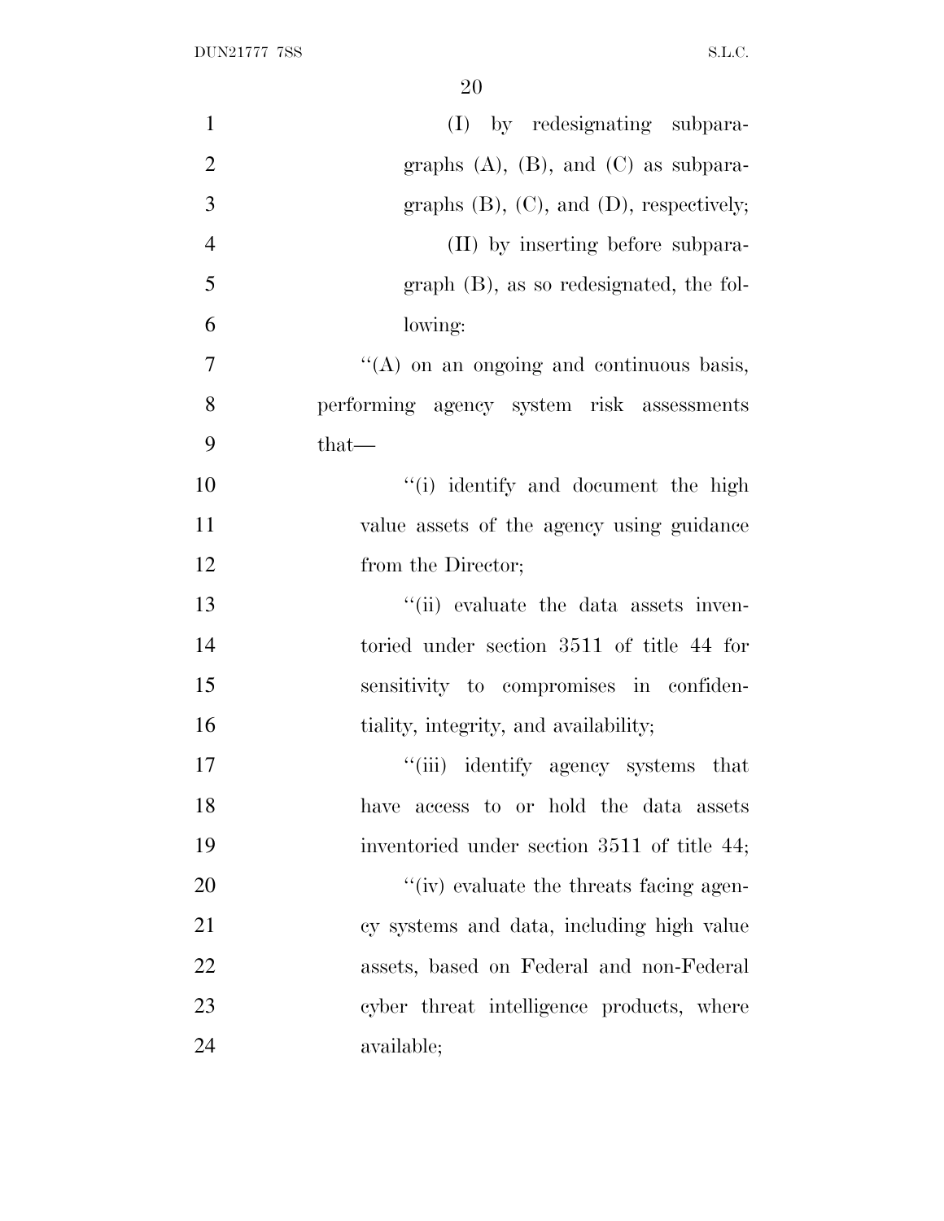(I) by redesignating subparagraphs (A), (B), and (C) as subparagraphs (B), (C), and (D), respectively;

(II) by inserting before subparagraph (B), as so redesignated, the following:

''(A) on an ongoing and continuous basis, performing agency system risk assessments that—

''(i) identify and document the high value assets of the agency using guidance from the Director;

''(ii) evaluate the data assets inventoried under section 3511 of title 44 for sensitivity to compromises in confidentiality, integrity, and availability;

''(iii) identify agency systems that have access to or hold the data assets inventoried under section 3511 of title 44;

''(iv) evaluate the threats facing agency systems and data, including high value assets, based on Federal and non-Federal cyber threat intelligence products, where available;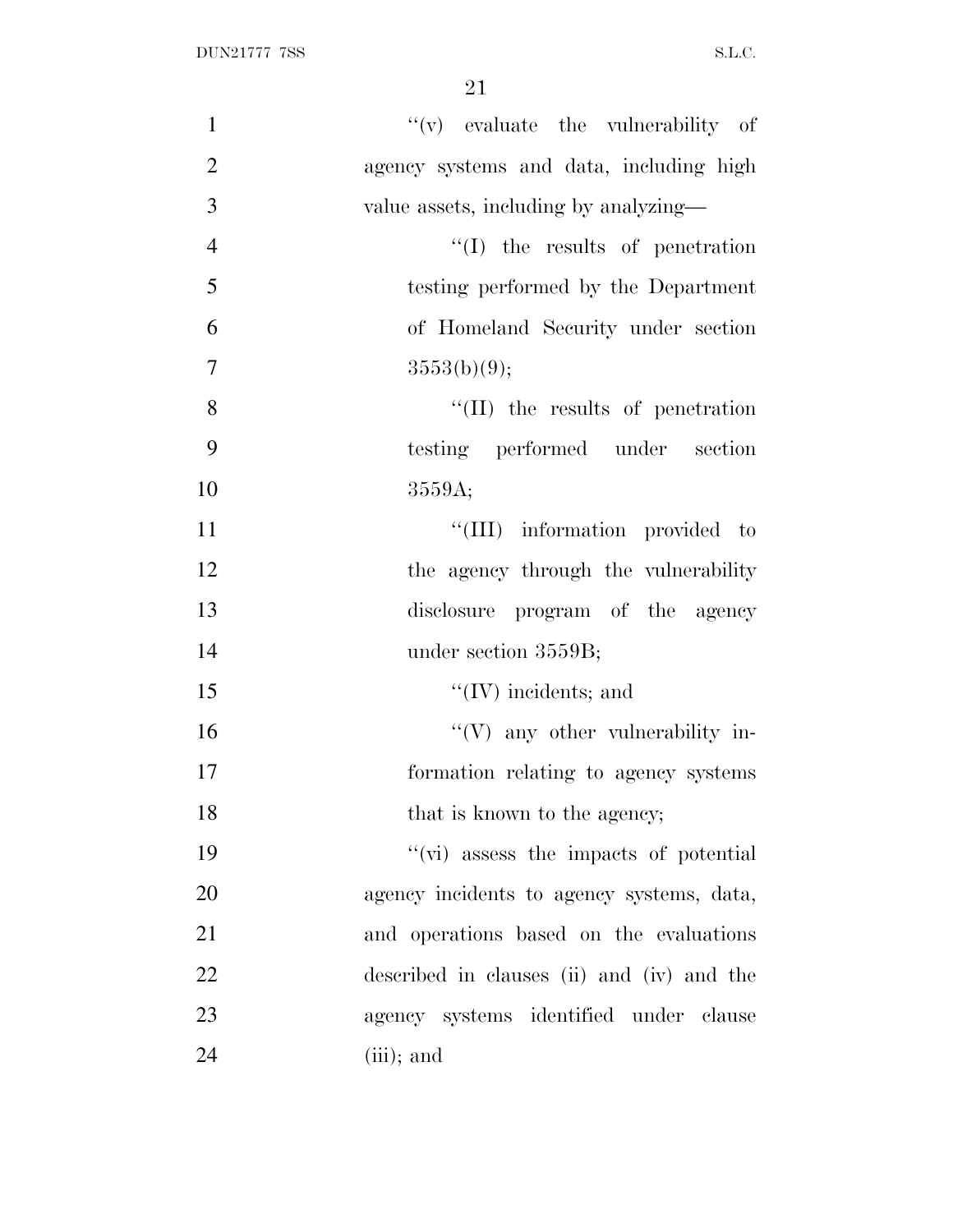"(v) evaluate the vulnerability of agency systems and data, including high value assets, including by analyzing—

"(I) the results of penetration testing performed by the Department of Homeland Security under section 3553(b)(9);

"(II) the results of penetration testing performed under section 3559A;

"(III) information provided to the agency through the vulnerability disclosure program of the agency under section 3559B;

"(IV) incidents; and

"(V) any other vulnerability information relating to agency systems that is known to the agency;

"(vi) assess the impacts of potential agency incidents to agency systems, data, and operations based on the evaluations described in clauses (ii) and (iv) and the agency systems identified under clause (iii); and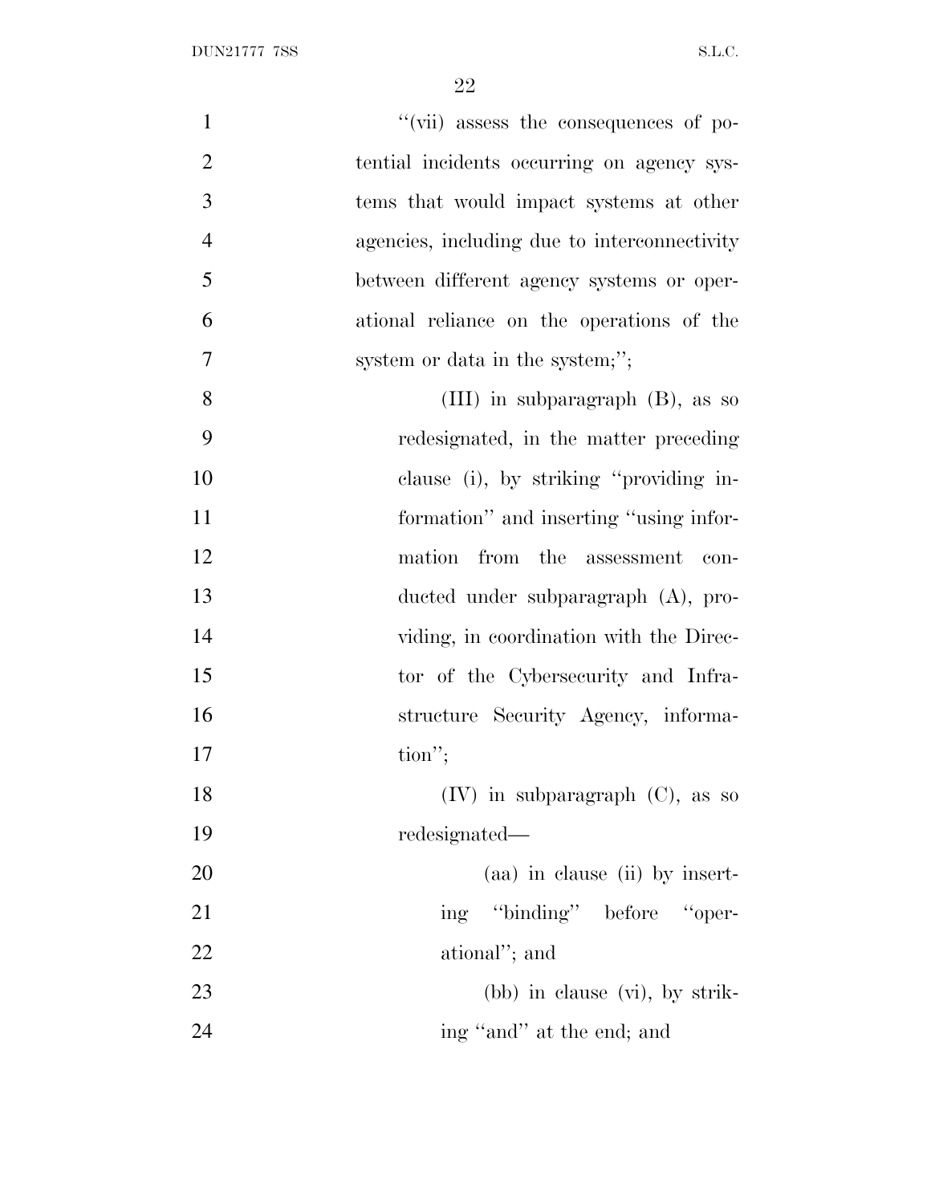"(vii) assess the consequences of potential incidents occurring on agency systems that would impact systems at other agencies, including due to interconnectivity between different agency systems or operational reliance on the operations of the system or data in the system;";

(III) in subparagraph (B), as so redesignated, in the matter preceding clause (i), by striking "providing information" and inserting "using information from the assessment conducted under subparagraph (A), providing, in coordination with the Director of the Cybersecurity and Infrastructure Security Agency, information";

(IV) in subparagraph (C), as so redesignated—

(aa) in clause (ii) by inserting "binding" before "operational"; and

(bb) in clause (vi), by striking "and" at the end; and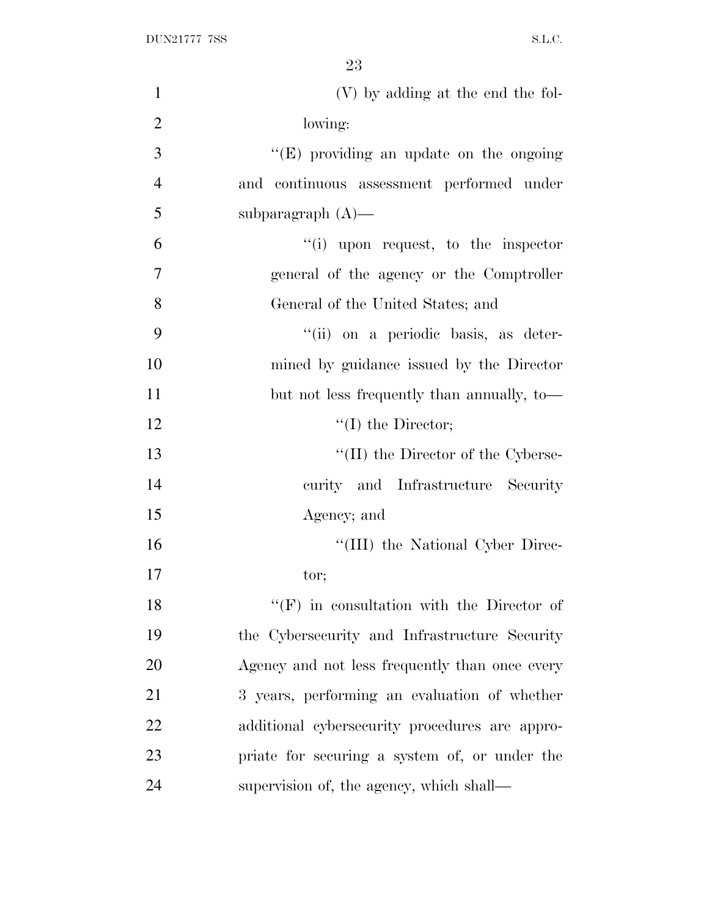(V) by adding at the end the following:

''(E) providing an update on the ongoing and continuous assessment performed under subparagraph (A)—

''(i) upon request, to the inspector general of the agency or the Comptroller General of the United States; and

''(ii) on a periodic basis, as determined by guidance issued by the Director but not less frequently than annually, to—

''(I) the Director;

''(II) the Director of the Cybersecurity and Infrastructure Security Agency; and

''(III) the National Cyber Director;

''(F) in consultation with the Director of the Cybersecurity and Infrastructure Security Agency and not less frequently than once every 3 years, performing an evaluation of whether additional cybersecurity procedures are appropriate for securing a system of, or under the supervision of, the agency, which shall—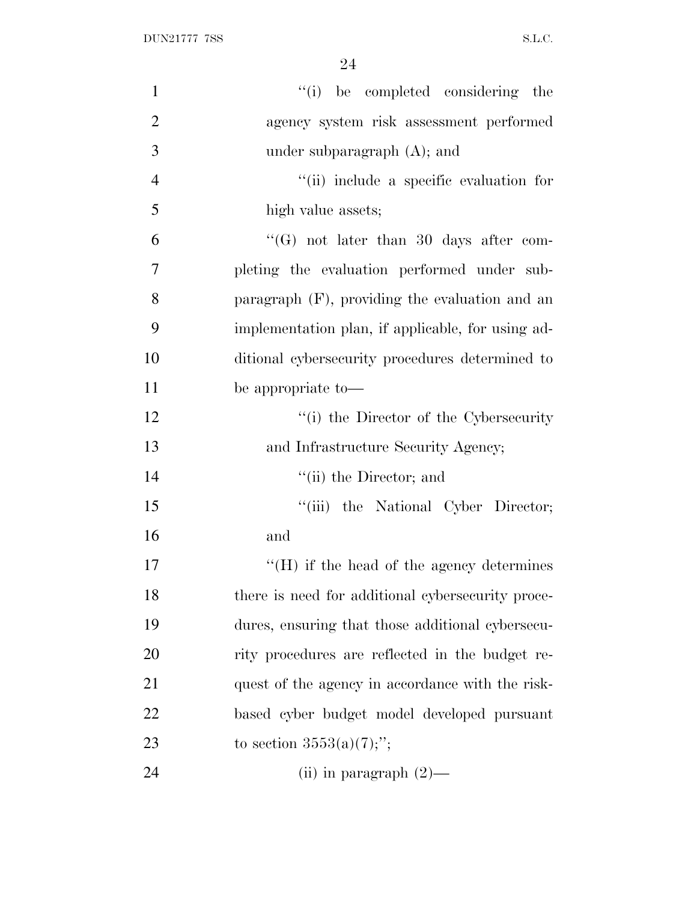''(i) be completed considering the agency system risk assessment performed under subparagraph (A); and

''(ii) include a specific evaluation for high value assets;

''(G) not later than 30 days after completing the evaluation performed under subparagraph (F), providing the evaluation and an implementation plan, if applicable, for using additional cybersecurity procedures determined to be appropriate to—

''(i) the Director of the Cybersecurity and Infrastructure Security Agency;

''(ii) the Director; and

''(iii) the National Cyber Director; and

''(H) if the head of the agency determines there is need for additional cybersecurity procedures, ensuring that those additional cybersecurity procedures are reflected in the budget request of the agency in accordance with the risk-based cyber budget model developed pursuant to section 3553(a)(7);'';

(ii) in paragraph (2)—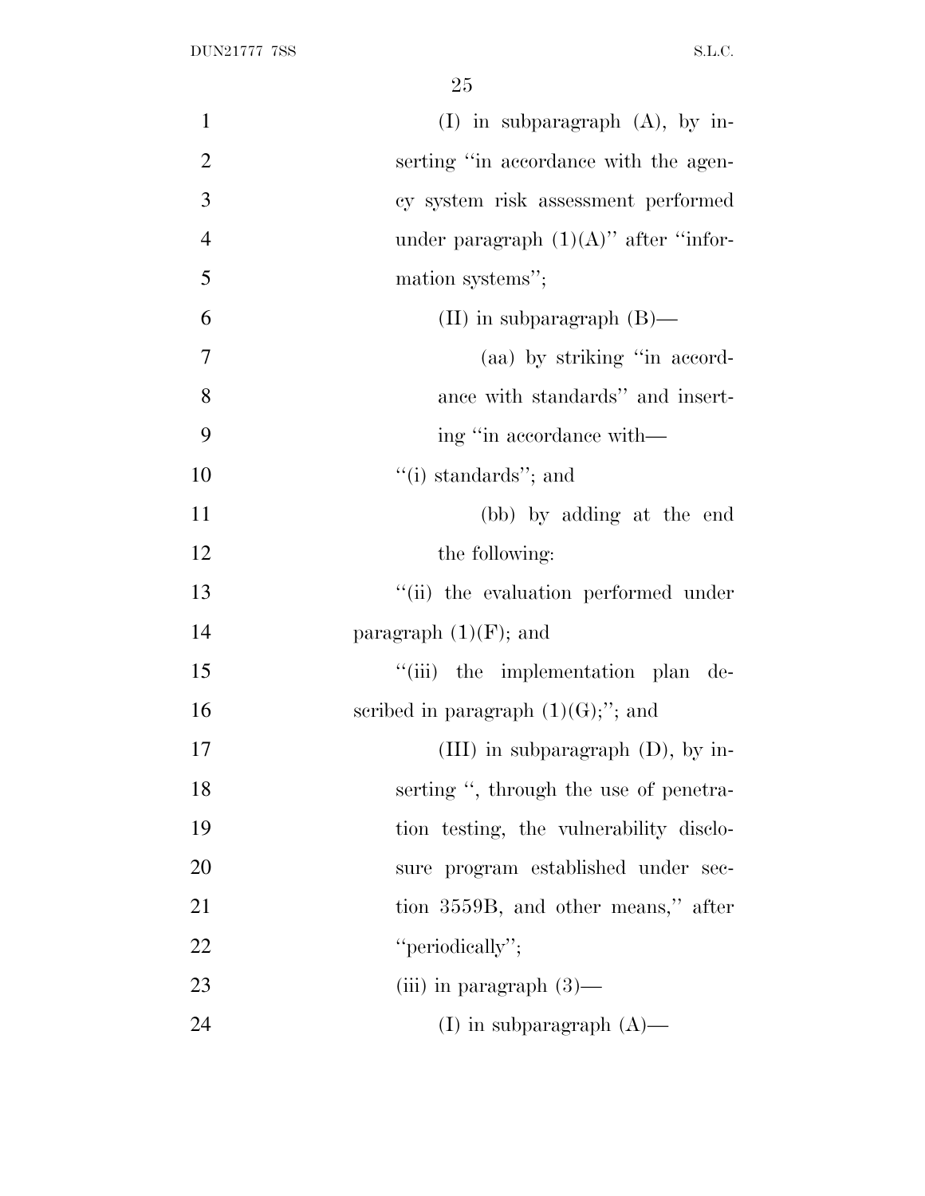(I) in subparagraph (A), by inserting ''in accordance with the agency system risk assessment performed under paragraph (1)(A)'' after ''information systems'';

(II) in subparagraph (B)—

(aa) by striking ''in accordance with standards'' and inserting ''in accordance with—

''(i) standards''; and

(bb) by adding at the end the following:

''(ii) the evaluation performed under paragraph (1)(F); and

''(iii) the implementation plan described in paragraph (1)(G);''; and

(III) in subparagraph (D), by inserting '', through the use of penetration testing, the vulnerability disclosure program established under section 3559B, and other means,'' after ''periodically'';

(iii) in paragraph (3)—

(I) in subparagraph (A)—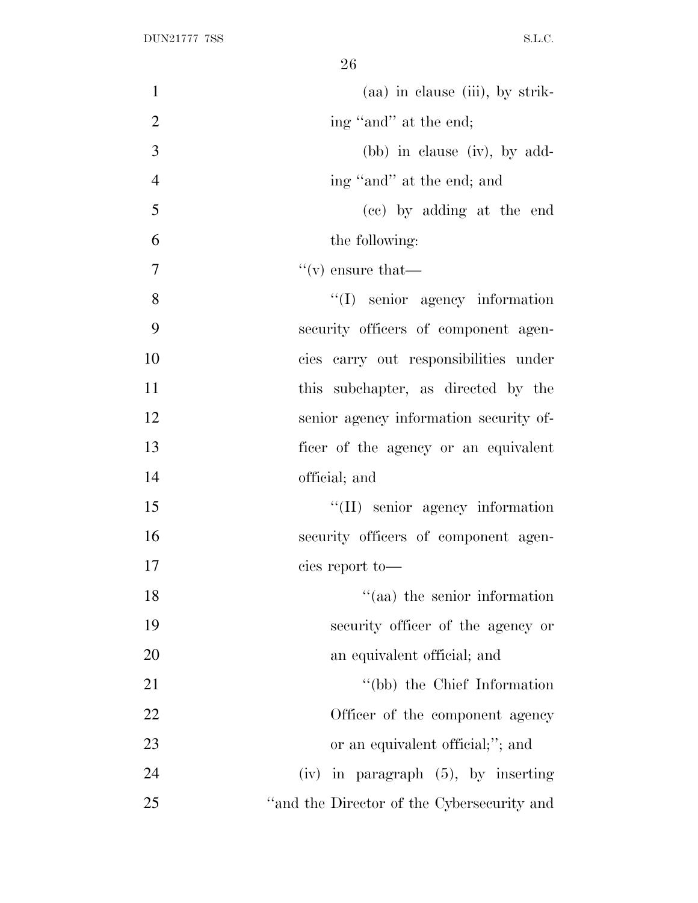(aa) in clause (iii), by striking "and" at the end;

(bb) in clause (iv), by adding "and" at the end; and

(cc) by adding at the end the following:

"(v) ensure that—

"(I) senior agency information security officers of component agencies carry out responsibilities under this subchapter, as directed by the senior agency information security officer of the agency or an equivalent official; and

"(II) senior agency information security officers of component agencies report to—

"(aa) the senior information security officer of the agency or an equivalent official; and

"(bb) the Chief Information Officer of the component agency or an equivalent official;"; and

(iv) in paragraph (5), by inserting "and the Director of the Cybersecurity and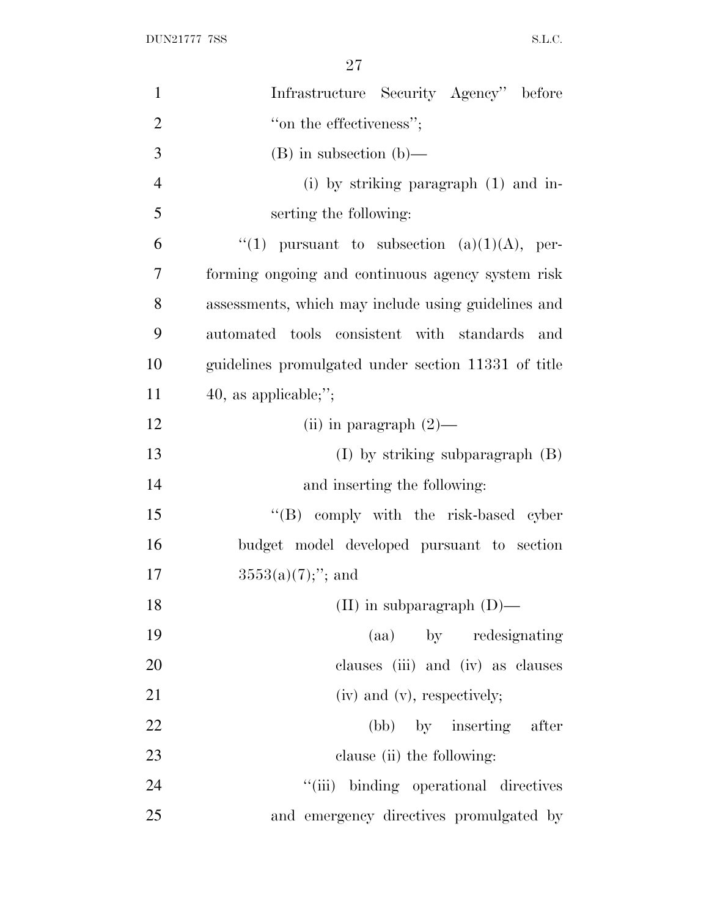Infrastructure Security Agency'' before ''on the effectiveness'';

(B) in subsection (b)—

(i) by striking paragraph (1) and inserting the following:

''(1) pursuant to subsection (a)(1)(A), performing ongoing and continuous agency system risk assessments, which may include using guidelines and automated tools consistent with standards and guidelines promulgated under section 11331 of title 40, as applicable;'';

(ii) in paragraph (2)—

(I) by striking subparagraph (B) and inserting the following:

''(B) comply with the risk-based cyber budget model developed pursuant to section 3553(a)(7);''; and

(II) in subparagraph (D)—

(aa) by redesignating clauses (iii) and (iv) as clauses (iv) and (v), respectively;

(bb) by inserting after clause (ii) the following:

''(iii) binding operational directives and emergency directives promulgated by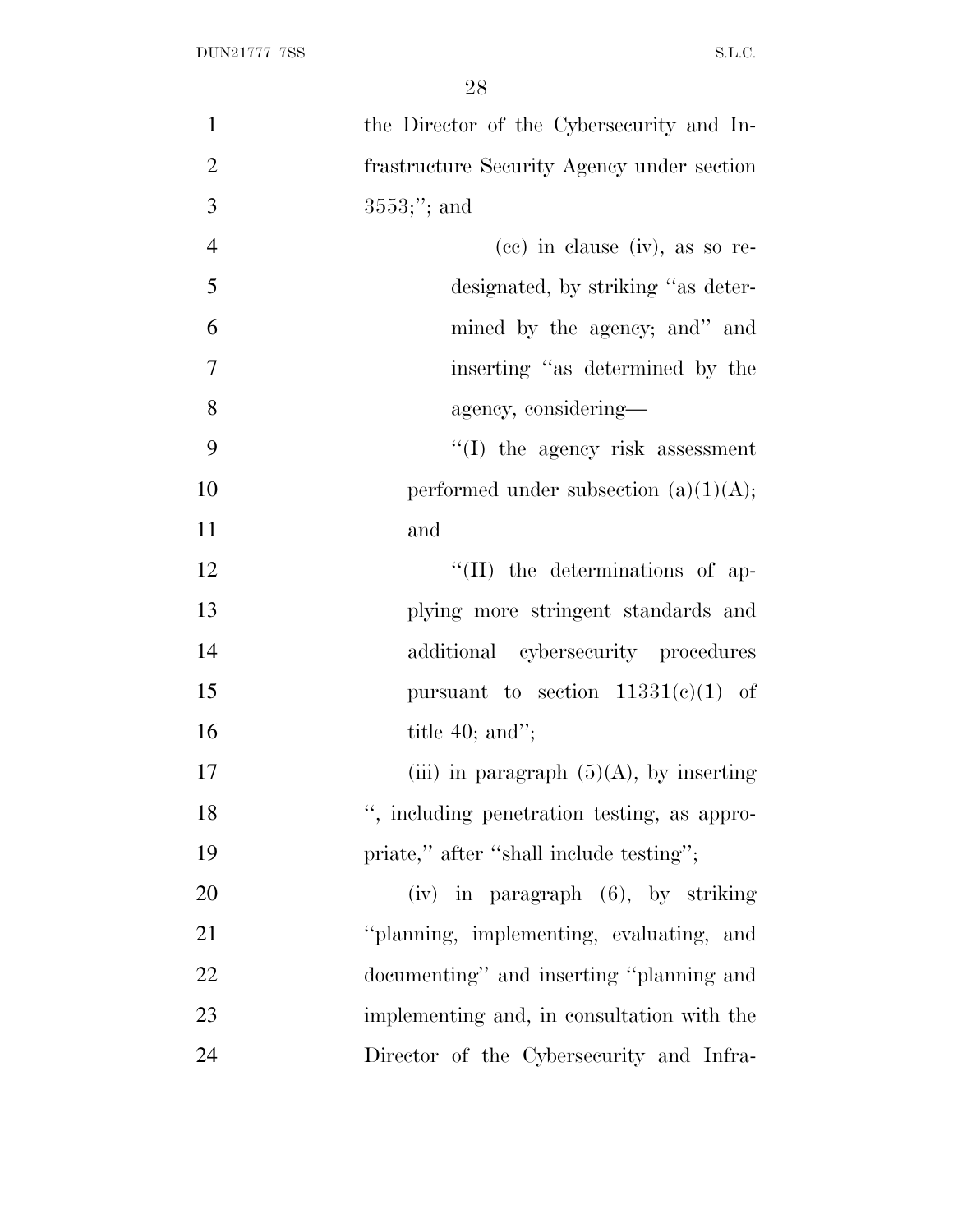the Director of the Cybersecurity and Infrastructure Security Agency under section 3553;''; and

(cc) in clause (iv), as so redesignated, by striking ''as determined by the agency; and'' and inserting ''as determined by the agency, considering—

''(I) the agency risk assessment performed under subsection (a)(1)(A); and

''(II) the determinations of applying more stringent standards and additional cybersecurity procedures pursuant to section 11331(c)(1) of title 40; and'';

(iii) in paragraph (5)(A), by inserting '', including penetration testing, as appropriate,'' after ''shall include testing'';

(iv) in paragraph (6), by striking ''planning, implementing, evaluating, and documenting'' and inserting ''planning and implementing and, in consultation with the Director of the Cybersecurity and Infra-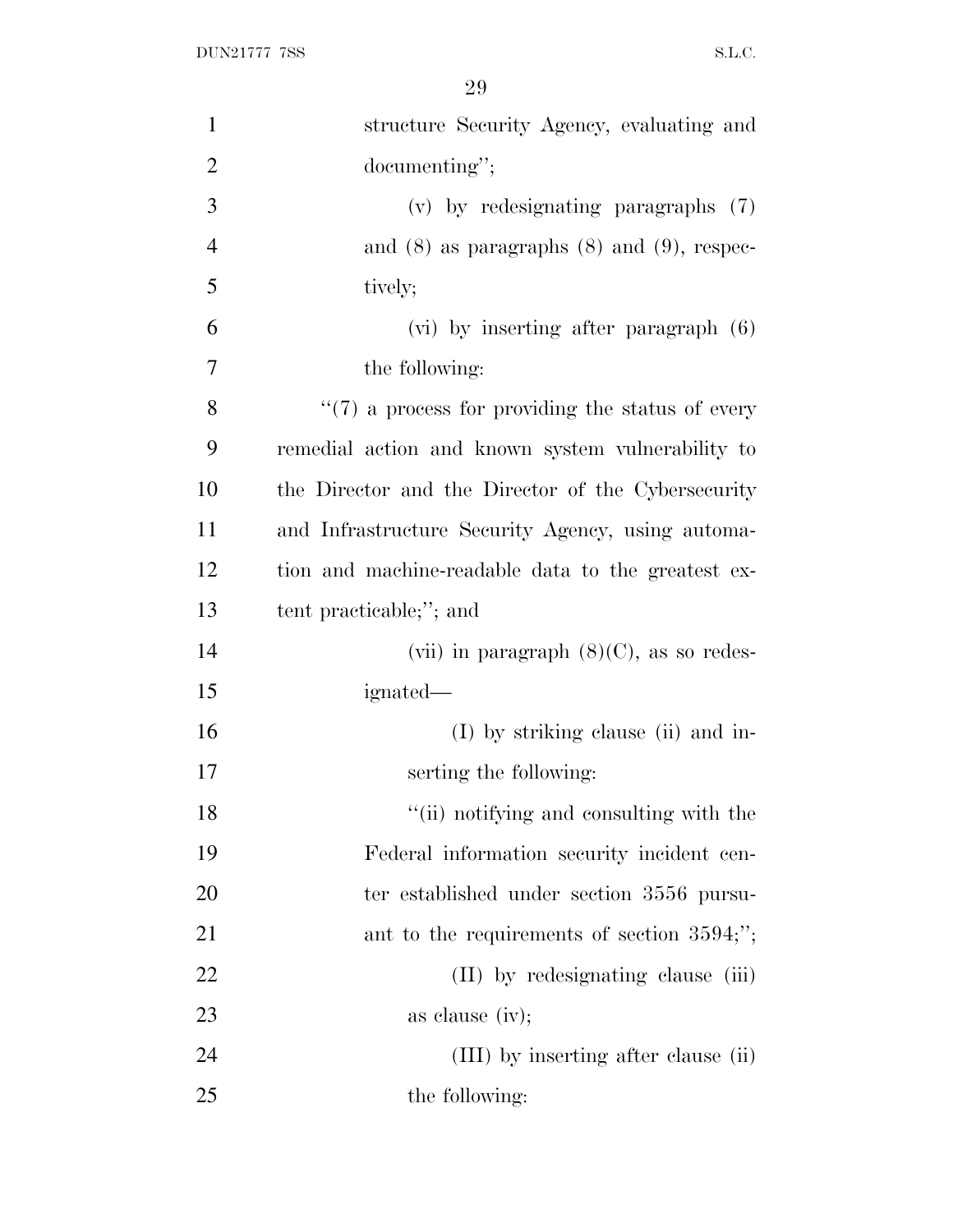structure Security Agency, evaluating and documenting'';

(v) by redesignating paragraphs (7) and (8) as paragraphs (8) and (9), respectively;

(vi) by inserting after paragraph (6) the following:

''(7) a process for providing the status of every remedial action and known system vulnerability to the Director and the Director of the Cybersecurity and Infrastructure Security Agency, using automation and machine-readable data to the greatest extent practicable;''; and

(vii) in paragraph (8)(C), as so redesignated—

(I) by striking clause (ii) and inserting the following:

''(ii) notifying and consulting with the Federal information security incident center established under section 3556 pursuant to the requirements of section 3594;'';

(II) by redesignating clause (iii) as clause (iv);

(III) by inserting after clause (ii) the following: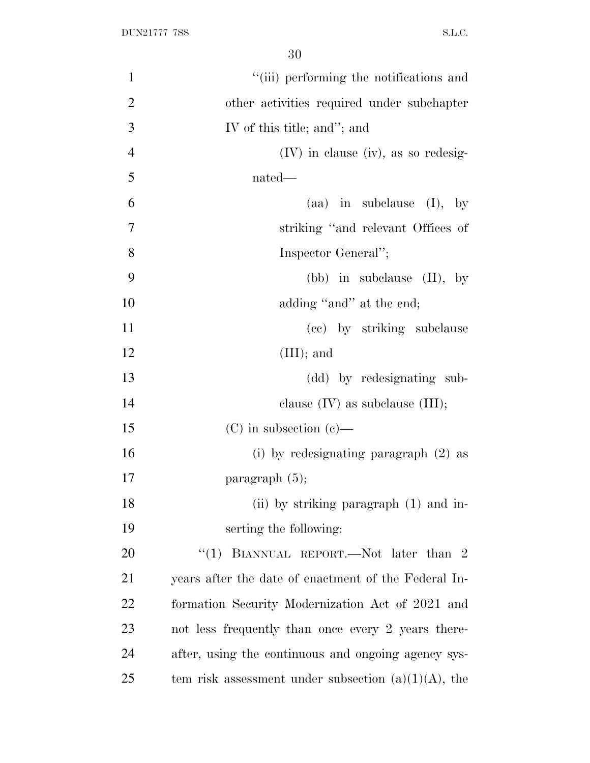"(iii) performing the notifications and other activities required under subchapter IV of this title; and"; and

(IV) in clause (iv), as so redesignated—

(aa) in subclause (I), by striking "and relevant Offices of Inspector General";

(bb) in subclause (II), by adding "and" at the end;

(cc) by striking subclause (III); and

(dd) by redesignating subclause (IV) as subclause (III);

(C) in subsection (c)—

(i) by redesignating paragraph (2) as paragraph (5);

(ii) by striking paragraph (1) and inserting the following:

"(1) BIANNUAL REPORT.—Not later than 2 years after the date of enactment of the Federal Information Security Modernization Act of 2021 and not less frequently than once every 2 years thereafter, using the continuous and ongoing agency system risk assessment under subsection (a)(1)(A), the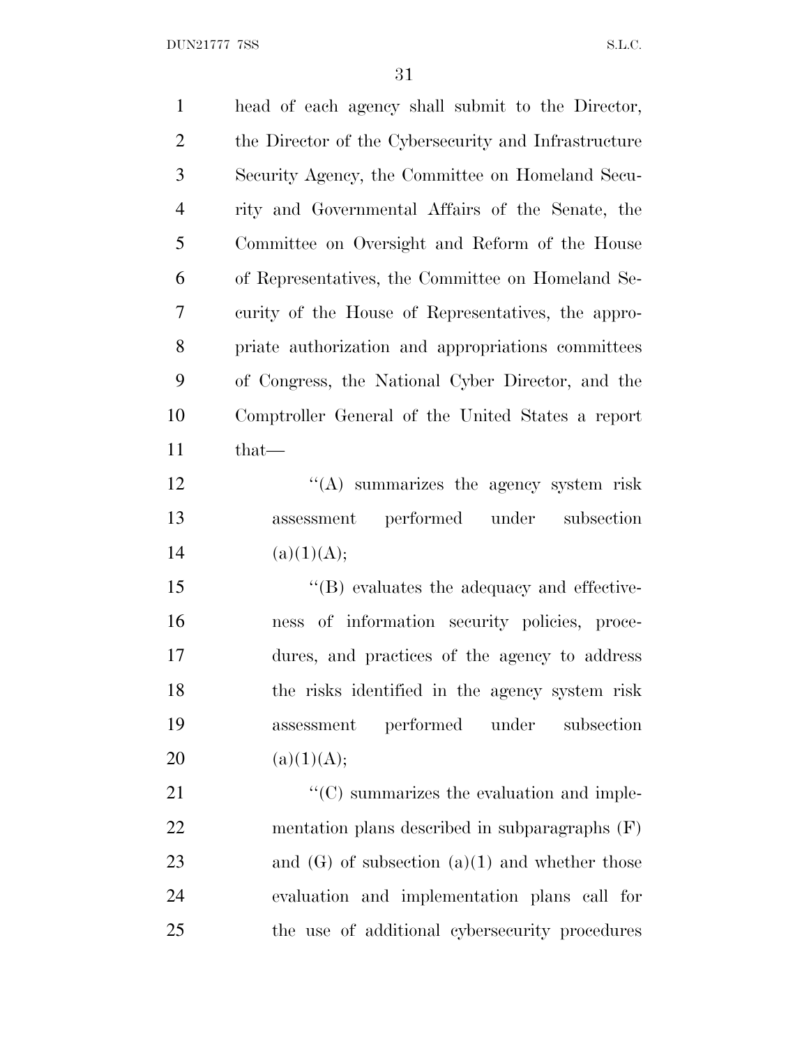head of each agency shall submit to the Director, the Director of the Cybersecurity and Infrastructure Security Agency, the Committee on Homeland Security and Governmental Affairs of the Senate, the Committee on Oversight and Reform of the House of Representatives, the Committee on Homeland Security of the House of Representatives, the appropriate authorization and appropriations committees of Congress, the National Cyber Director, and the Comptroller General of the United States a report that—

''(A) summarizes the agency system risk assessment performed under subsection (a)(1)(A);

''(B) evaluates the adequacy and effectiveness of information security policies, procedures, and practices of the agency to address the risks identified in the agency system risk assessment performed under subsection (a)(1)(A);

''(C) summarizes the evaluation and implementation plans described in subparagraphs (F) and (G) of subsection (a)(1) and whether those evaluation and implementation plans call for the use of additional cybersecurity procedures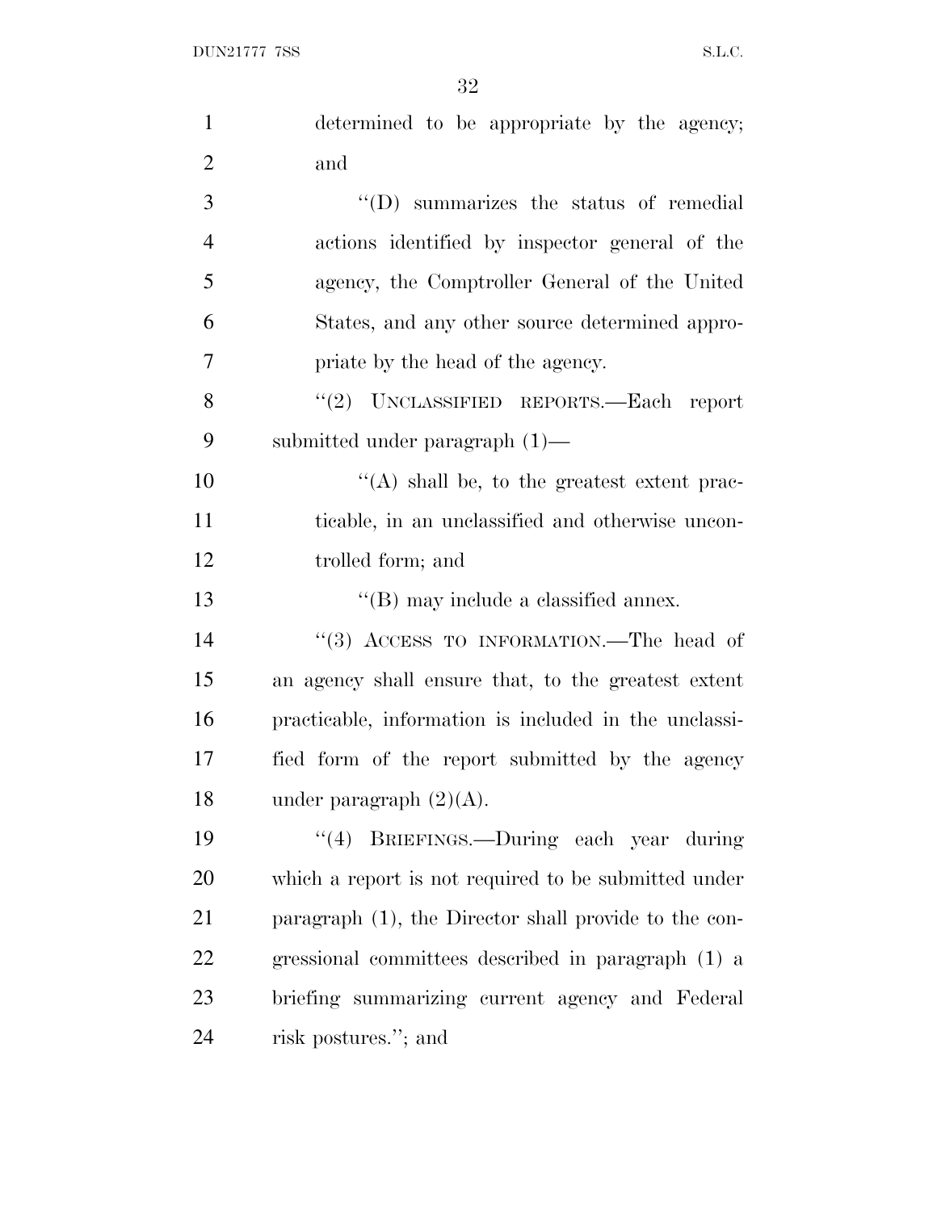determined to be appropriate by the agency; and

''(D) summarizes the status of remedial actions identified by inspector general of the agency, the Comptroller General of the United States, and any other source determined appropriate by the head of the agency.

''(2) UNCLASSIFIED REPORTS.—Each report submitted under paragraph (1)—

''(A) shall be, to the greatest extent practicable, in an unclassified and otherwise uncontrolled form; and

''(B) may include a classified annex.

''(3) ACCESS TO INFORMATION.—The head of an agency shall ensure that, to the greatest extent practicable, information is included in the unclassified form of the report submitted by the agency under paragraph (2)(A).

''(4) BRIEFINGS.—During each year during which a report is not required to be submitted under paragraph (1), the Director shall provide to the congressional committees described in paragraph (1) a briefing summarizing current agency and Federal risk postures.''; and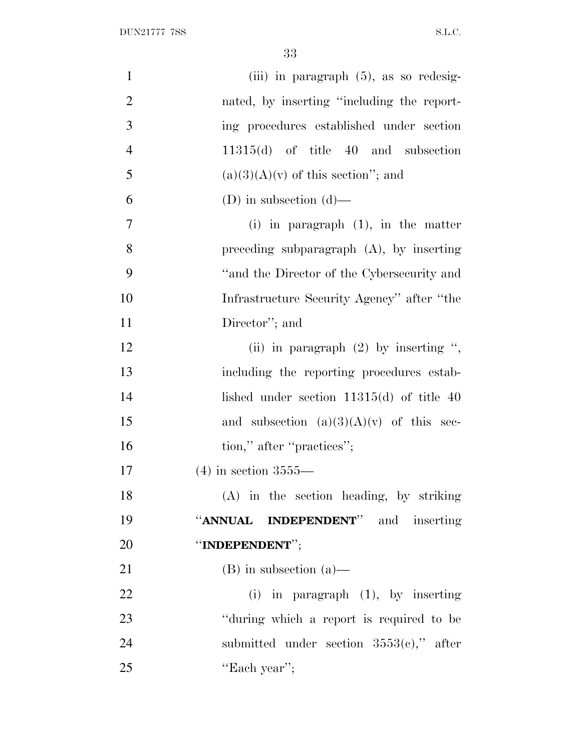(iii) in paragraph (5), as so redesignated, by inserting "including the reporting procedures established under section 11315(d) of title 40 and subsection (a)(3)(A)(v) of this section"; and

(D) in subsection (d)—

(i) in paragraph (1), in the matter preceding subparagraph (A), by inserting "and the Director of the Cybersecurity and Infrastructure Security Agency" after "the Director"; and

(ii) in paragraph (2) by inserting ", including the reporting procedures established under section 11315(d) of title 40 and subsection (a)(3)(A)(v) of this section," after "practices";

(4) in section 3555—

(A) in the section heading, by striking "**ANNUAL INDEPENDENT**" and inserting "**INDEPENDENT**";

(B) in subsection (a)—

(i) in paragraph (1), by inserting "during which a report is required to be submitted under section 3553(c)," after "Each year";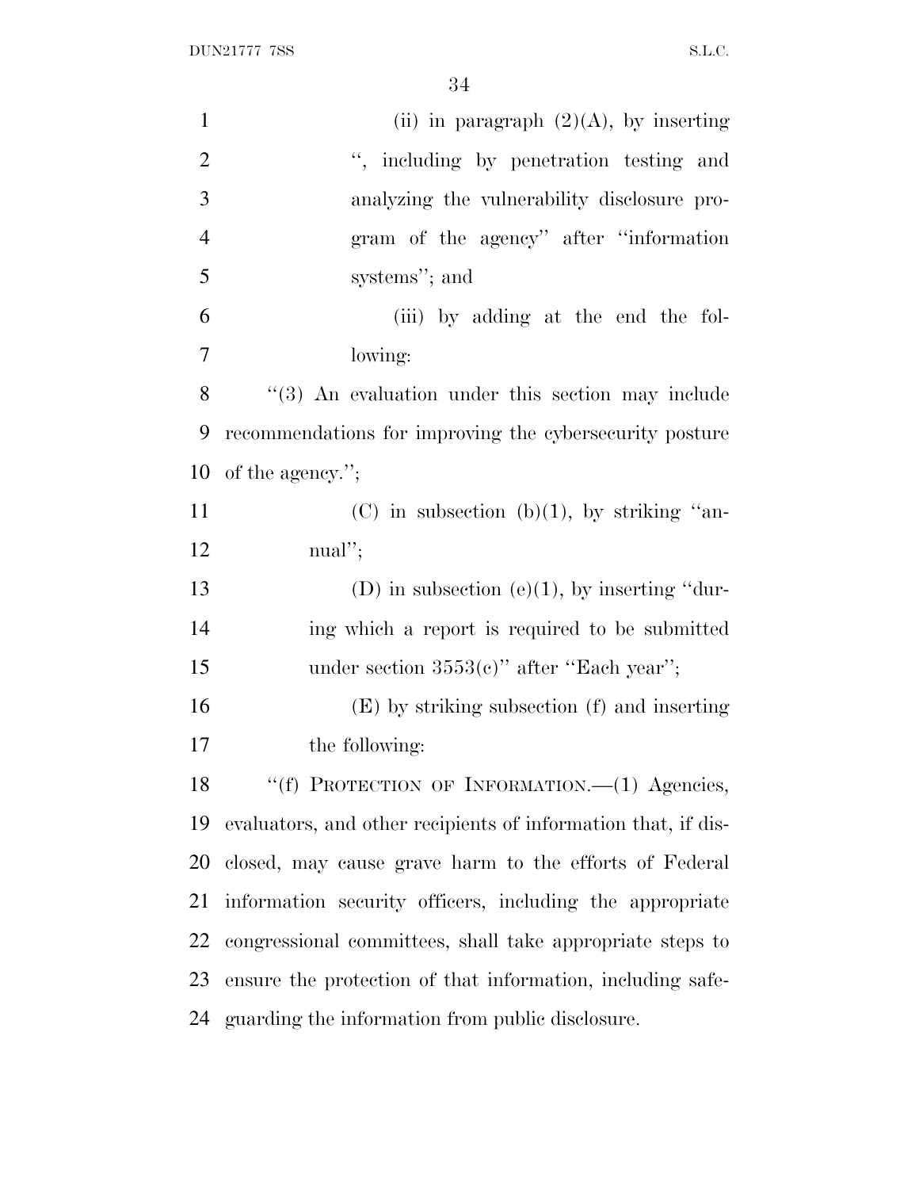(ii) in paragraph (2)(A), by inserting ", including by penetration testing and analyzing the vulnerability disclosure program of the agency" after "information systems"; and

(iii) by adding at the end the following:

"(3) An evaluation under this section may include recommendations for improving the cybersecurity posture of the agency.";

(C) in subsection (b)(1), by striking "annual";

(D) in subsection (e)(1), by inserting "during which a report is required to be submitted under section 3553(c)" after "Each year";

(E) by striking subsection (f) and inserting the following:

"(f) PROTECTION OF INFORMATION.—(1) Agencies, evaluators, and other recipients of information that, if disclosed, may cause grave harm to the efforts of Federal information security officers, including the appropriate congressional committees, shall take appropriate steps to ensure the protection of that information, including safeguarding the information from public disclosure.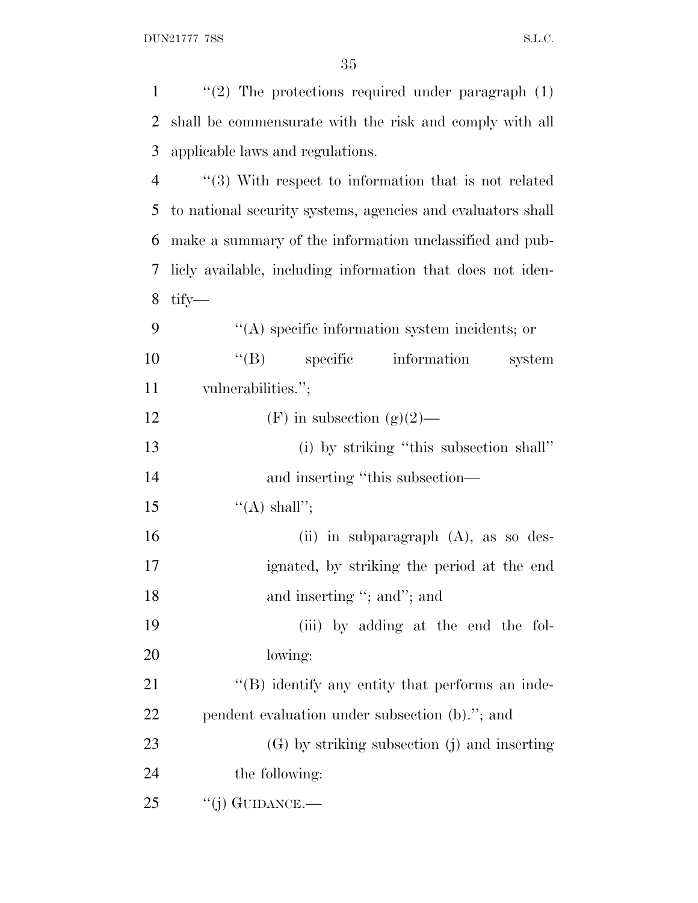"(2) The protections required under paragraph (1) shall be commensurate with the risk and comply with all applicable laws and regulations.

"(3) With respect to information that is not related to national security systems, agencies and evaluators shall make a summary of the information unclassified and publicly available, including information that does not identify—

"(A) specific information system incidents; or

"(B) specific information system vulnerabilities.";

(F) in subsection (g)(2)—

(i) by striking "this subsection shall" and inserting "this subsection—

"(A) shall";

(ii) in subparagraph (A), as so designated, by striking the period at the end and inserting "; and"; and

(iii) by adding at the end the following:

"(B) identify any entity that performs an independent evaluation under subsection (b)."; and

(G) by striking subsection (j) and inserting the following:

"(j) GUIDANCE.—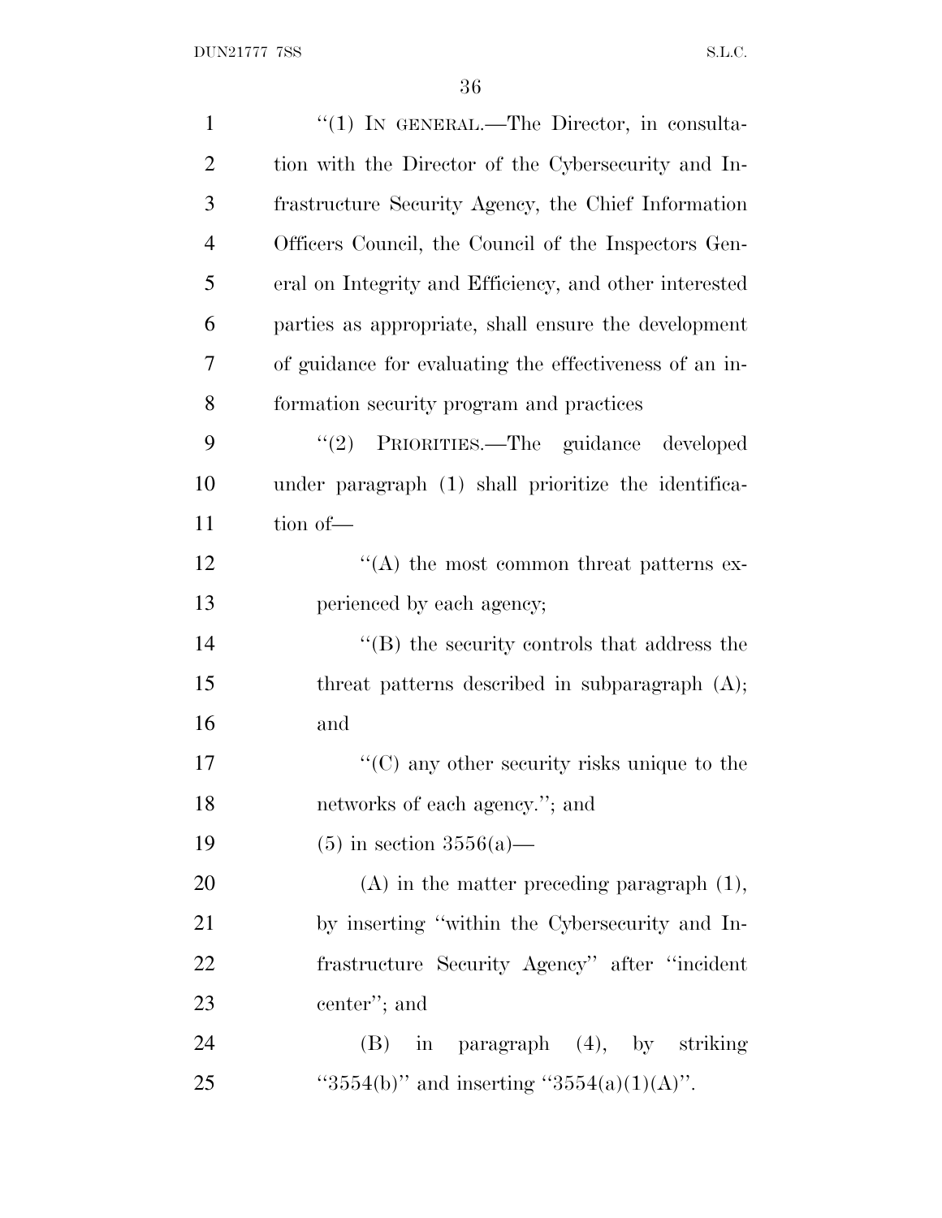''(1) IN GENERAL.—The Director, in consultation with the Director of the Cybersecurity and Infrastructure Security Agency, the Chief Information Officers Council, the Council of the Inspectors General on Integrity and Efficiency, and other interested parties as appropriate, shall ensure the development of guidance for evaluating the effectiveness of an information security program and practices

''(2) PRIORITIES.—The guidance developed under paragraph (1) shall prioritize the identification of—

''(A) the most common threat patterns experienced by each agency;

''(B) the security controls that address the threat patterns described in subparagraph (A); and

''(C) any other security risks unique to the networks of each agency.''; and

(5) in section 3556(a)—

(A) in the matter preceding paragraph (1), by inserting ''within the Cybersecurity and Infrastructure Security Agency'' after ''incident center''; and

(B) in paragraph (4), by striking ''3554(b)'' and inserting ''3554(a)(1)(A)''.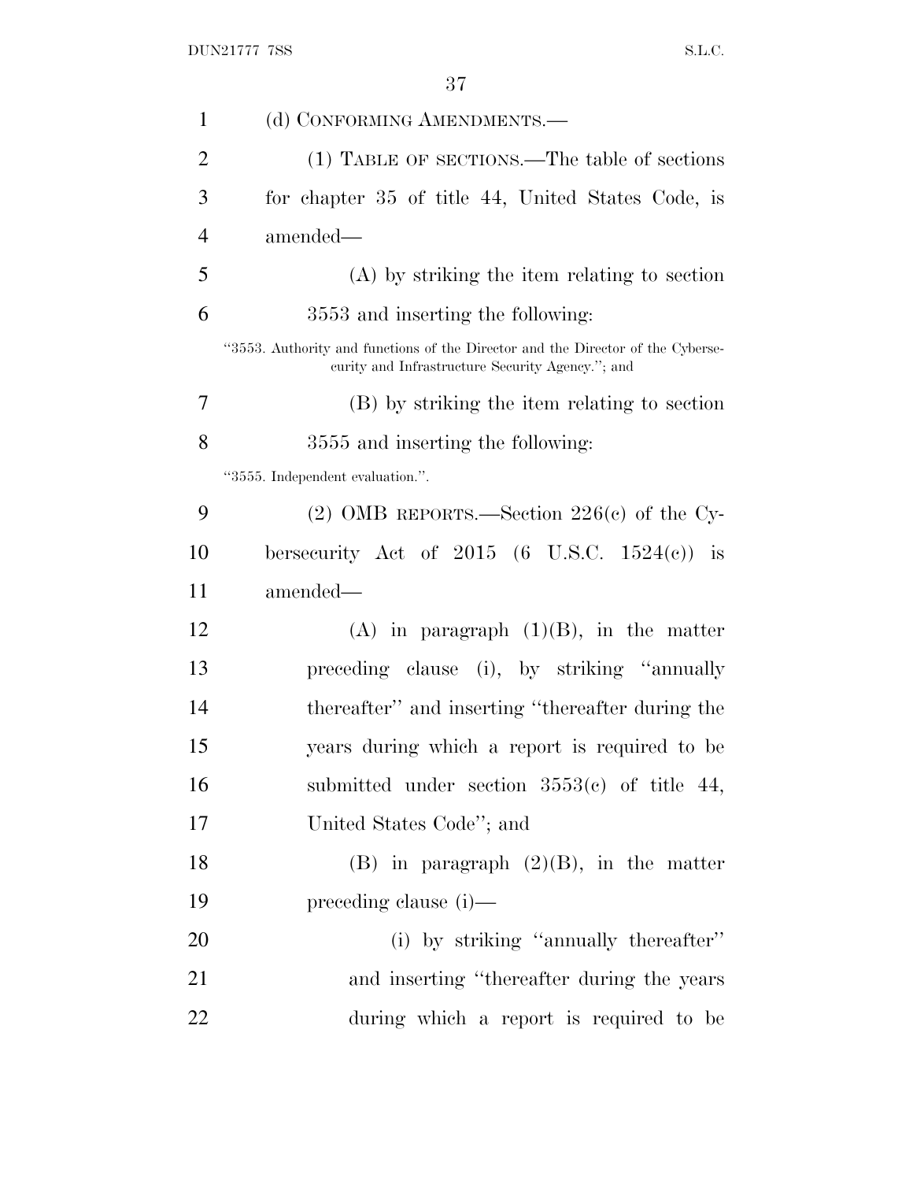(d) CONFORMING AMENDMENTS.—

(1) TABLE OF SECTIONS.—The table of sections for chapter 35 of title 44, United States Code, is amended—

(A) by striking the item relating to section 3553 and inserting the following:

"3553. Authority and functions of the Director and the Director of the Cybersecurity and Infrastructure Security Agency."; and

(B) by striking the item relating to section 3555 and inserting the following:

"3555. Independent evaluation.".

(2) OMB REPORTS.—Section 226(c) of the Cybersecurity Act of 2015 (6 U.S.C. 1524(c)) is amended—

(A) in paragraph (1)(B), in the matter preceding clause (i), by striking "annually thereafter" and inserting "thereafter during the years during which a report is required to be submitted under section 3553(c) of title 44, United States Code"; and

(B) in paragraph (2)(B), in the matter preceding clause (i)—

(i) by striking "annually thereafter" and inserting "thereafter during the years during which a report is required to be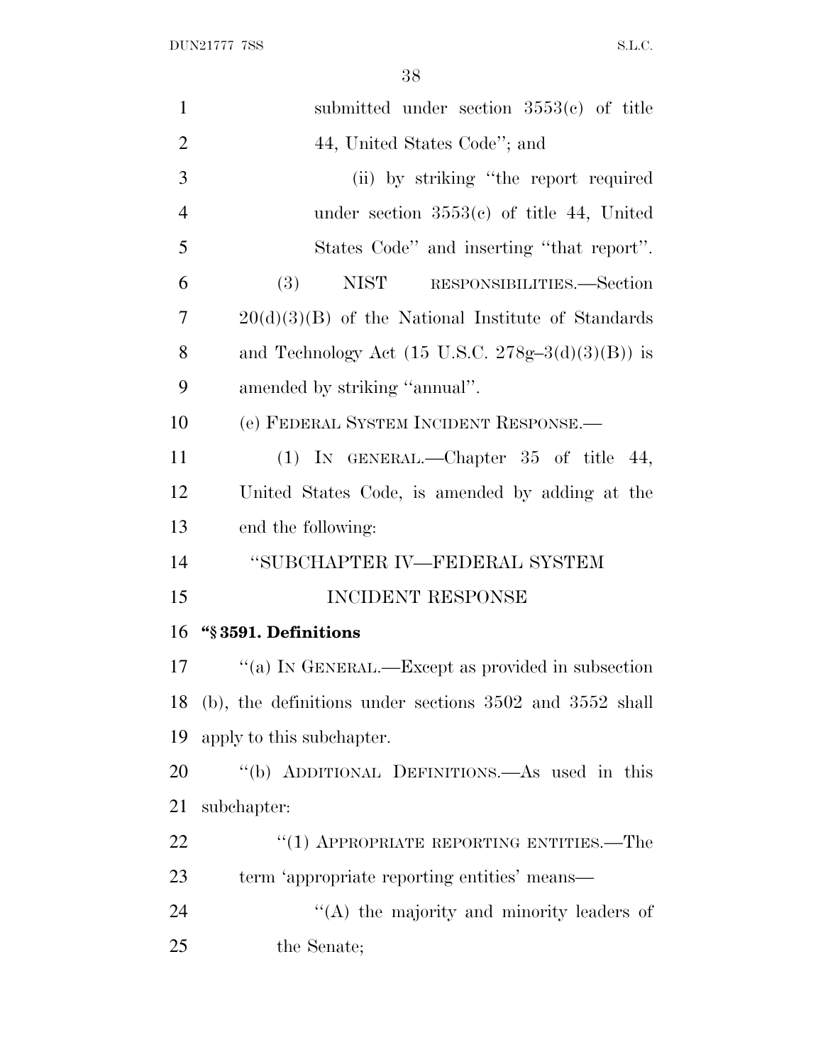submitted under section 3553(c) of title 44, United States Code''; and

(ii) by striking ''the report required under section 3553(c) of title 44, United States Code'' and inserting ''that report''.

(3) NIST RESPONSIBILITIES.—Section 20(d)(3)(B) of the National Institute of Standards and Technology Act (15 U.S.C. 278g–3(d)(3)(B)) is amended by striking ''annual''.

(e) FEDERAL SYSTEM INCIDENT RESPONSE.—

(1) IN GENERAL.—Chapter 35 of title 44, United States Code, is amended by adding at the end the following:

''SUBCHAPTER IV—FEDERAL SYSTEM INCIDENT RESPONSE

**''§ 3591. Definitions**

''(a) IN GENERAL.—Except as provided in subsection (b), the definitions under sections 3502 and 3552 shall apply to this subchapter.

''(b) ADDITIONAL DEFINITIONS.—As used in this subchapter:

''(1) APPROPRIATE REPORTING ENTITIES.—The term 'appropriate reporting entities' means—

''(A) the majority and minority leaders of the Senate;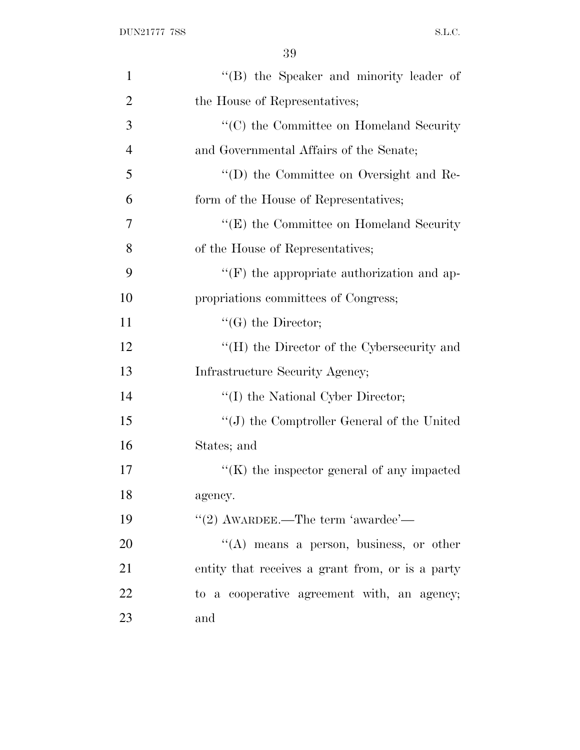''(B) the Speaker and minority leader of the House of Representatives;

''(C) the Committee on Homeland Security and Governmental Affairs of the Senate;

''(D) the Committee on Oversight and Reform of the House of Representatives;

''(E) the Committee on Homeland Security of the House of Representatives;

''(F) the appropriate authorization and appropriations committees of Congress;

''(G) the Director;

''(H) the Director of the Cybersecurity and Infrastructure Security Agency;

''(I) the National Cyber Director;

''(J) the Comptroller General of the United States; and

''(K) the inspector general of any impacted agency.

''(2) AWARDEE.—The term 'awardee'—

''(A) means a person, business, or other entity that receives a grant from, or is a party to a cooperative agreement with, an agency; and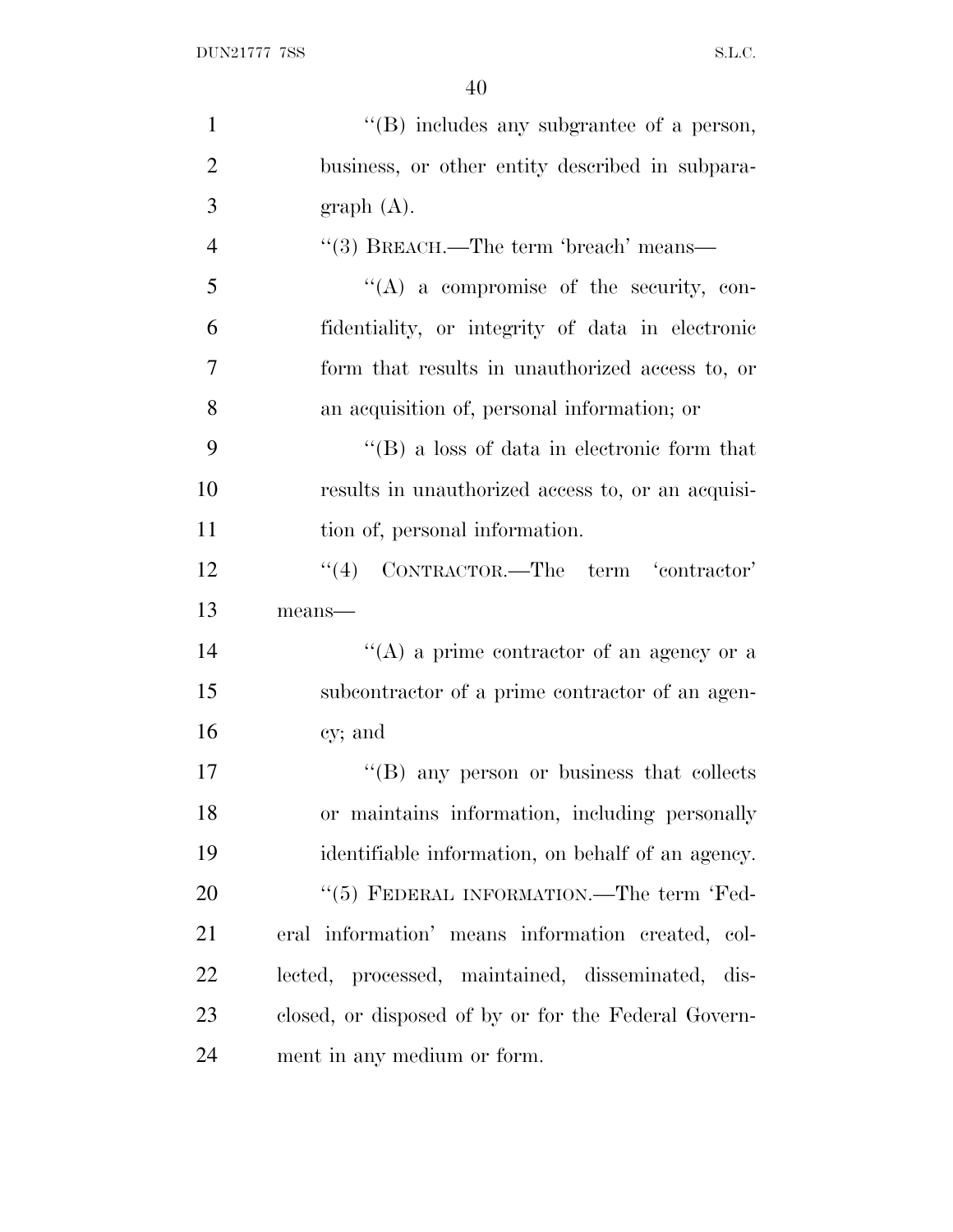''(B) includes any subgrantee of a person, business, or other entity described in subparagraph (A).

''(3) BREACH.—The term 'breach' means—

''(A) a compromise of the security, confidentiality, or integrity of data in electronic form that results in unauthorized access to, or an acquisition of, personal information; or

''(B) a loss of data in electronic form that results in unauthorized access to, or an acquisition of, personal information.

''(4) CONTRACTOR.—The term 'contractor' means—

''(A) a prime contractor of an agency or a subcontractor of a prime contractor of an agency; and

''(B) any person or business that collects or maintains information, including personally identifiable information, on behalf of an agency.

''(5) FEDERAL INFORMATION.—The term 'Federal information' means information created, collected, processed, maintained, disseminated, disclosed, or disposed of by or for the Federal Government in any medium or form.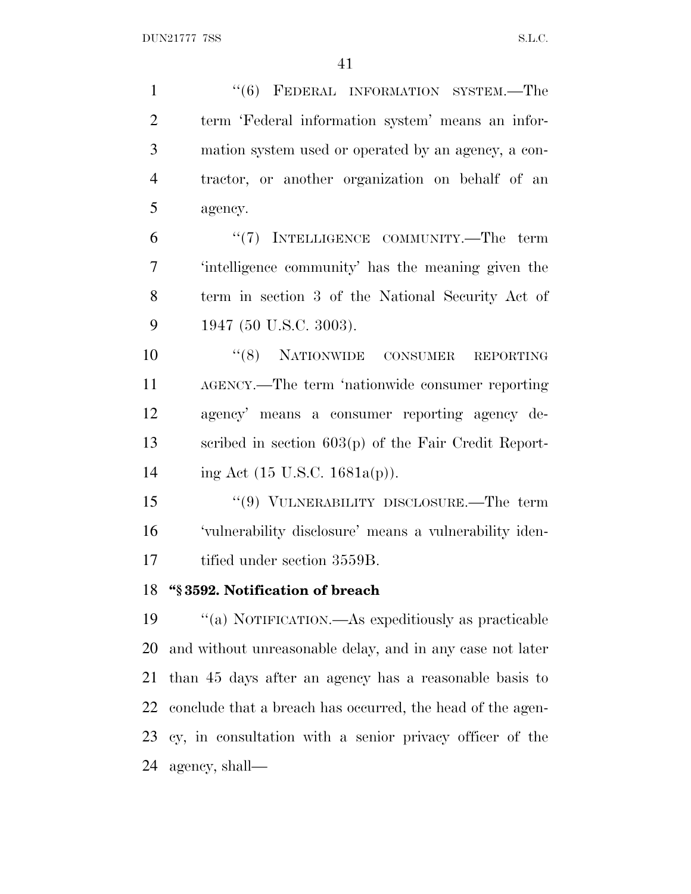"(6) FEDERAL INFORMATION SYSTEM.—The term 'Federal information system' means an information system used or operated by an agency, a contractor, or another organization on behalf of an agency.

"(7) INTELLIGENCE COMMUNITY.—The term 'intelligence community' has the meaning given the term in section 3 of the National Security Act of 1947 (50 U.S.C. 3003).

"(8) NATIONWIDE CONSUMER REPORTING AGENCY.—The term 'nationwide consumer reporting agency' means a consumer reporting agency described in section 603(p) of the Fair Credit Reporting Act (15 U.S.C. 1681a(p)).

"(9) VULNERABILITY DISCLOSURE.—The term 'vulnerability disclosure' means a vulnerability identified under section 3559B.

**"§ 3592. Notification of breach**

"(a) NOTIFICATION.—As expeditiously as practicable and without unreasonable delay, and in any case not later than 45 days after an agency has a reasonable basis to conclude that a breach has occurred, the head of the agency, in consultation with a senior privacy officer of the agency, shall—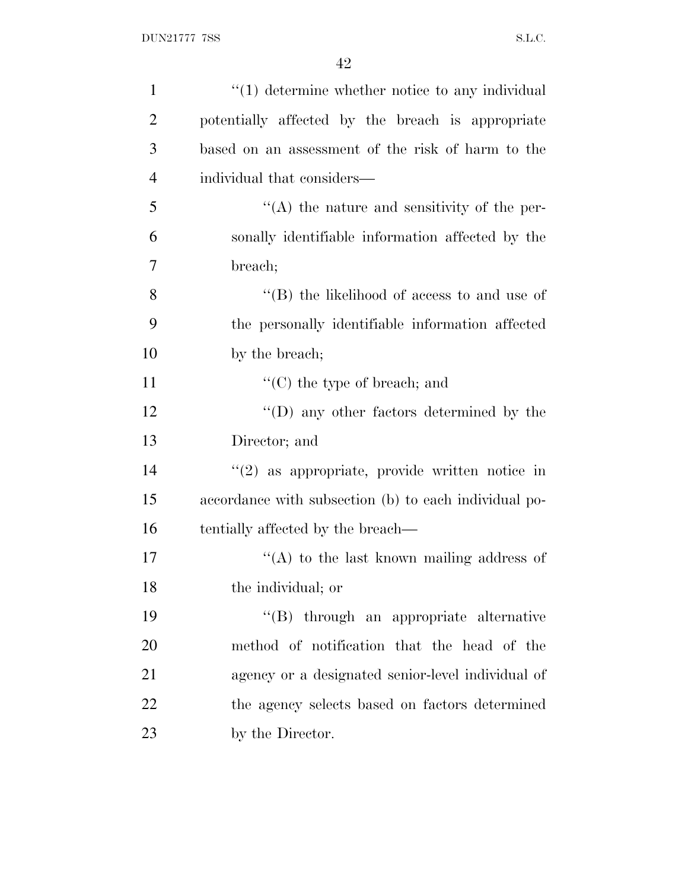''(1) determine whether notice to any individual potentially affected by the breach is appropriate based on an assessment of the risk of harm to the individual that considers—

''(A) the nature and sensitivity of the personally identifiable information affected by the breach;

''(B) the likelihood of access to and use of the personally identifiable information affected by the breach;

''(C) the type of breach; and

''(D) any other factors determined by the Director; and

''(2) as appropriate, provide written notice in accordance with subsection (b) to each individual potentially affected by the breach—

''(A) to the last known mailing address of the individual; or

''(B) through an appropriate alternative method of notification that the head of the agency or a designated senior-level individual of the agency selects based on factors determined by the Director.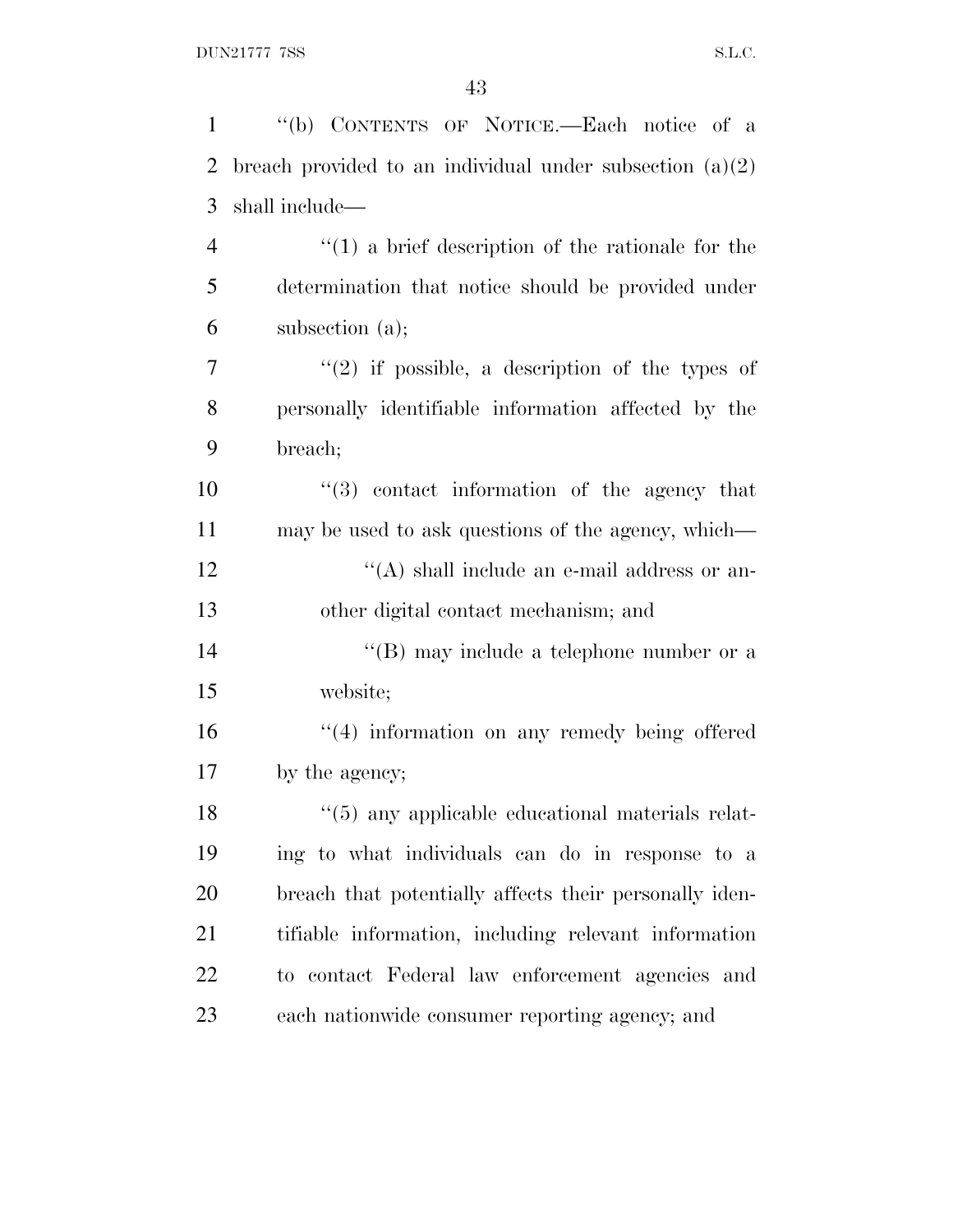"(b) CONTENTS OF NOTICE.—Each notice of a breach provided to an individual under subsection (a)(2) shall include—

"(1) a brief description of the rationale for the determination that notice should be provided under subsection (a);

"(2) if possible, a description of the types of personally identifiable information affected by the breach;

"(3) contact information of the agency that may be used to ask questions of the agency, which—

"(A) shall include an e-mail address or another digital contact mechanism; and

"(B) may include a telephone number or a website;

"(4) information on any remedy being offered by the agency;

"(5) any applicable educational materials relating to what individuals can do in response to a breach that potentially affects their personally identifiable information, including relevant information to contact Federal law enforcement agencies and each nationwide consumer reporting agency; and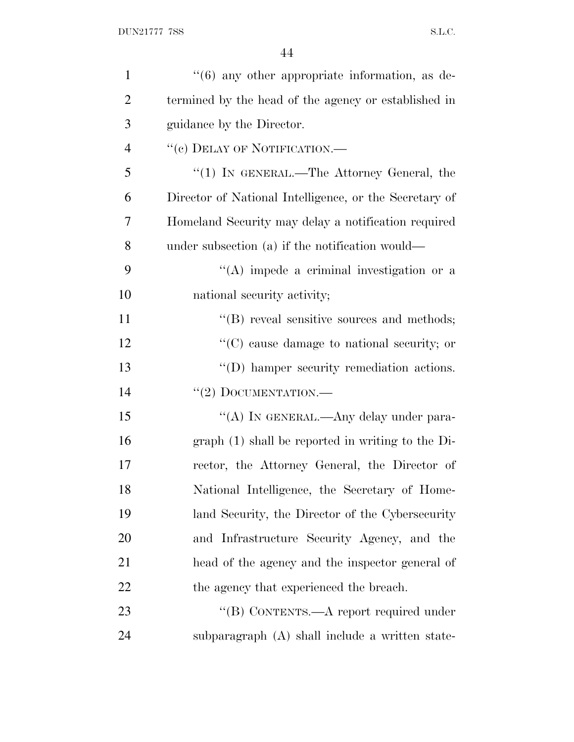''(6) any other appropriate information, as determined by the head of the agency or established in guidance by the Director.

''(c) DELAY OF NOTIFICATION.—

''(1) IN GENERAL.—The Attorney General, the Director of National Intelligence, or the Secretary of Homeland Security may delay a notification required under subsection (a) if the notification would—

''(A) impede a criminal investigation or a national security activity;

''(B) reveal sensitive sources and methods;

''(C) cause damage to national security; or

''(D) hamper security remediation actions.

''(2) DOCUMENTATION.—

''(A) IN GENERAL.—Any delay under paragraph (1) shall be reported in writing to the Director, the Attorney General, the Director of National Intelligence, the Secretary of Homeland Security, the Director of the Cybersecurity and Infrastructure Security Agency, and the head of the agency and the inspector general of the agency that experienced the breach.

''(B) CONTENTS.—A report required under subparagraph (A) shall include a written state-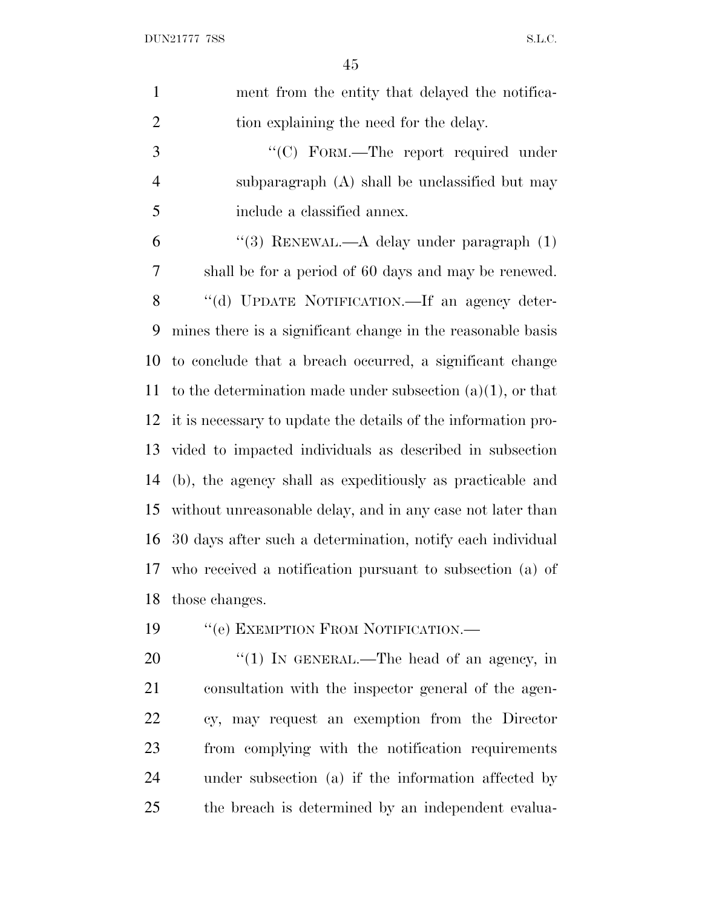ment from the entity that delayed the notification explaining the need for the delay.

''(C) FORM.—The report required under subparagraph (A) shall be unclassified but may include a classified annex.

''(3) RENEWAL.—A delay under paragraph (1) shall be for a period of 60 days and may be renewed.

''(d) UPDATE NOTIFICATION.—If an agency determines there is a significant change in the reasonable basis to conclude that a breach occurred, a significant change to the determination made under subsection (a)(1), or that it is necessary to update the details of the information provided to impacted individuals as described in subsection (b), the agency shall as expeditiously as practicable and without unreasonable delay, and in any case not later than 30 days after such a determination, notify each individual who received a notification pursuant to subsection (a) of those changes.

''(e) EXEMPTION FROM NOTIFICATION.—

''(1) IN GENERAL.—The head of an agency, in consultation with the inspector general of the agency, may request an exemption from the Director from complying with the notification requirements under subsection (a) if the information affected by the breach is determined by an independent evalua-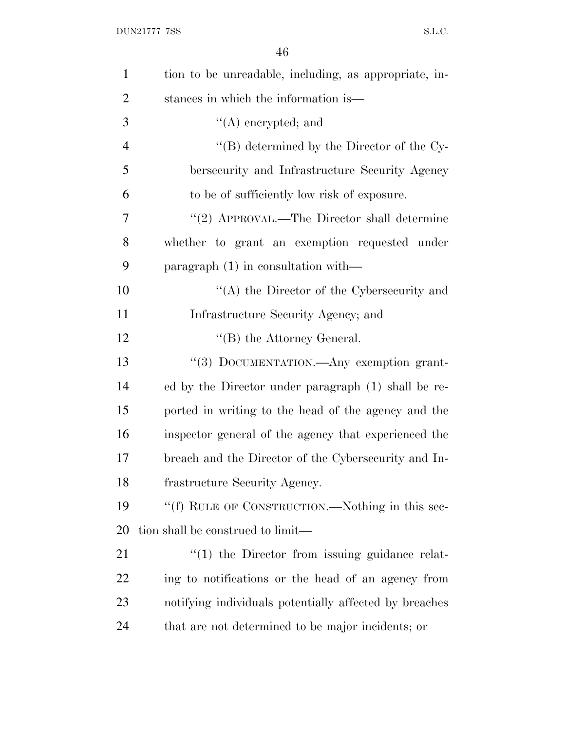tion to be unreadable, including, as appropriate, instances in which the information is—

"(A) encrypted; and

"(B) determined by the Director of the Cybersecurity and Infrastructure Security Agency to be of sufficiently low risk of exposure.

"(2) APPROVAL.—The Director shall determine whether to grant an exemption requested under paragraph (1) in consultation with—

"(A) the Director of the Cybersecurity and Infrastructure Security Agency; and

"(B) the Attorney General.

"(3) DOCUMENTATION.—Any exemption granted by the Director under paragraph (1) shall be reported in writing to the head of the agency and the inspector general of the agency that experienced the breach and the Director of the Cybersecurity and Infrastructure Security Agency.

"(f) RULE OF CONSTRUCTION.—Nothing in this section shall be construed to limit—

"(1) the Director from issuing guidance relating to notifications or the head of an agency from notifying individuals potentially affected by breaches that are not determined to be major incidents; or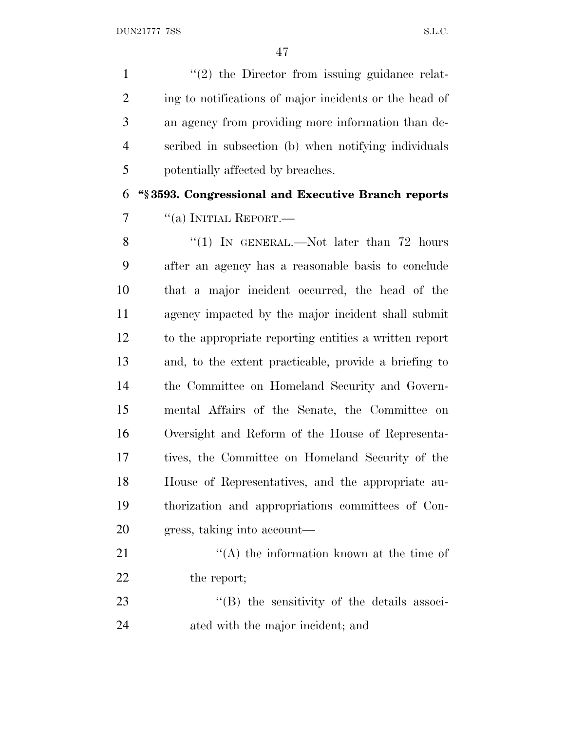"(2) the Director from issuing guidance relating to notifications of major incidents or the head of an agency from providing more information than described in subsection (b) when notifying individuals potentially affected by breaches.

**"§ 3593. Congressional and Executive Branch reports**

"(a) INITIAL REPORT.—

"(1) IN GENERAL.—Not later than 72 hours after an agency has a reasonable basis to conclude that a major incident occurred, the head of the agency impacted by the major incident shall submit to the appropriate reporting entities a written report and, to the extent practicable, provide a briefing to the Committee on Homeland Security and Governmental Affairs of the Senate, the Committee on Oversight and Reform of the House of Representatives, the Committee on Homeland Security of the House of Representatives, and the appropriate authorization and appropriations committees of Congress, taking into account—

"(A) the information known at the time of the report;

"(B) the sensitivity of the details associated with the major incident; and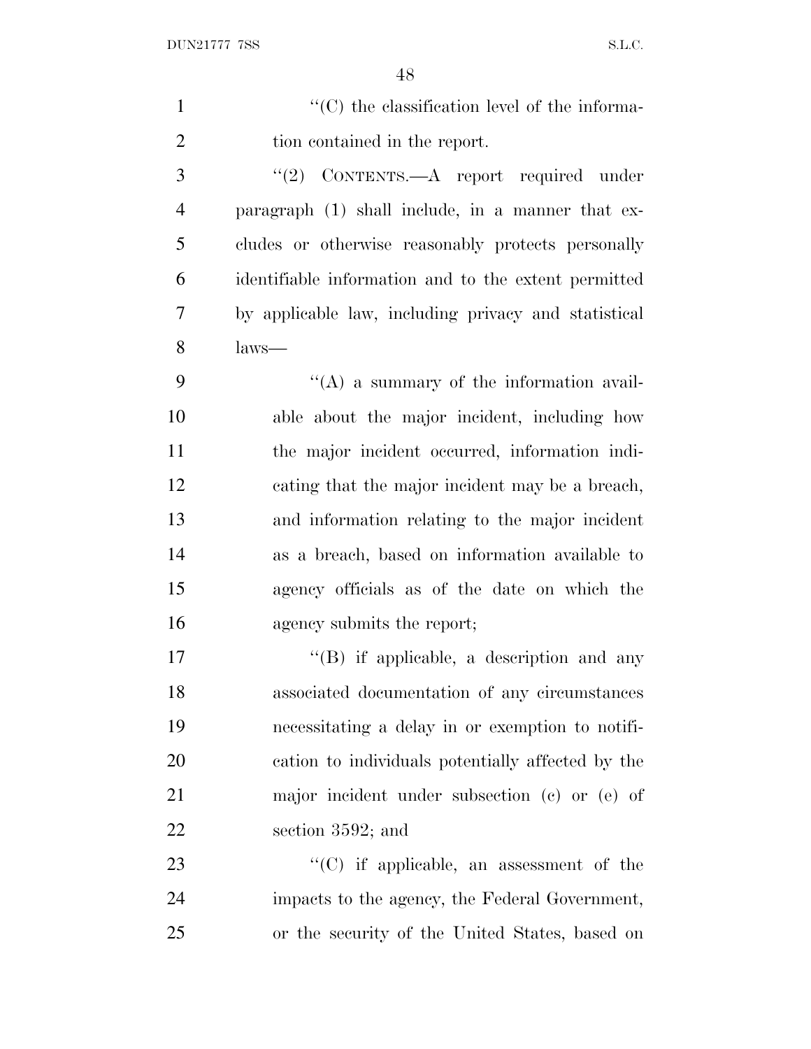''(C) the classification level of the information contained in the report.

''(2) CONTENTS.—A report required under paragraph (1) shall include, in a manner that excludes or otherwise reasonably protects personally identifiable information and to the extent permitted by applicable law, including privacy and statistical laws—

''(A) a summary of the information available about the major incident, including how the major incident occurred, information indicating that the major incident may be a breach, and information relating to the major incident as a breach, based on information available to agency officials as of the date on which the agency submits the report;

''(B) if applicable, a description and any associated documentation of any circumstances necessitating a delay in or exemption to notification to individuals potentially affected by the major incident under subsection (c) or (e) of section 3592; and

''(C) if applicable, an assessment of the impacts to the agency, the Federal Government, or the security of the United States, based on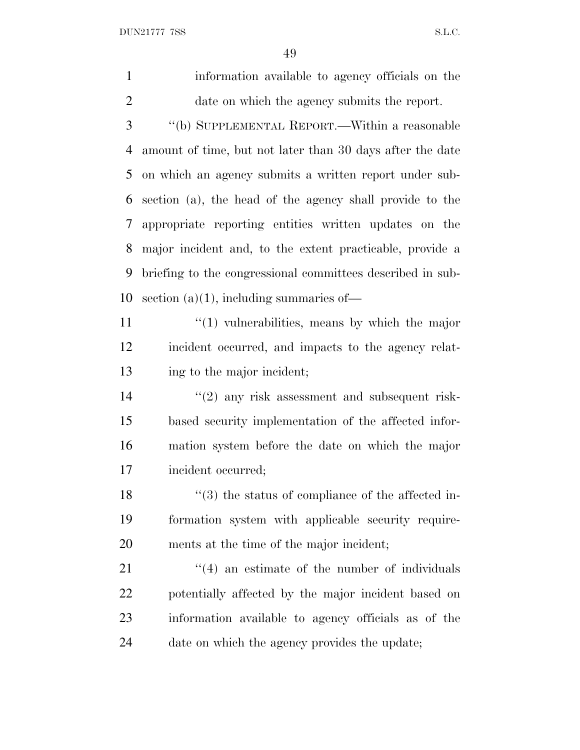information available to agency officials on the date on which the agency submits the report.

"(b) SUPPLEMENTAL REPORT.—Within a reasonable amount of time, but not later than 30 days after the date on which an agency submits a written report under subsection (a), the head of the agency shall provide to the appropriate reporting entities written updates on the major incident and, to the extent practicable, provide a briefing to the congressional committees described in subsection (a)(1), including summaries of—

"(1) vulnerabilities, means by which the major incident occurred, and impacts to the agency relating to the major incident;

"(2) any risk assessment and subsequent risk-based security implementation of the affected information system before the date on which the major incident occurred;

"(3) the status of compliance of the affected information system with applicable security requirements at the time of the major incident;

"(4) an estimate of the number of individuals potentially affected by the major incident based on information available to agency officials as of the date on which the agency provides the update;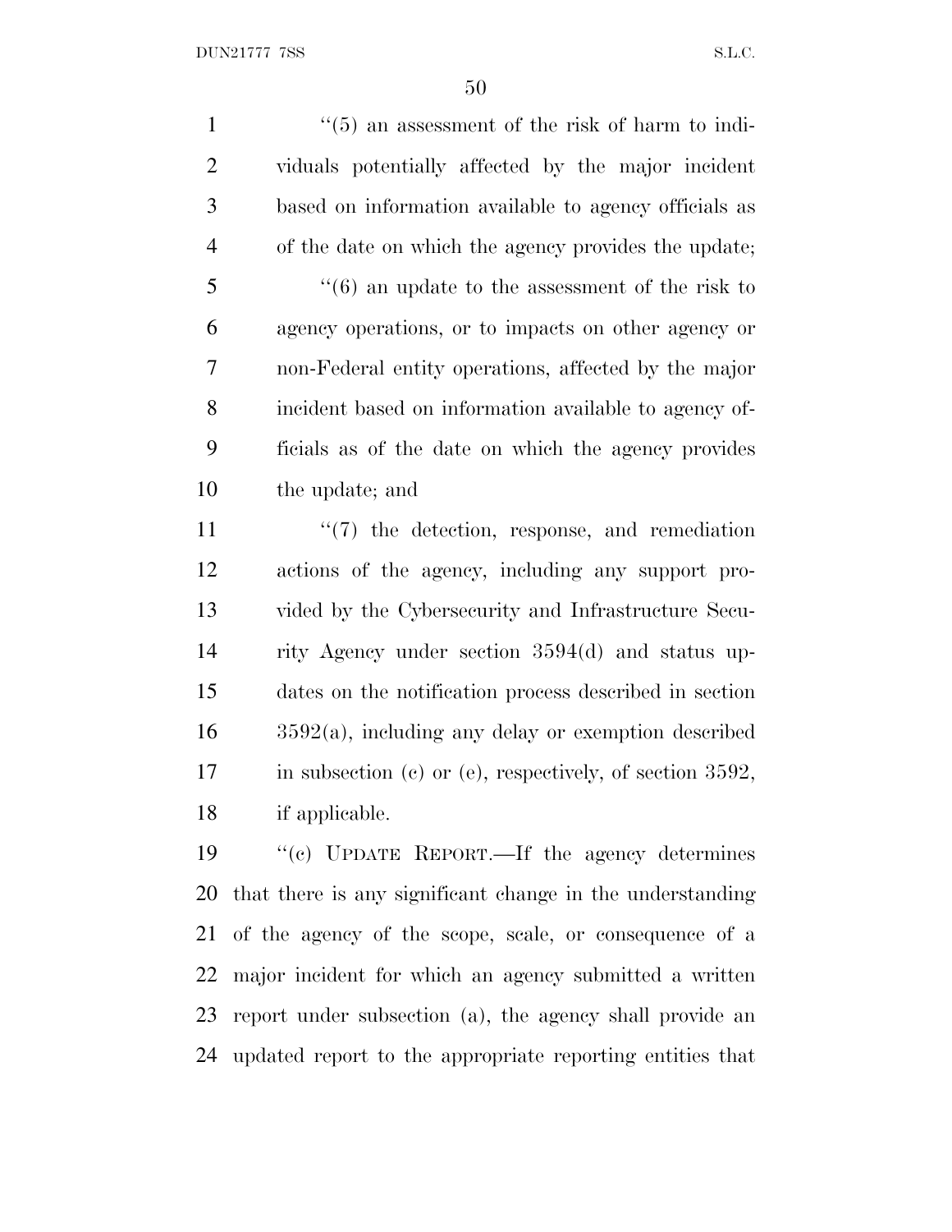''(5) an assessment of the risk of harm to individuals potentially affected by the major incident based on information available to agency officials as of the date on which the agency provides the update;

''(6) an update to the assessment of the risk to agency operations, or to impacts on other agency or non-Federal entity operations, affected by the major incident based on information available to agency officials as of the date on which the agency provides the update; and

''(7) the detection, response, and remediation actions of the agency, including any support provided by the Cybersecurity and Infrastructure Security Agency under section 3594(d) and status updates on the notification process described in section 3592(a), including any delay or exemption described in subsection (c) or (e), respectively, of section 3592, if applicable.

''(c) UPDATE REPORT.—If the agency determines that there is any significant change in the understanding of the agency of the scope, scale, or consequence of a major incident for which an agency submitted a written report under subsection (a), the agency shall provide an updated report to the appropriate reporting entities that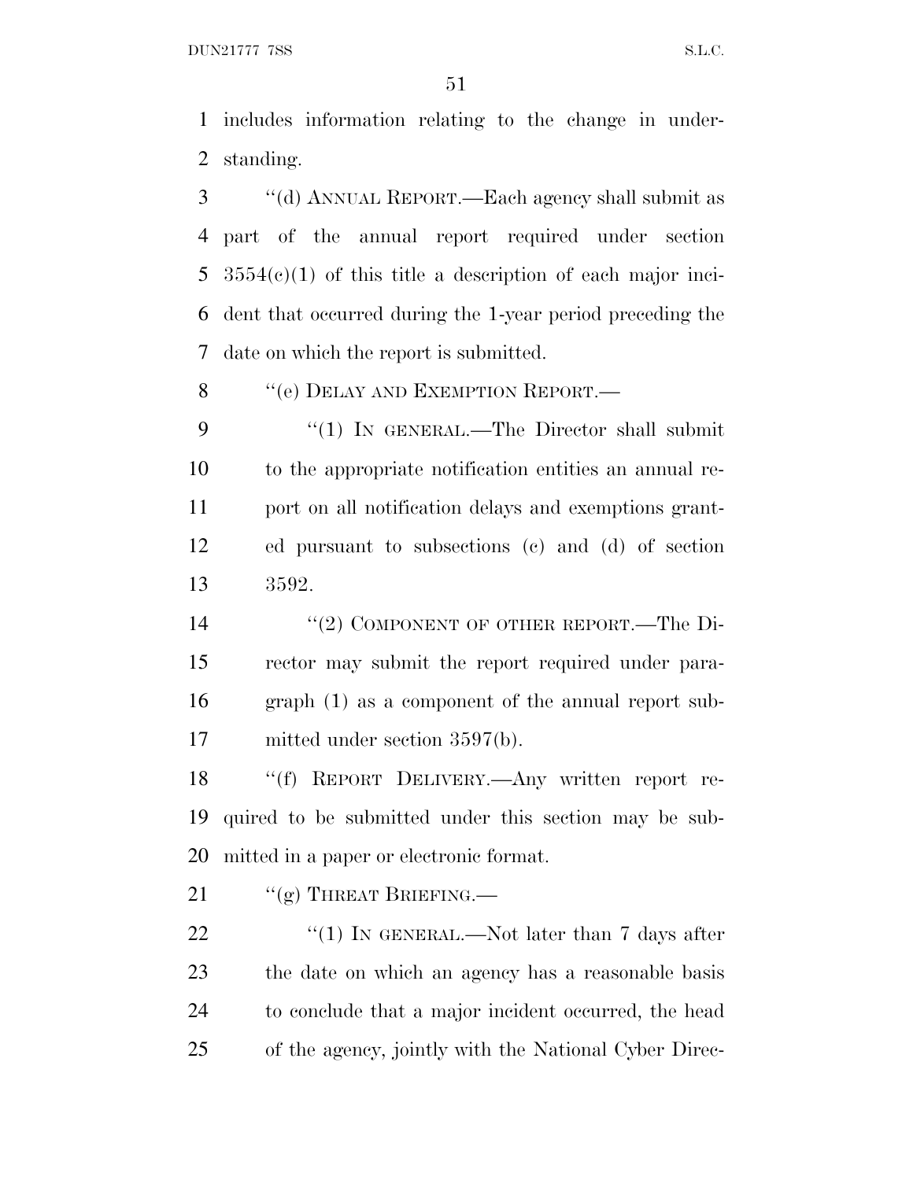includes information relating to the change in understanding.

"(d) ANNUAL REPORT.—Each agency shall submit as part of the annual report required under section 3554(c)(1) of this title a description of each major incident that occurred during the 1-year period preceding the date on which the report is submitted.

"(e) DELAY AND EXEMPTION REPORT.—

"(1) IN GENERAL.—The Director shall submit to the appropriate notification entities an annual report on all notification delays and exemptions granted pursuant to subsections (c) and (d) of section 3592.

"(2) COMPONENT OF OTHER REPORT.—The Director may submit the report required under paragraph (1) as a component of the annual report submitted under section 3597(b).

"(f) REPORT DELIVERY.—Any written report required to be submitted under this section may be submitted in a paper or electronic format.

"(g) THREAT BRIEFING.—

"(1) IN GENERAL.—Not later than 7 days after the date on which an agency has a reasonable basis to conclude that a major incident occurred, the head of the agency, jointly with the National Cyber Direc-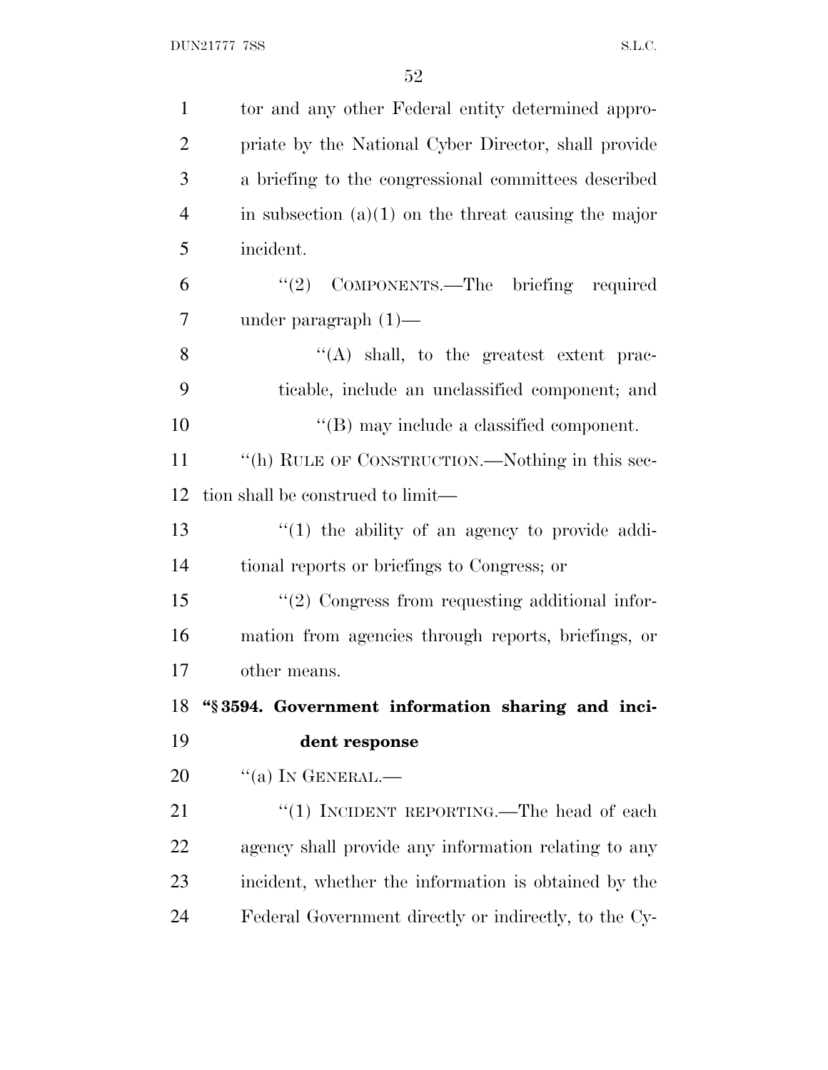tor and any other Federal entity determined appropriate by the National Cyber Director, shall provide a briefing to the congressional committees described in subsection (a)(1) on the threat causing the major incident.

"(2) COMPONENTS.—The briefing required under paragraph (1)—

"(A) shall, to the greatest extent practicable, include an unclassified component; and

"(B) may include a classified component.

"(h) RULE OF CONSTRUCTION.—Nothing in this section shall be construed to limit—

"(1) the ability of an agency to provide additional reports or briefings to Congress; or

"(2) Congress from requesting additional information from agencies through reports, briefings, or other means.

**"§ 3594. Government information sharing and incident response**

"(a) IN GENERAL.—

"(1) INCIDENT REPORTING.—The head of each agency shall provide any information relating to any incident, whether the information is obtained by the Federal Government directly or indirectly, to the Cy-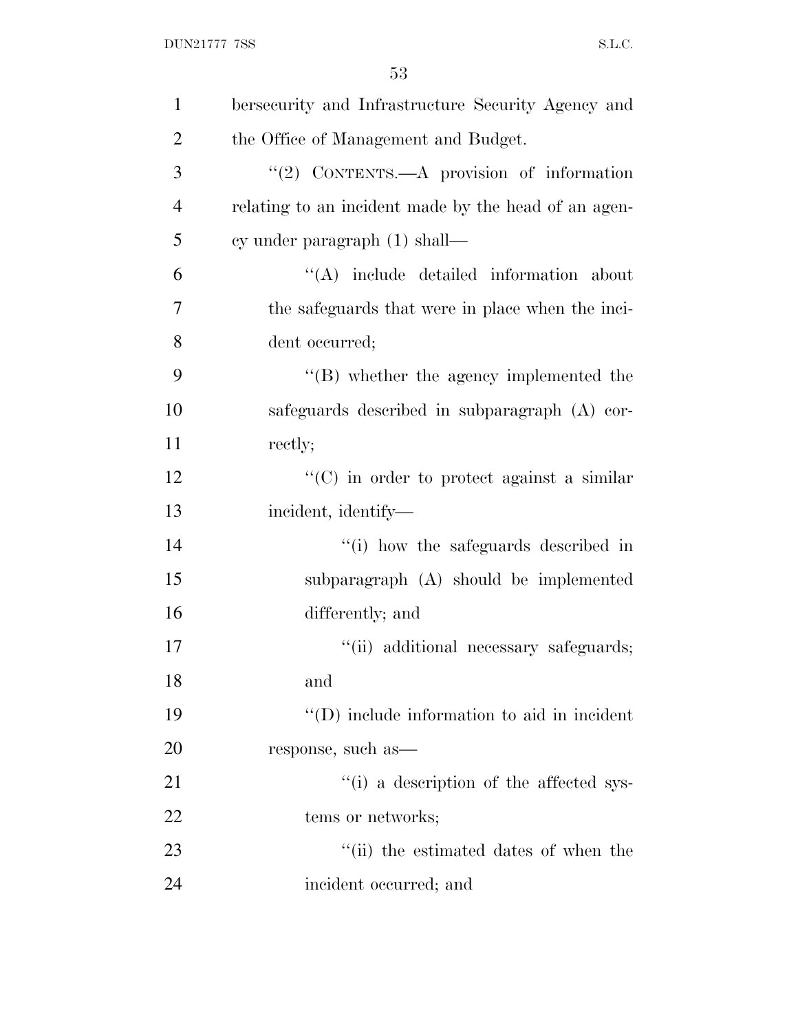bersecurity and Infrastructure Security Agency and the Office of Management and Budget.

"(2) CONTENTS.—A provision of information relating to an incident made by the head of an agency under paragraph (1) shall—

"(A) include detailed information about the safeguards that were in place when the incident occurred;

"(B) whether the agency implemented the safeguards described in subparagraph (A) correctly;

"(C) in order to protect against a similar incident, identify—

"(i) how the safeguards described in subparagraph (A) should be implemented differently; and

"(ii) additional necessary safeguards; and

"(D) include information to aid in incident response, such as—

"(i) a description of the affected systems or networks;

"(ii) the estimated dates of when the incident occurred; and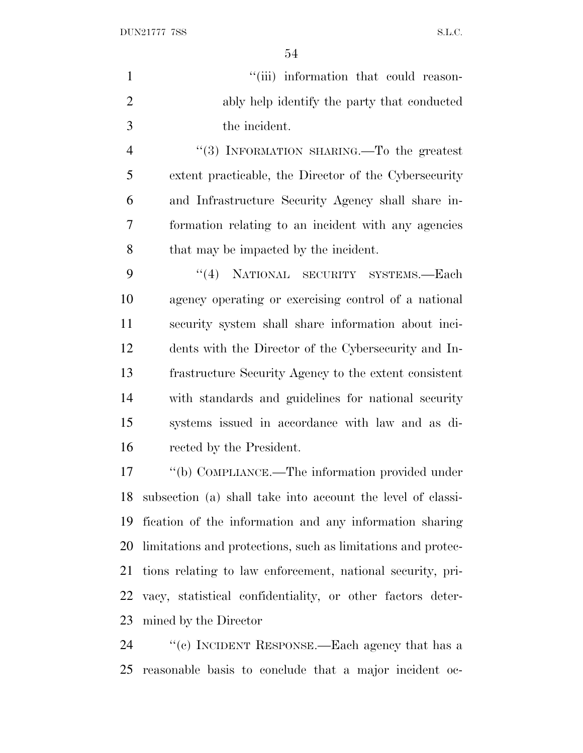''(iii) information that could reasonably help identify the party that conducted the incident.

''(3) INFORMATION SHARING.—To the greatest extent practicable, the Director of the Cybersecurity and Infrastructure Security Agency shall share information relating to an incident with any agencies that may be impacted by the incident.

''(4) NATIONAL SECURITY SYSTEMS.—Each agency operating or exercising control of a national security system shall share information about incidents with the Director of the Cybersecurity and Infrastructure Security Agency to the extent consistent with standards and guidelines for national security systems issued in accordance with law and as directed by the President.

''(b) COMPLIANCE.—The information provided under subsection (a) shall take into account the level of classification of the information and any information sharing limitations and protections, such as limitations and protections relating to law enforcement, national security, privacy, statistical confidentiality, or other factors determined by the Director

''(c) INCIDENT RESPONSE.—Each agency that has a reasonable basis to conclude that a major incident oc-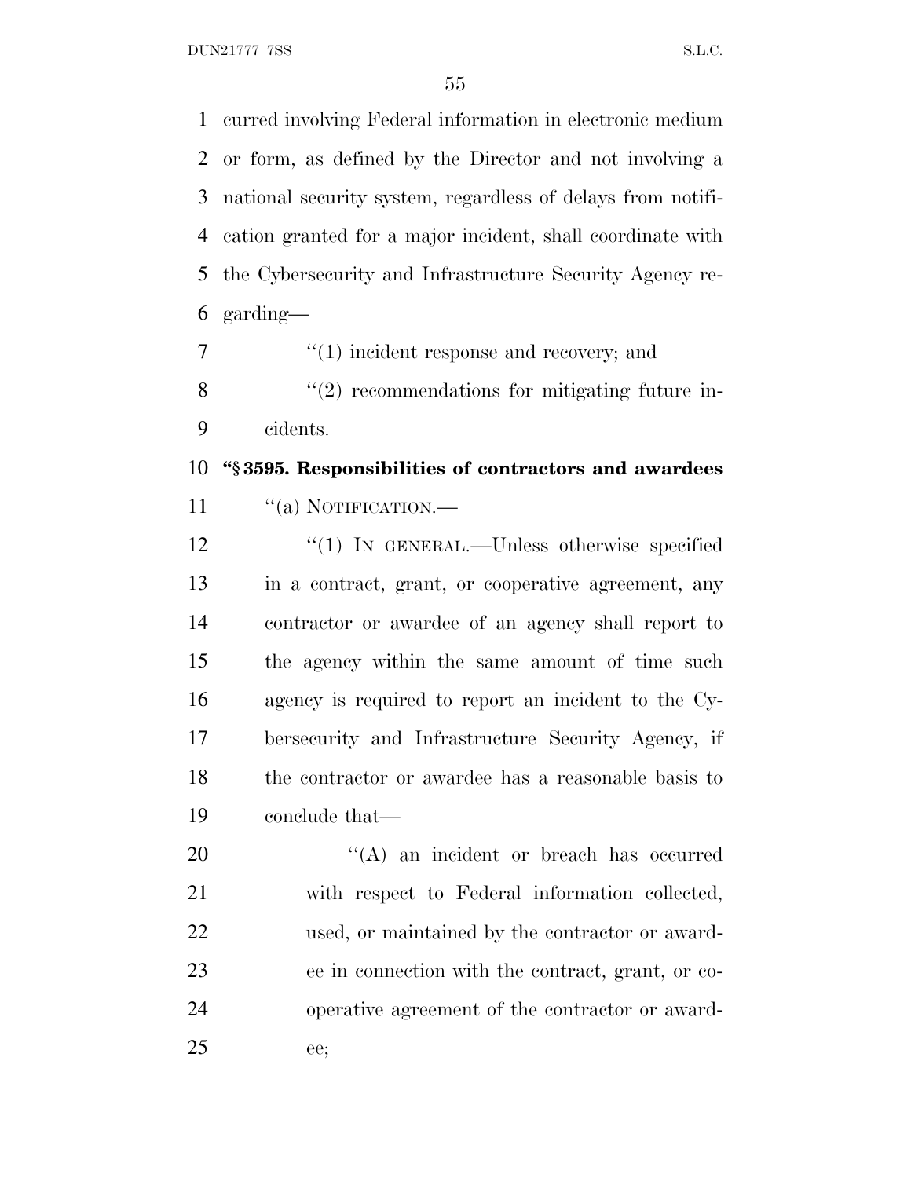curred involving Federal information in electronic medium or form, as defined by the Director and not involving a national security system, regardless of delays from notification granted for a major incident, shall coordinate with the Cybersecurity and Infrastructure Security Agency regarding—

''(1) incident response and recovery; and

''(2) recommendations for mitigating future incidents.

**''§ 3595. Responsibilities of contractors and awardees**

''(a) NOTIFICATION.—

''(1) IN GENERAL.—Unless otherwise specified in a contract, grant, or cooperative agreement, any contractor or awardee of an agency shall report to the agency within the same amount of time such agency is required to report an incident to the Cybersecurity and Infrastructure Security Agency, if the contractor or awardee has a reasonable basis to conclude that—

''(A) an incident or breach has occurred with respect to Federal information collected, used, or maintained by the contractor or awardee in connection with the contract, grant, or cooperative agreement of the contractor or awardee;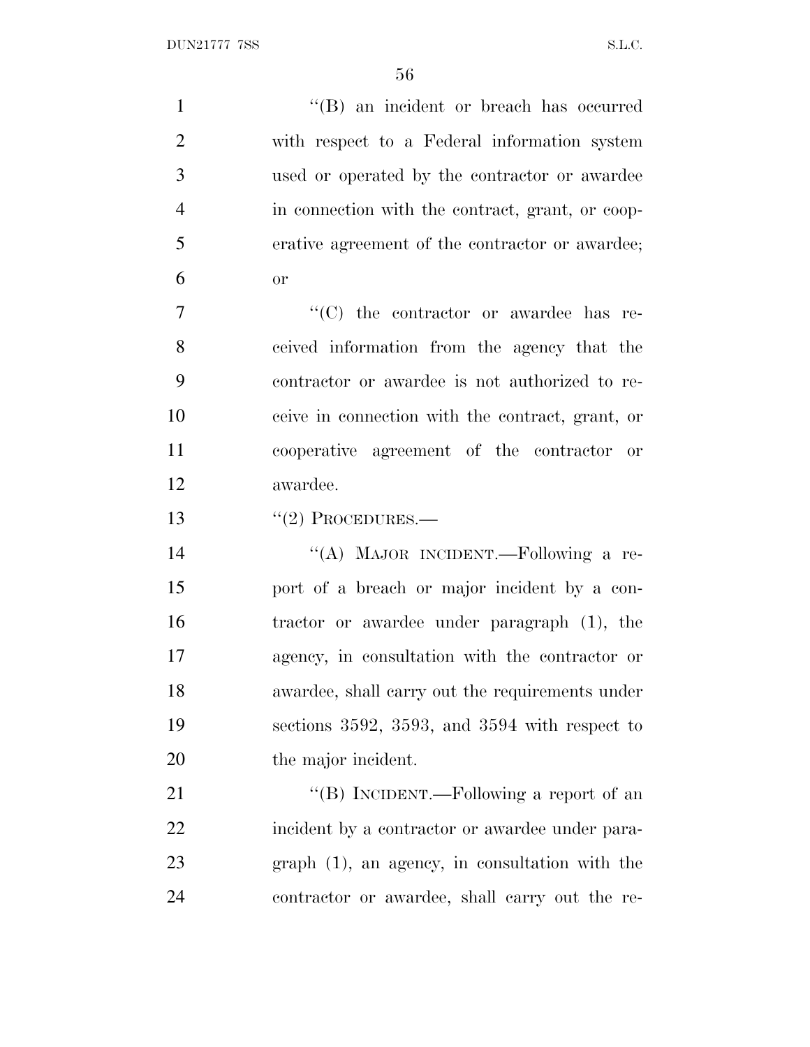"(B) an incident or breach has occurred with respect to a Federal information system used or operated by the contractor or awardee in connection with the contract, grant, or cooperative agreement of the contractor or awardee; or

"(C) the contractor or awardee has received information from the agency that the contractor or awardee is not authorized to receive in connection with the contract, grant, or cooperative agreement of the contractor or awardee.

"(2) PROCEDURES.—

"(A) MAJOR INCIDENT.—Following a report of a breach or major incident by a contractor or awardee under paragraph (1), the agency, in consultation with the contractor or awardee, shall carry out the requirements under sections 3592, 3593, and 3594 with respect to the major incident.

"(B) INCIDENT.—Following a report of an incident by a contractor or awardee under paragraph (1), an agency, in consultation with the contractor or awardee, shall carry out the re-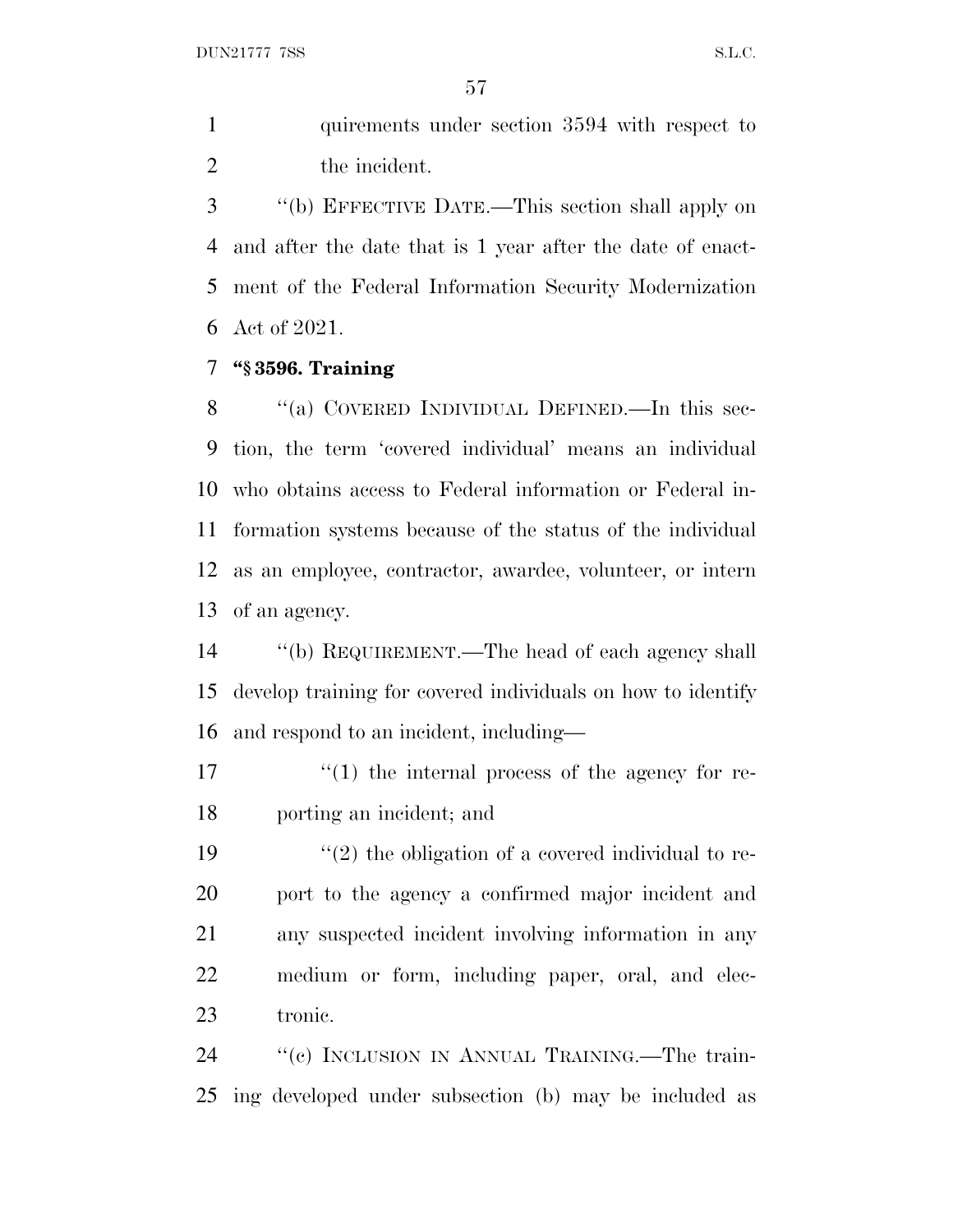quirements under section 3594 with respect to the incident.

''(b) EFFECTIVE DATE.—This section shall apply on and after the date that is 1 year after the date of enactment of the Federal Information Security Modernization Act of 2021.

**''§ 3596. Training**

''(a) COVERED INDIVIDUAL DEFINED.—In this section, the term 'covered individual' means an individual who obtains access to Federal information or Federal information systems because of the status of the individual as an employee, contractor, awardee, volunteer, or intern of an agency.

''(b) REQUIREMENT.—The head of each agency shall develop training for covered individuals on how to identify and respond to an incident, including—

''(1) the internal process of the agency for reporting an incident; and

''(2) the obligation of a covered individual to report to the agency a confirmed major incident and any suspected incident involving information in any medium or form, including paper, oral, and electronic.

''(c) INCLUSION IN ANNUAL TRAINING.—The training developed under subsection (b) may be included as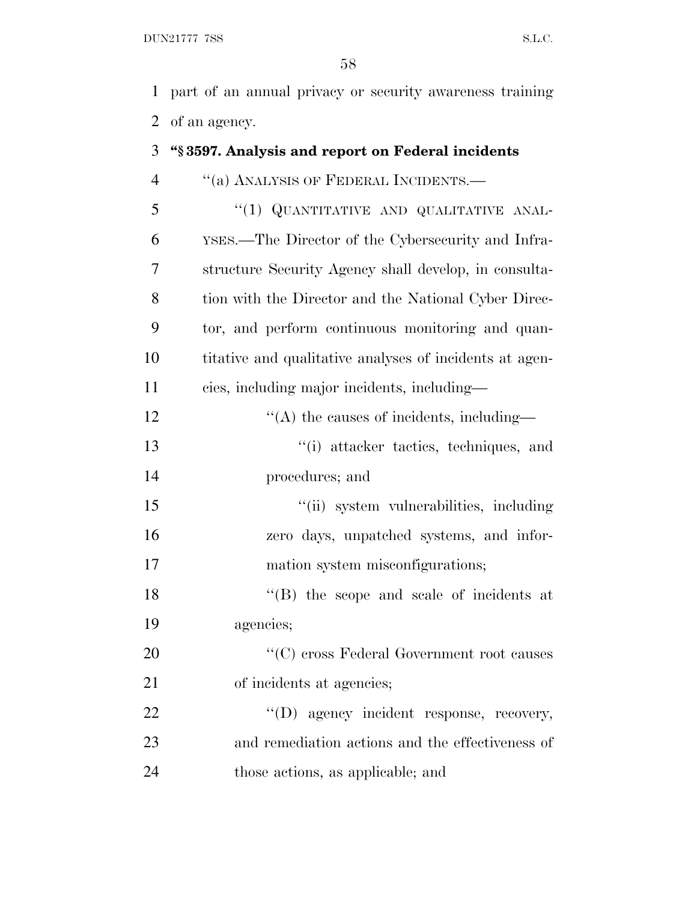part of an annual privacy or security awareness training of an agency.

**"§ 3597. Analysis and report on Federal incidents**

"(a) ANALYSIS OF FEDERAL INCIDENTS.—

"(1) QUANTITATIVE AND QUALITATIVE ANALYSES.—The Director of the Cybersecurity and Infrastructure Security Agency shall develop, in consultation with the Director and the National Cyber Director, and perform continuous monitoring and quantitative and qualitative analyses of incidents at agencies, including major incidents, including—

"(A) the causes of incidents, including—

"(i) attacker tactics, techniques, and procedures; and

"(ii) system vulnerabilities, including zero days, unpatched systems, and information system misconfigurations;

"(B) the scope and scale of incidents at agencies;

"(C) cross Federal Government root causes of incidents at agencies;

"(D) agency incident response, recovery, and remediation actions and the effectiveness of those actions, as applicable; and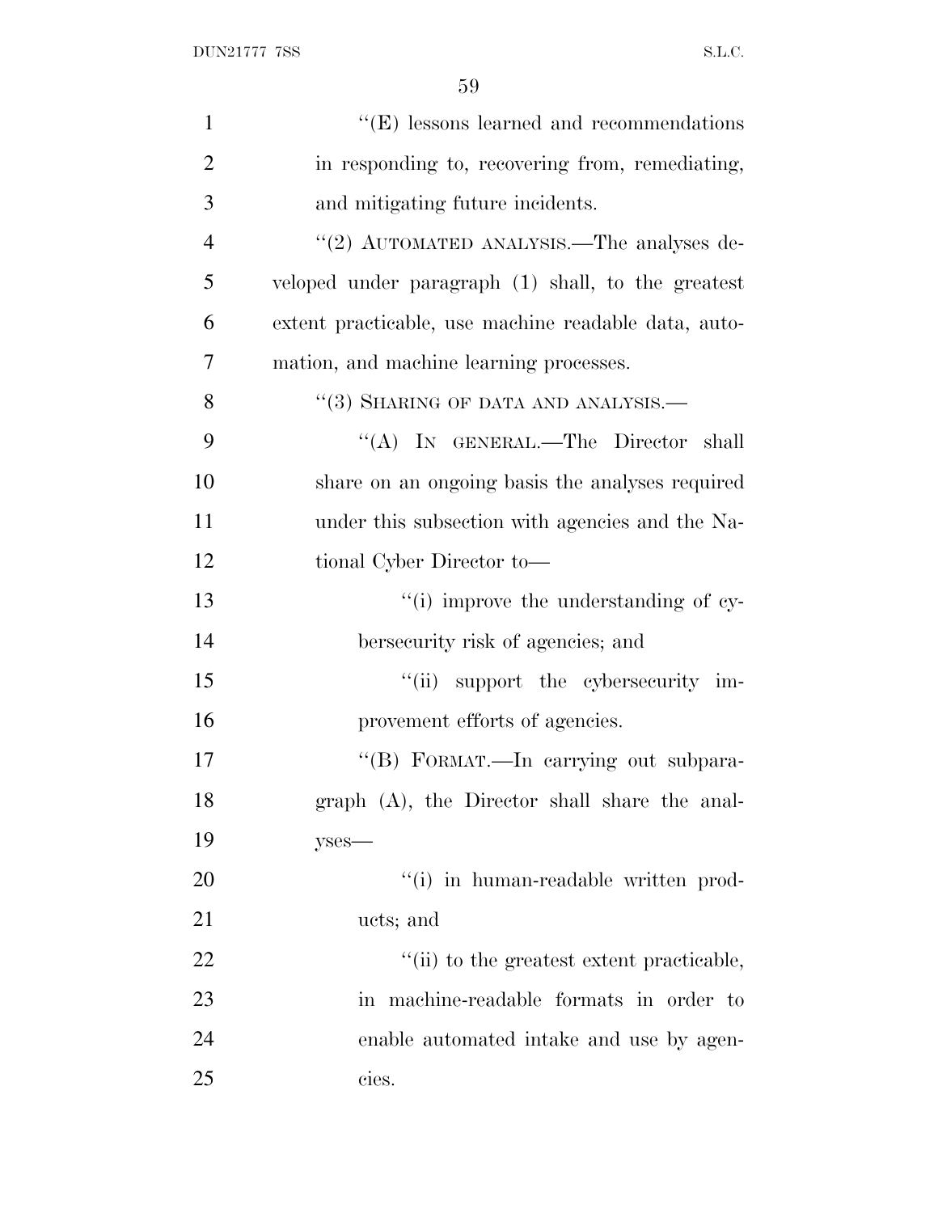''(E) lessons learned and recommendations in responding to, recovering from, remediating, and mitigating future incidents.

''(2) AUTOMATED ANALYSIS.—The analyses developed under paragraph (1) shall, to the greatest extent practicable, use machine readable data, automation, and machine learning processes.

''(3) SHARING OF DATA AND ANALYSIS.—

''(A) IN GENERAL.—The Director shall share on an ongoing basis the analyses required under this subsection with agencies and the National Cyber Director to—

''(i) improve the understanding of cybersecurity risk of agencies; and

''(ii) support the cybersecurity improvement efforts of agencies.

''(B) FORMAT.—In carrying out subparagraph (A), the Director shall share the analyses—

''(i) in human-readable written products; and

''(ii) to the greatest extent practicable, in machine-readable formats in order to enable automated intake and use by agencies.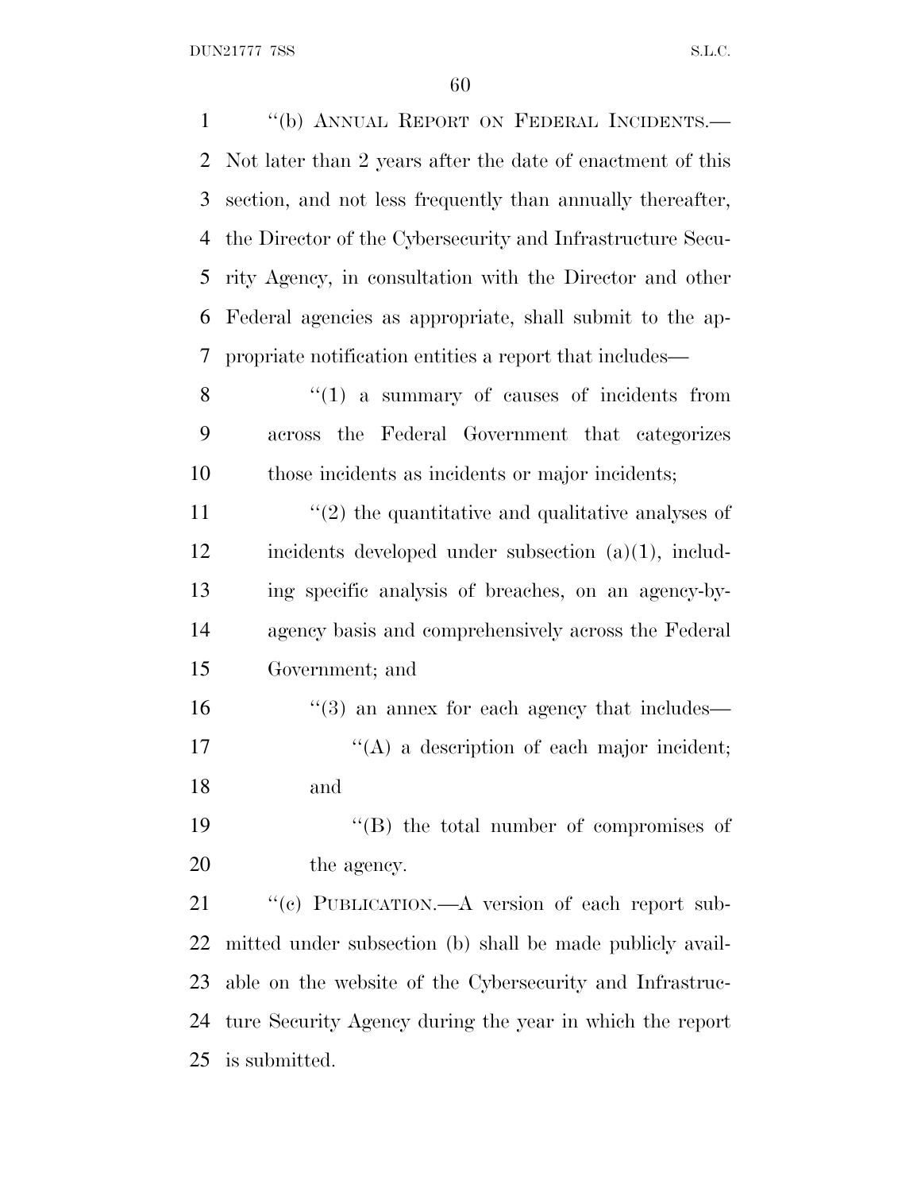"(b) ANNUAL REPORT ON FEDERAL INCIDENTS.—Not later than 2 years after the date of enactment of this section, and not less frequently than annually thereafter, the Director of the Cybersecurity and Infrastructure Security Agency, in consultation with the Director and other Federal agencies as appropriate, shall submit to the appropriate notification entities a report that includes—

"(1) a summary of causes of incidents from across the Federal Government that categorizes those incidents as incidents or major incidents;

"(2) the quantitative and qualitative analyses of incidents developed under subsection (a)(1), including specific analysis of breaches, on an agency-by-agency basis and comprehensively across the Federal Government; and

"(3) an annex for each agency that includes—

"(A) a description of each major incident; and

"(B) the total number of compromises of the agency.

"(c) PUBLICATION.—A version of each report submitted under subsection (b) shall be made publicly available on the website of the Cybersecurity and Infrastructure Security Agency during the year in which the report is submitted.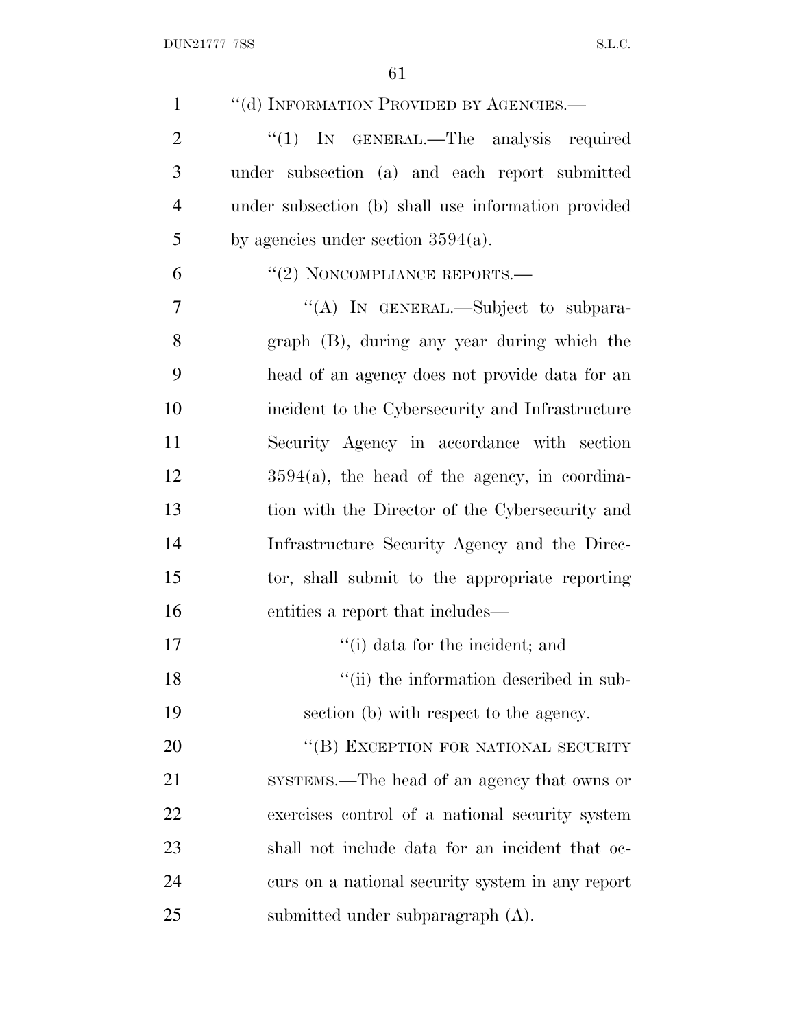"(d) INFORMATION PROVIDED BY AGENCIES.—

"(1) IN GENERAL.—The analysis required under subsection (a) and each report submitted under subsection (b) shall use information provided by agencies under section 3594(a).

"(2) NONCOMPLIANCE REPORTS.—

"(A) IN GENERAL.—Subject to subparagraph (B), during any year during which the head of an agency does not provide data for an incident to the Cybersecurity and Infrastructure Security Agency in accordance with section 3594(a), the head of the agency, in coordination with the Director of the Cybersecurity and Infrastructure Security Agency and the Director, shall submit to the appropriate reporting entities a report that includes—

"(i) data for the incident; and

"(ii) the information described in subsection (b) with respect to the agency.

"(B) EXCEPTION FOR NATIONAL SECURITY SYSTEMS.—The head of an agency that owns or exercises control of a national security system shall not include data for an incident that occurs on a national security system in any report submitted under subparagraph (A).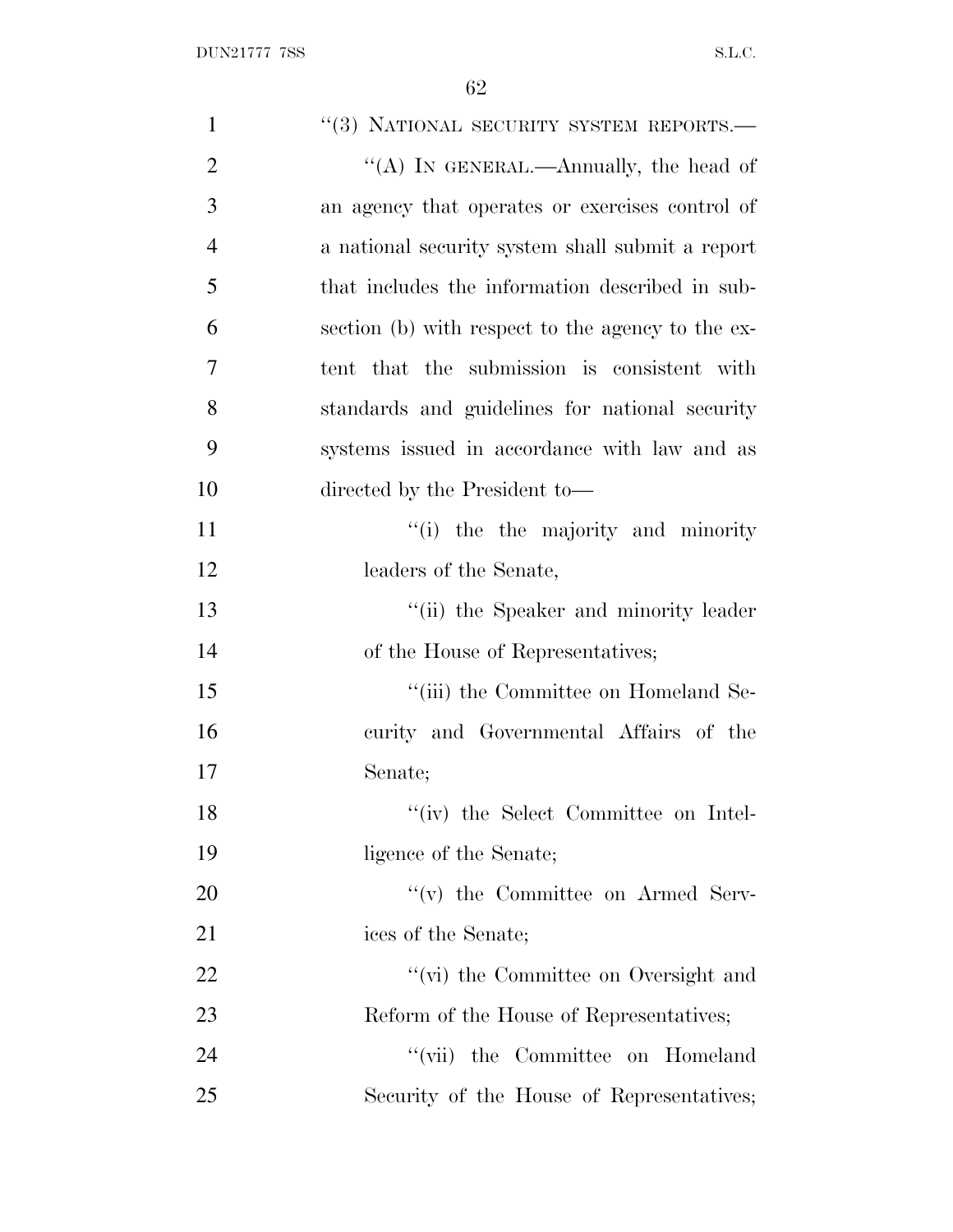"(3) NATIONAL SECURITY SYSTEM REPORTS.—

"(A) IN GENERAL.—Annually, the head of an agency that operates or exercises control of a national security system shall submit a report that includes the information described in subsection (b) with respect to the agency to the extent that the submission is consistent with standards and guidelines for national security systems issued in accordance with law and as directed by the President to—

"(i) the the majority and minority leaders of the Senate,

"(ii) the Speaker and minority leader of the House of Representatives;

"(iii) the Committee on Homeland Security and Governmental Affairs of the Senate;

"(iv) the Select Committee on Intelligence of the Senate;

"(v) the Committee on Armed Services of the Senate;

"(vi) the Committee on Oversight and Reform of the House of Representatives;

"(vii) the Committee on Homeland Security of the House of Representatives;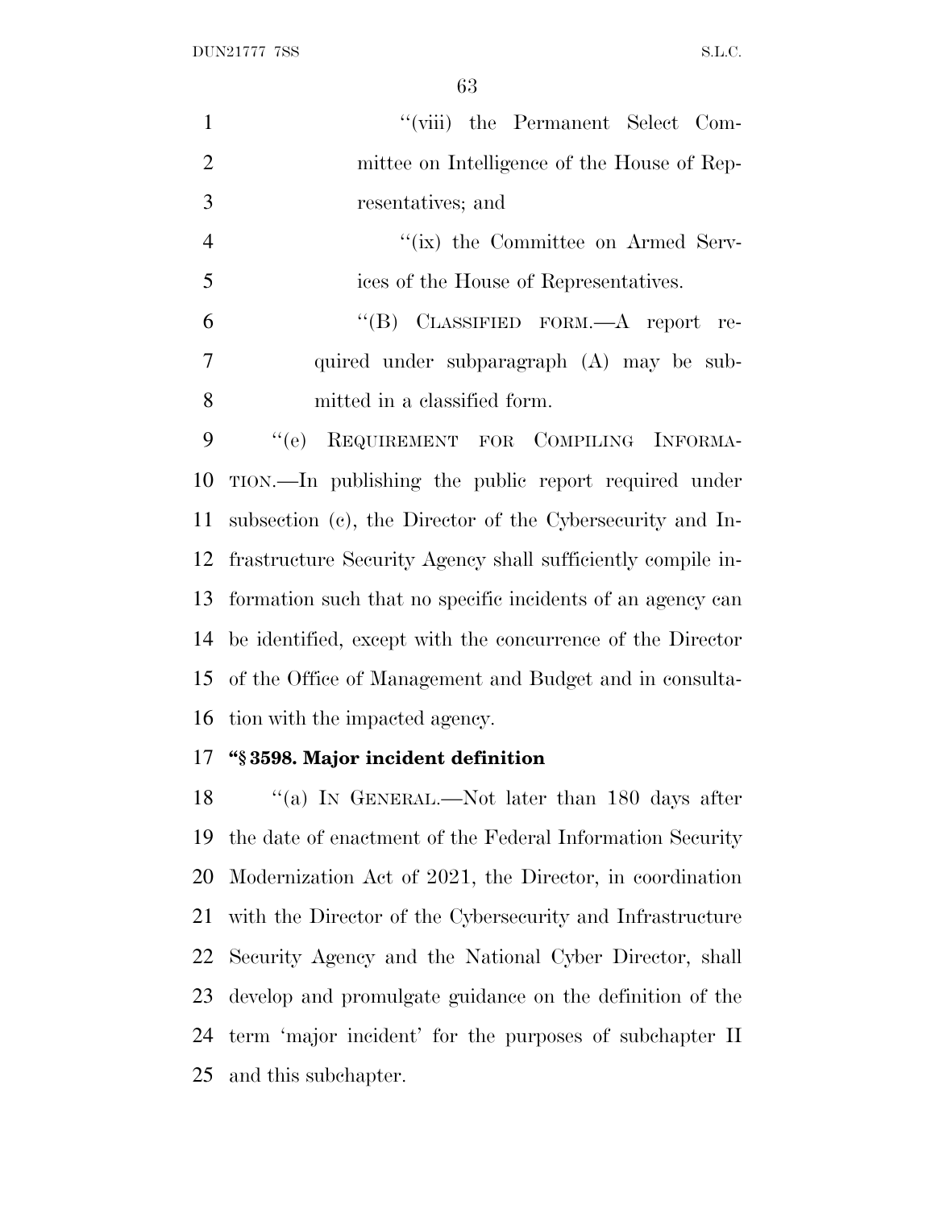"(viii) the Permanent Select Committee on Intelligence of the House of Representatives; and

"(ix) the Committee on Armed Services of the House of Representatives.

"(B) CLASSIFIED FORM.—A report required under subparagraph (A) may be submitted in a classified form.

"(e) REQUIREMENT FOR COMPILING INFORMATION.—In publishing the public report required under subsection (c), the Director of the Cybersecurity and Infrastructure Security Agency shall sufficiently compile information such that no specific incidents of an agency can be identified, except with the concurrence of the Director of the Office of Management and Budget and in consultation with the impacted agency.

**"§ 3598. Major incident definition**

"(a) IN GENERAL.—Not later than 180 days after the date of enactment of the Federal Information Security Modernization Act of 2021, the Director, in coordination with the Director of the Cybersecurity and Infrastructure Security Agency and the National Cyber Director, shall develop and promulgate guidance on the definition of the term 'major incident' for the purposes of subchapter II and this subchapter.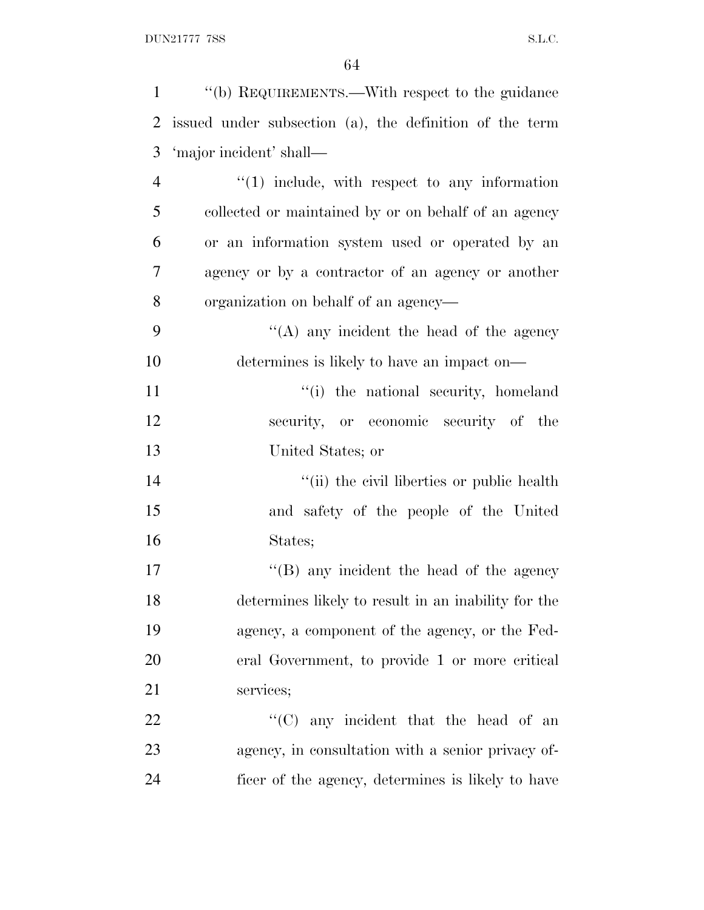"(b) REQUIREMENTS.—With respect to the guidance issued under subsection (a), the definition of the term 'major incident' shall—

"(1) include, with respect to any information collected or maintained by or on behalf of an agency or an information system used or operated by an agency or by a contractor of an agency or another organization on behalf of an agency—

"(A) any incident the head of the agency determines is likely to have an impact on—

"(i) the national security, homeland security, or economic security of the United States; or

"(ii) the civil liberties or public health and safety of the people of the United States;

"(B) any incident the head of the agency determines likely to result in an inability for the agency, a component of the agency, or the Federal Government, to provide 1 or more critical services;

"(C) any incident that the head of an agency, in consultation with a senior privacy officer of the agency, determines is likely to have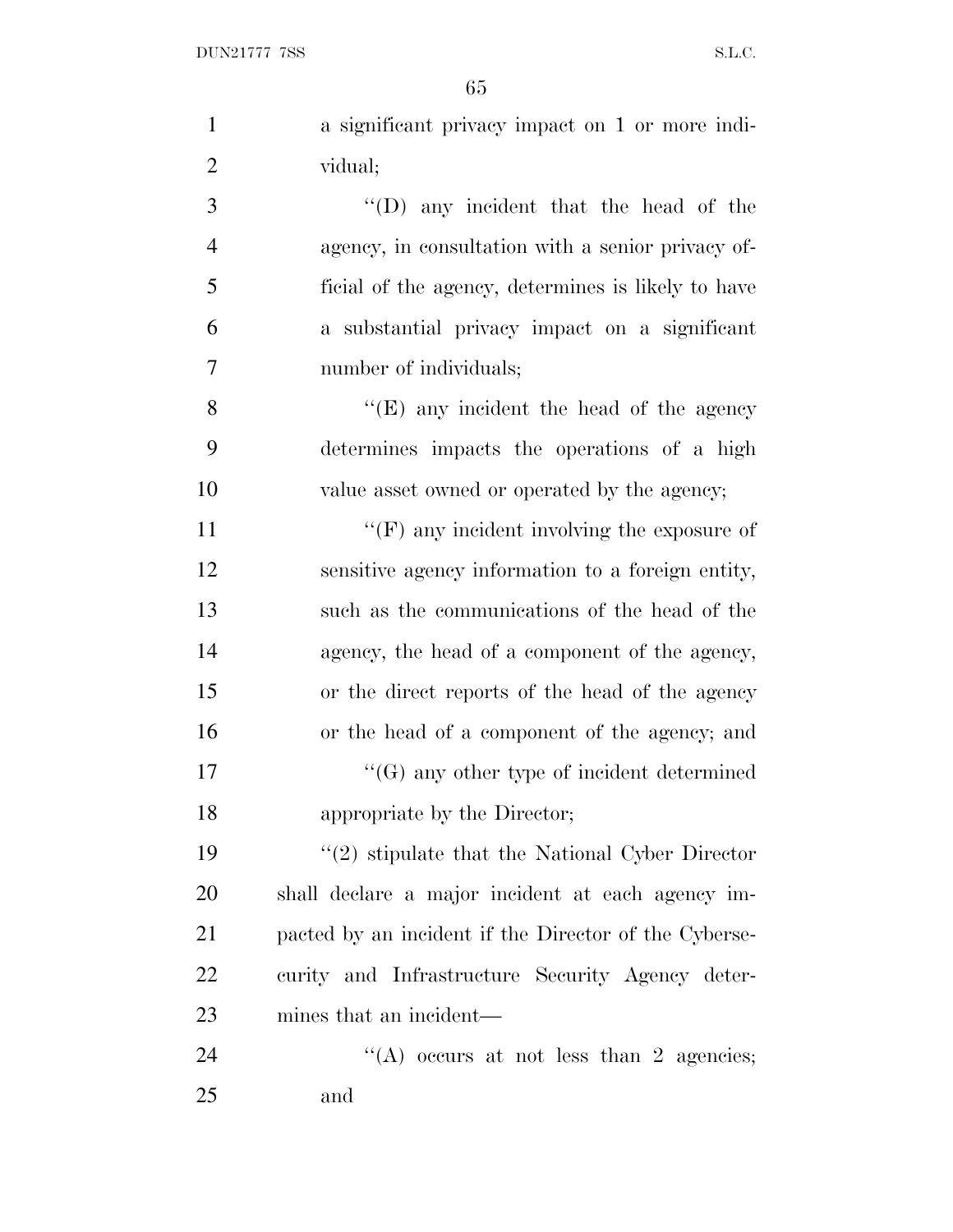a significant privacy impact on 1 or more individual;

''(D) any incident that the head of the agency, in consultation with a senior privacy official of the agency, determines is likely to have a substantial privacy impact on a significant number of individuals;

''(E) any incident the head of the agency determines impacts the operations of a high value asset owned or operated by the agency;

''(F) any incident involving the exposure of sensitive agency information to a foreign entity, such as the communications of the head of the agency, the head of a component of the agency, or the direct reports of the head of the agency or the head of a component of the agency; and

''(G) any other type of incident determined appropriate by the Director;

''(2) stipulate that the National Cyber Director shall declare a major incident at each agency impacted by an incident if the Director of the Cybersecurity and Infrastructure Security Agency determines that an incident—

''(A) occurs at not less than 2 agencies; and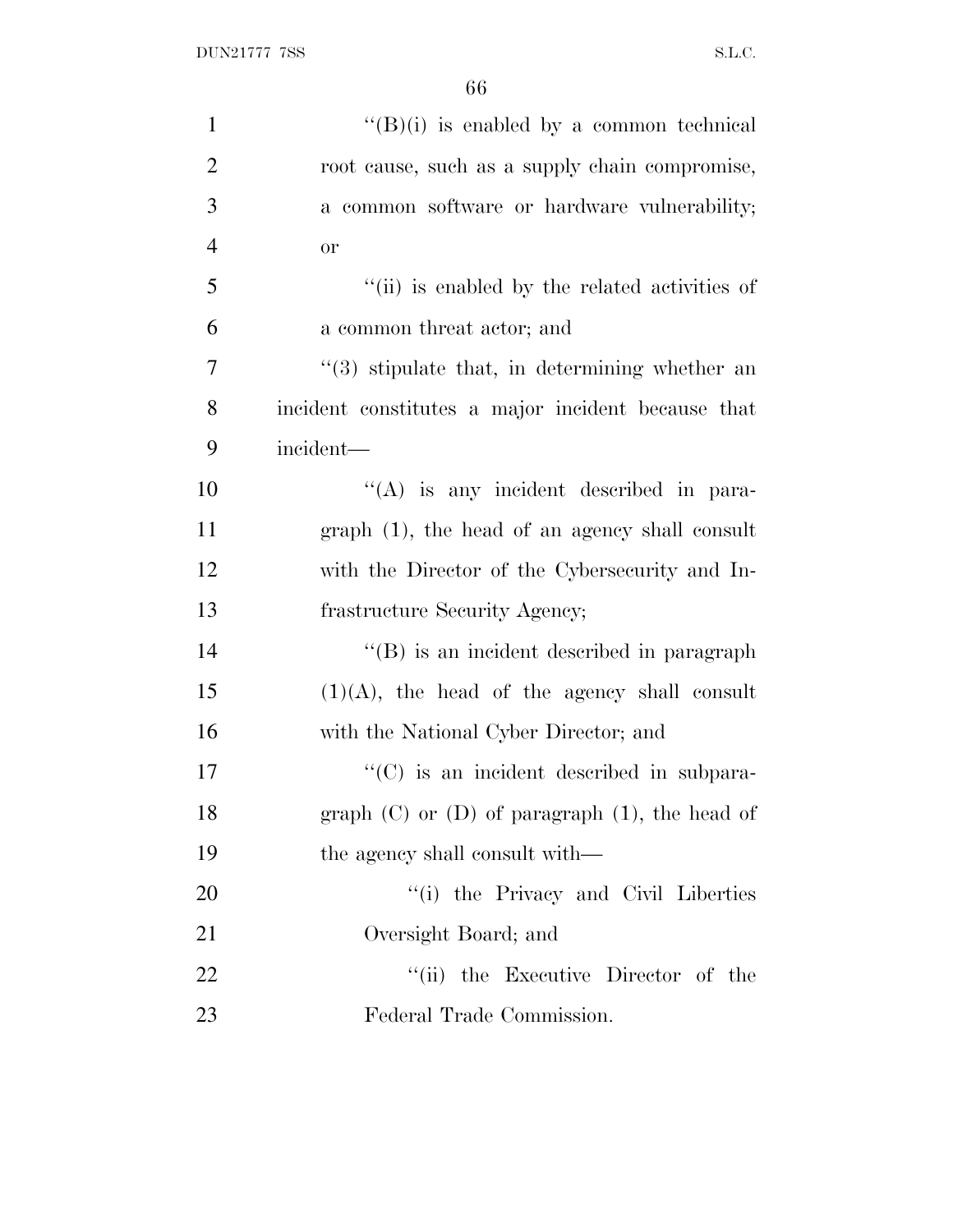''(B)(i) is enabled by a common technical root cause, such as a supply chain compromise, a common software or hardware vulnerability; or

''(ii) is enabled by the related activities of a common threat actor; and

''(3) stipulate that, in determining whether an incident constitutes a major incident because that incident—

''(A) is any incident described in paragraph (1), the head of an agency shall consult with the Director of the Cybersecurity and Infrastructure Security Agency;

''(B) is an incident described in paragraph (1)(A), the head of the agency shall consult with the National Cyber Director; and

''(C) is an incident described in subparagraph (C) or (D) of paragraph (1), the head of the agency shall consult with—

''(i) the Privacy and Civil Liberties Oversight Board; and

''(ii) the Executive Director of the Federal Trade Commission.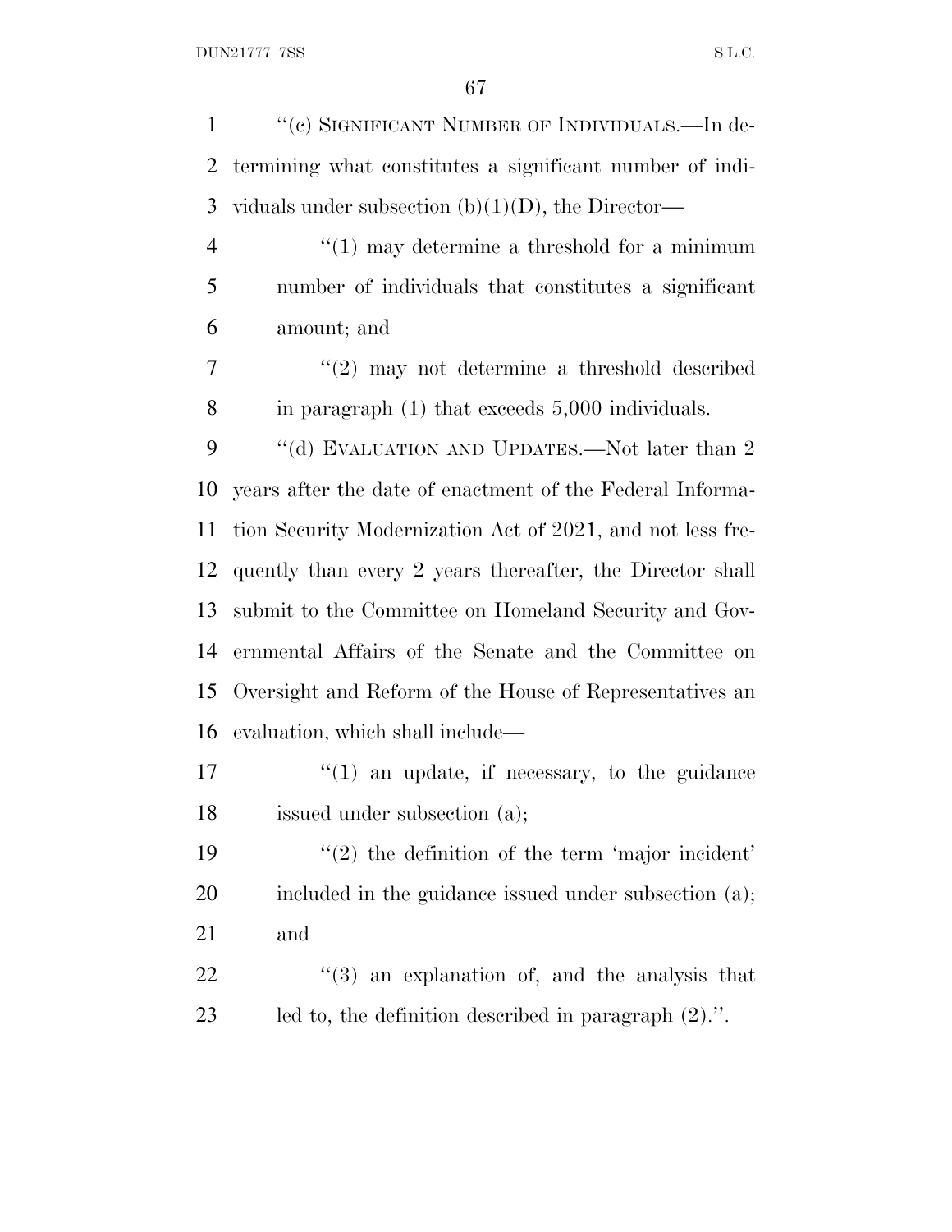"(c) SIGNIFICANT NUMBER OF INDIVIDUALS.—In determining what constitutes a significant number of individuals under subsection (b)(1)(D), the Director—

"(1) may determine a threshold for a minimum number of individuals that constitutes a significant amount; and

"(2) may not determine a threshold described in paragraph (1) that exceeds 5,000 individuals.

"(d) EVALUATION AND UPDATES.—Not later than 2 years after the date of enactment of the Federal Information Security Modernization Act of 2021, and not less frequently than every 2 years thereafter, the Director shall submit to the Committee on Homeland Security and Governmental Affairs of the Senate and the Committee on Oversight and Reform of the House of Representatives an evaluation, which shall include—

"(1) an update, if necessary, to the guidance issued under subsection (a);

"(2) the definition of the term 'major incident' included in the guidance issued under subsection (a); and

"(3) an explanation of, and the analysis that led to, the definition described in paragraph (2).".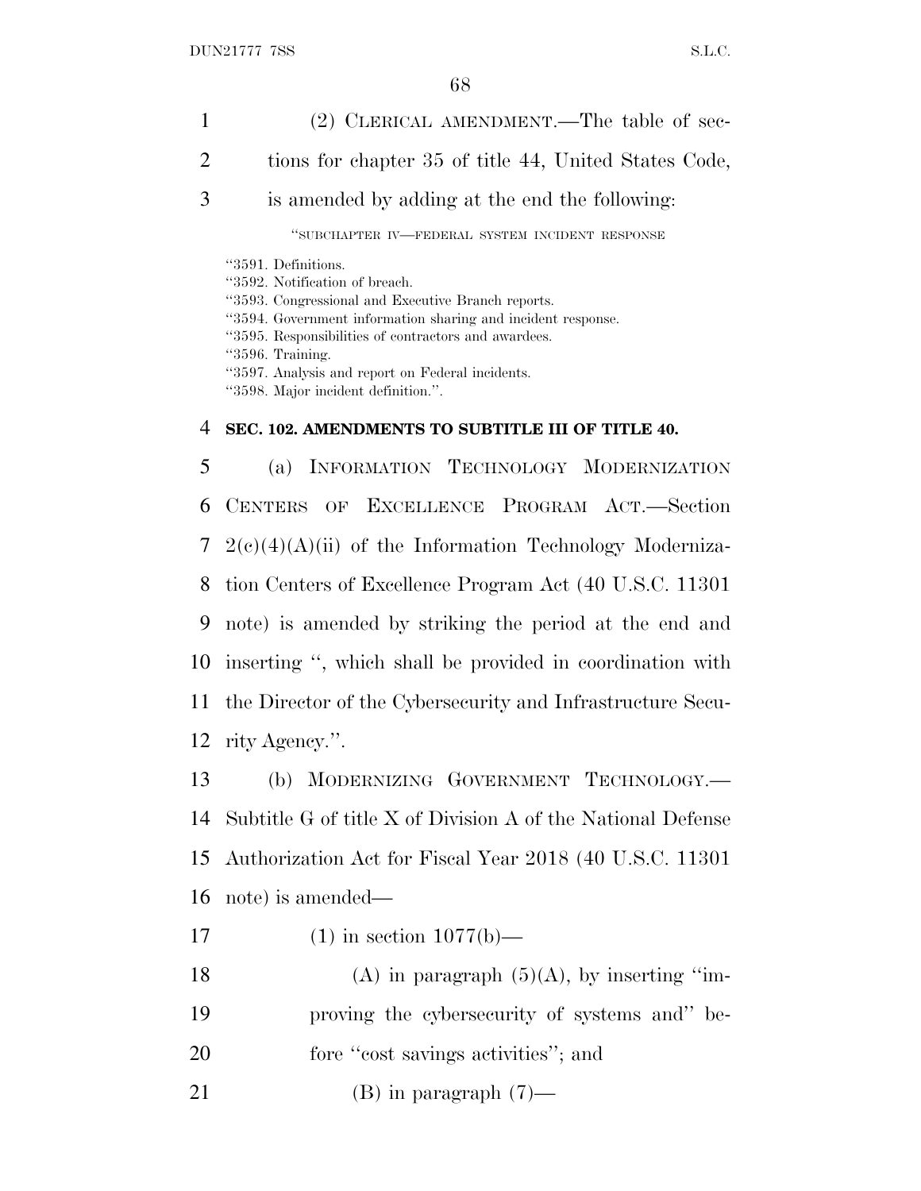(2) CLERICAL AMENDMENT.—The table of sections for chapter 35 of title 44, United States Code, is amended by adding at the end the following:

"SUBCHAPTER IV—FEDERAL SYSTEM INCIDENT RESPONSE

"3591. Definitions.
"3592. Notification of breach.
"3593. Congressional and Executive Branch reports.
"3594. Government information sharing and incident response.
"3595. Responsibilities of contractors and awardees.
"3596. Training.
"3597. Analysis and report on Federal incidents.
"3598. Major incident definition.".

**SEC. 102. AMENDMENTS TO SUBTITLE III OF TITLE 40.**

(a) INFORMATION TECHNOLOGY MODERNIZATION CENTERS OF EXCELLENCE PROGRAM ACT.—Section 2(c)(4)(A)(ii) of the Information Technology Modernization Centers of Excellence Program Act (40 U.S.C. 11301 note) is amended by striking the period at the end and inserting ", which shall be provided in coordination with the Director of the Cybersecurity and Infrastructure Security Agency.".

(b) MODERNIZING GOVERNMENT TECHNOLOGY.—Subtitle G of title X of Division A of the National Defense Authorization Act for Fiscal Year 2018 (40 U.S.C. 11301 note) is amended—

(1) in section 1077(b)—

(A) in paragraph (5)(A), by inserting "improving the cybersecurity of systems and" before "cost savings activities"; and

(B) in paragraph (7)—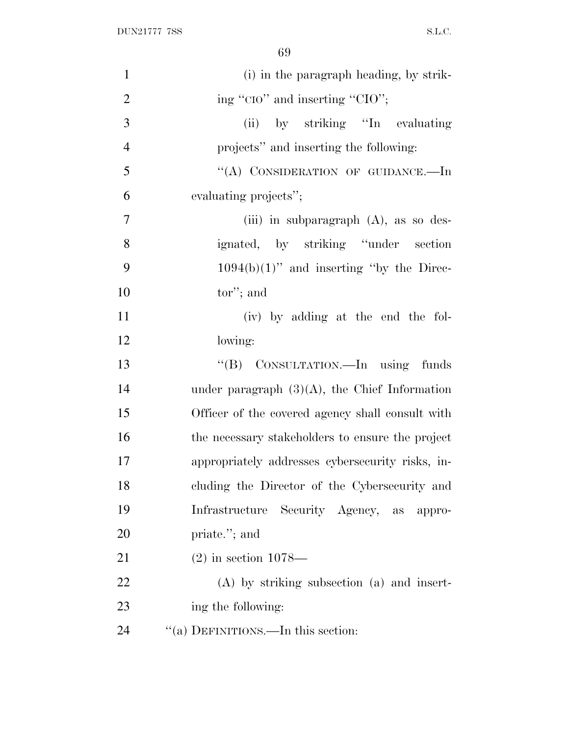(i) in the paragraph heading, by striking "CIO" and inserting "CIO";

(ii) by striking "In evaluating projects" and inserting the following:

"(A) CONSIDERATION OF GUIDANCE.—In evaluating projects";

(iii) in subparagraph (A), as so designated, by striking "under section 1094(b)(1)" and inserting "by the Director"; and

(iv) by adding at the end the following:

"(B) CONSULTATION.—In using funds under paragraph (3)(A), the Chief Information Officer of the covered agency shall consult with the necessary stakeholders to ensure the project appropriately addresses cybersecurity risks, including the Director of the Cybersecurity and Infrastructure Security Agency, as appropriate."; and

(2) in section 1078—

(A) by striking subsection (a) and inserting the following:

"(a) DEFINITIONS.—In this section: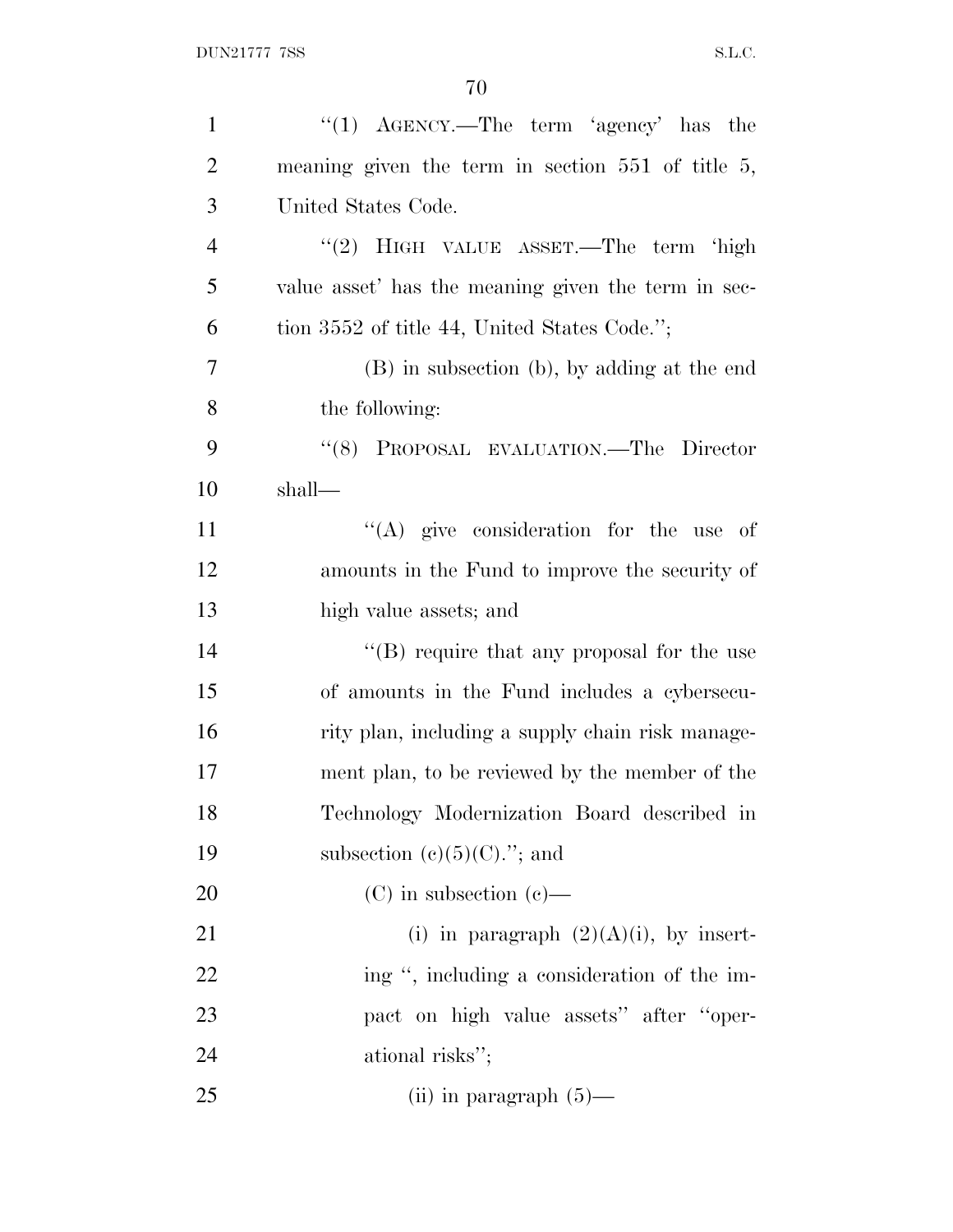"(1) AGENCY.—The term 'agency' has the meaning given the term in section 551 of title 5, United States Code.

"(2) HIGH VALUE ASSET.—The term 'high value asset' has the meaning given the term in section 3552 of title 44, United States Code.";

(B) in subsection (b), by adding at the end the following:

"(8) PROPOSAL EVALUATION.—The Director shall—

"(A) give consideration for the use of amounts in the Fund to improve the security of high value assets; and

"(B) require that any proposal for the use of amounts in the Fund includes a cybersecurity plan, including a supply chain risk management plan, to be reviewed by the member of the Technology Modernization Board described in subsection (c)(5)(C)."; and

(C) in subsection (c)—

(i) in paragraph (2)(A)(i), by inserting ", including a consideration of the impact on high value assets" after "operational risks";

(ii) in paragraph (5)—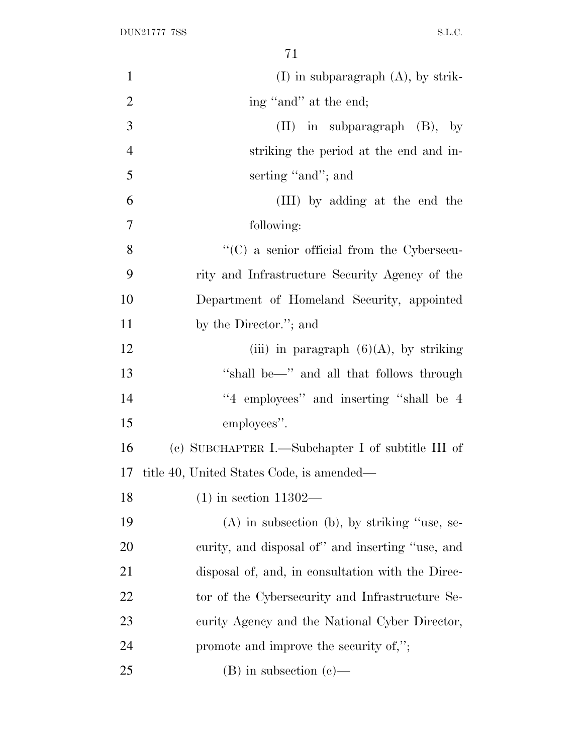(I) in subparagraph (A), by striking "and" at the end;

(II) in subparagraph (B), by striking the period at the end and inserting "and"; and

(III) by adding at the end the following:

"(C) a senior official from the Cybersecurity and Infrastructure Security Agency of the Department of Homeland Security, appointed by the Director."; and

(iii) in paragraph (6)(A), by striking "shall be—" and all that follows through "4 employees" and inserting "shall be 4 employees".

(c) SUBCHAPTER I.—Subchapter I of subtitle III of title 40, United States Code, is amended—

(1) in section 11302—

(A) in subsection (b), by striking "use, security, and disposal of" and inserting "use, and disposal of, and, in consultation with the Director of the Cybersecurity and Infrastructure Security Agency and the National Cyber Director, promote and improve the security of,";

(B) in subsection (c)—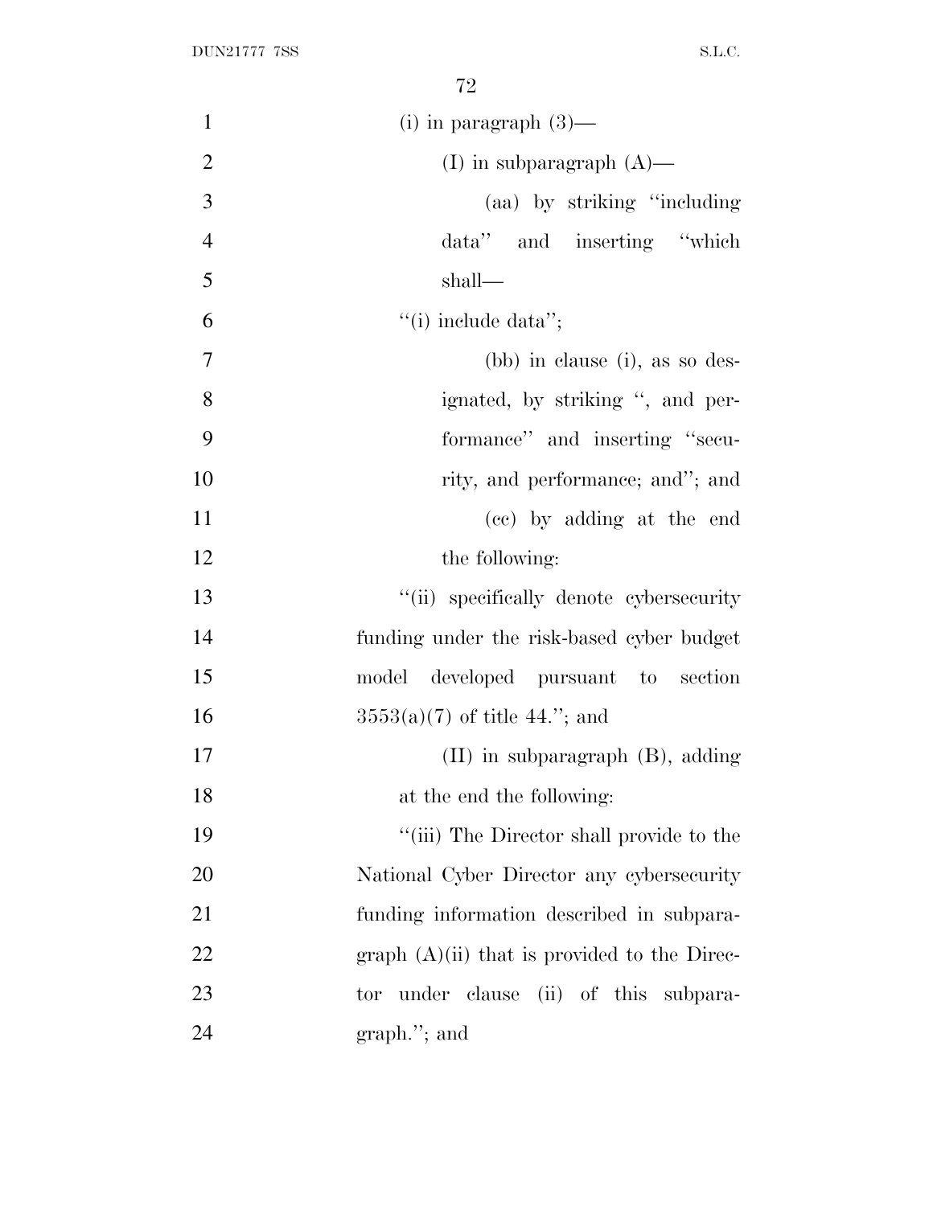(i) in paragraph (3)—

(I) in subparagraph (A)—

(aa) by striking "including data" and inserting "which shall—

"(i) include data";

(bb) in clause (i), as so designated, by striking ", and performance" and inserting "security, and performance; and"; and

(cc) by adding at the end the following:

"(ii) specifically denote cybersecurity funding under the risk-based cyber budget model developed pursuant to section 3553(a)(7) of title 44."; and

(II) in subparagraph (B), adding at the end the following:

"(iii) The Director shall provide to the National Cyber Director any cybersecurity funding information described in subparagraph (A)(ii) that is provided to the Director under clause (ii) of this subparagraph."; and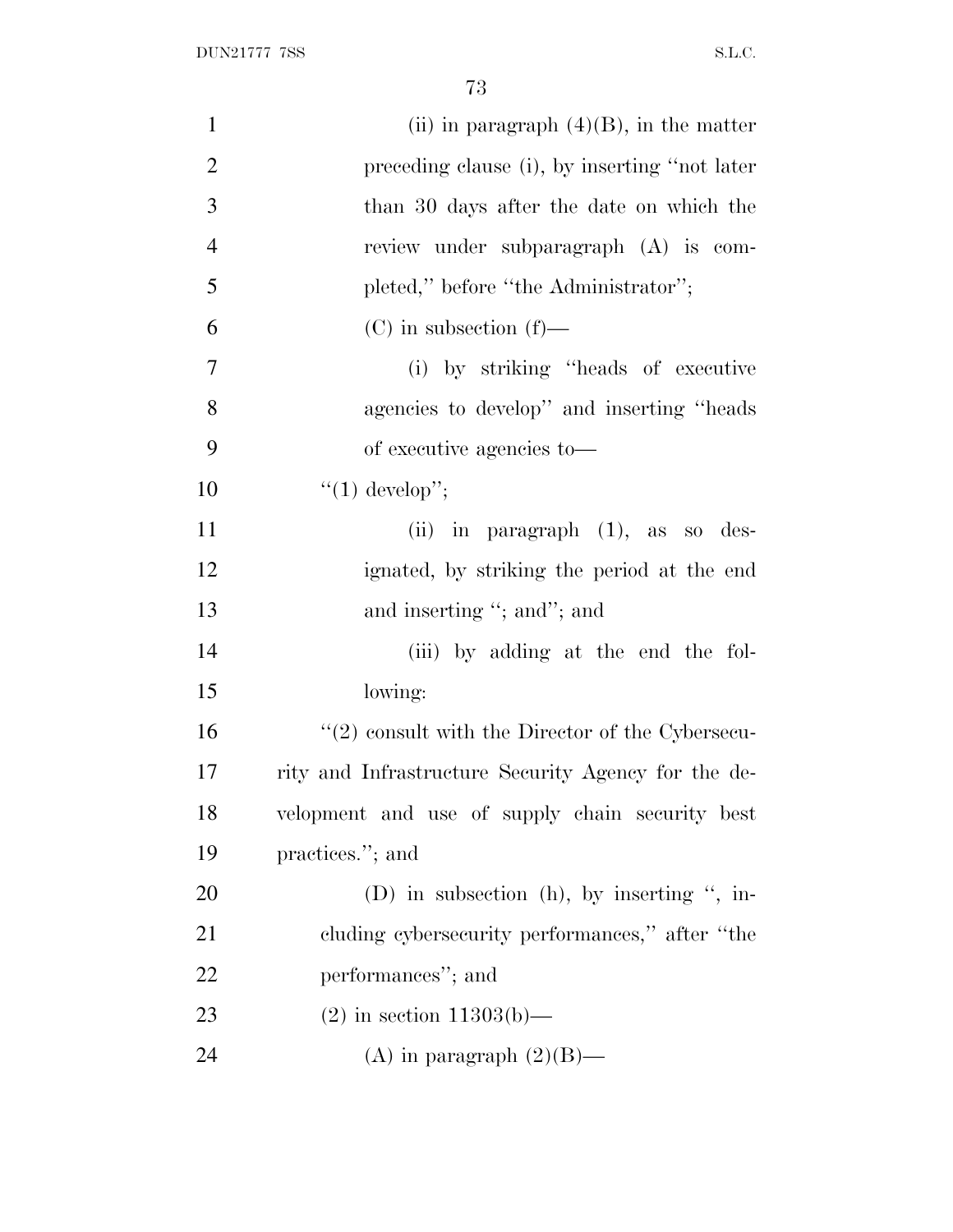(ii) in paragraph (4)(B), in the matter preceding clause (i), by inserting "not later than 30 days after the date on which the review under subparagraph (A) is completed," before "the Administrator";

(C) in subsection (f)—

(i) by striking "heads of executive agencies to develop" and inserting "heads of executive agencies to—

"(1) develop";

(ii) in paragraph (1), as so designated, by striking the period at the end and inserting "; and"; and

(iii) by adding at the end the following:

"(2) consult with the Director of the Cybersecurity and Infrastructure Security Agency for the development and use of supply chain security best practices."; and

(D) in subsection (h), by inserting ", including cybersecurity performances," after "the performances"; and

(2) in section 11303(b)—

(A) in paragraph (2)(B)—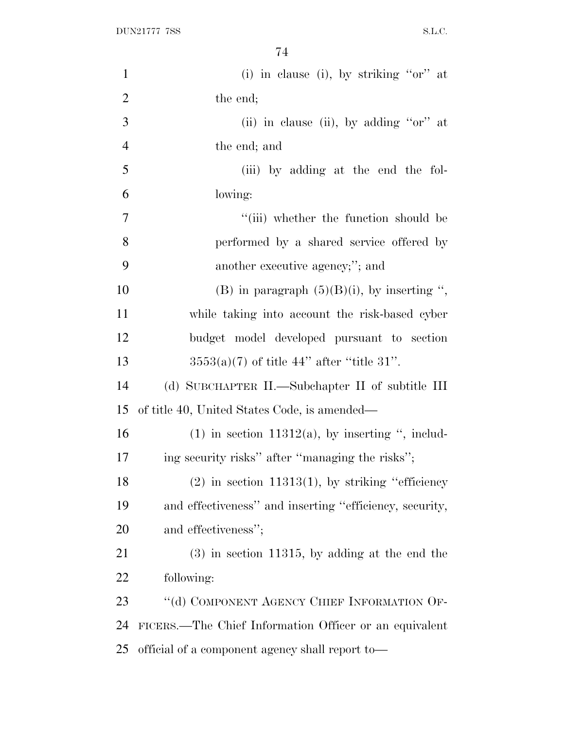(i) in clause (i), by striking "or" at the end;

(ii) in clause (ii), by adding "or" at the end; and

(iii) by adding at the end the following:

"(iii) whether the function should be performed by a shared service offered by another executive agency;"; and

(B) in paragraph (5)(B)(i), by inserting ", while taking into account the risk-based cyber budget model developed pursuant to section 3553(a)(7) of title 44" after "title 31".

(d) SUBCHAPTER II.—Subchapter II of subtitle III of title 40, United States Code, is amended—

(1) in section 11312(a), by inserting ", including security risks" after "managing the risks";

(2) in section 11313(1), by striking "efficiency and effectiveness" and inserting "efficiency, security, and effectiveness";

(3) in section 11315, by adding at the end the following:

"(d) COMPONENT AGENCY CHIEF INFORMATION OFFICERS.—The Chief Information Officer or an equivalent official of a component agency shall report to—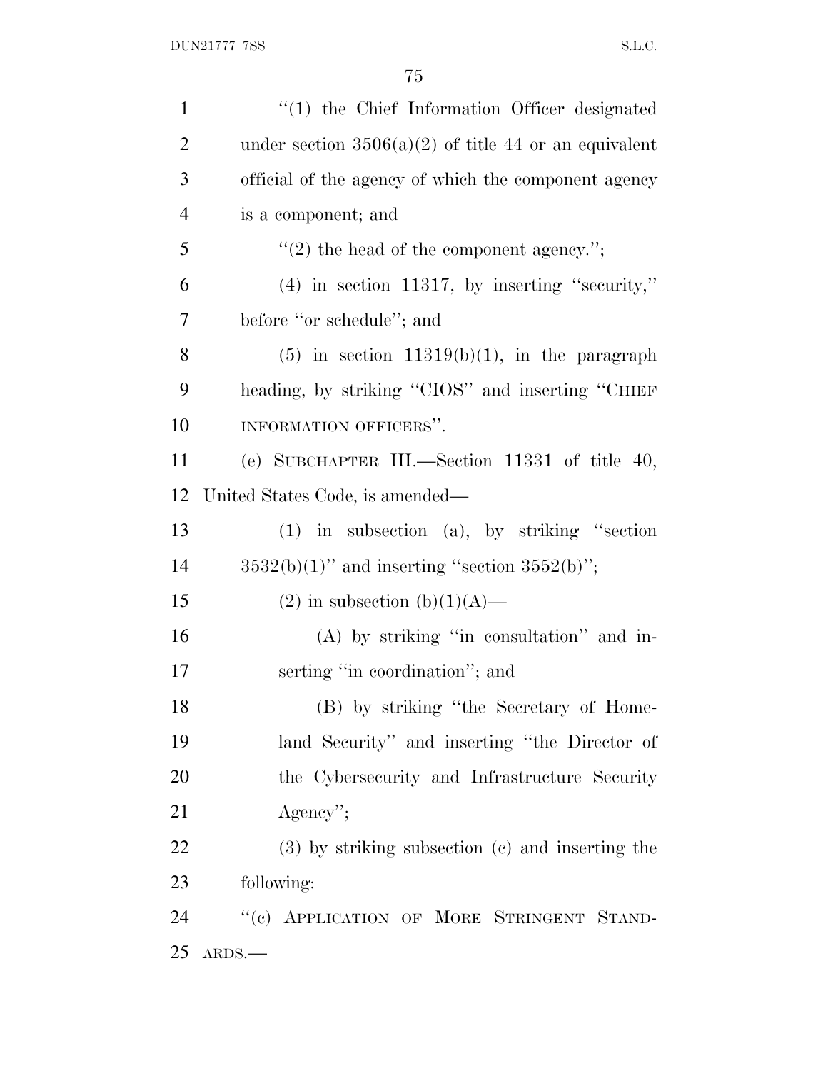"(1) the Chief Information Officer designated under section 3506(a)(2) of title 44 or an equivalent official of the agency of which the component agency is a component; and

"(2) the head of the component agency.";

(4) in section 11317, by inserting "security," before "or schedule"; and

(5) in section 11319(b)(1), in the paragraph heading, by striking "CIOS" and inserting "CHIEF INFORMATION OFFICERS".

(e) SUBCHAPTER III.—Section 11331 of title 40, United States Code, is amended—

(1) in subsection (a), by striking "section 3532(b)(1)" and inserting "section 3552(b)";

(2) in subsection (b)(1)(A)—

(A) by striking "in consultation" and inserting "in coordination"; and

(B) by striking "the Secretary of Homeland Security" and inserting "the Director of the Cybersecurity and Infrastructure Security Agency";

(3) by striking subsection (c) and inserting the following:

"(c) APPLICATION OF MORE STRINGENT STANDARDS.—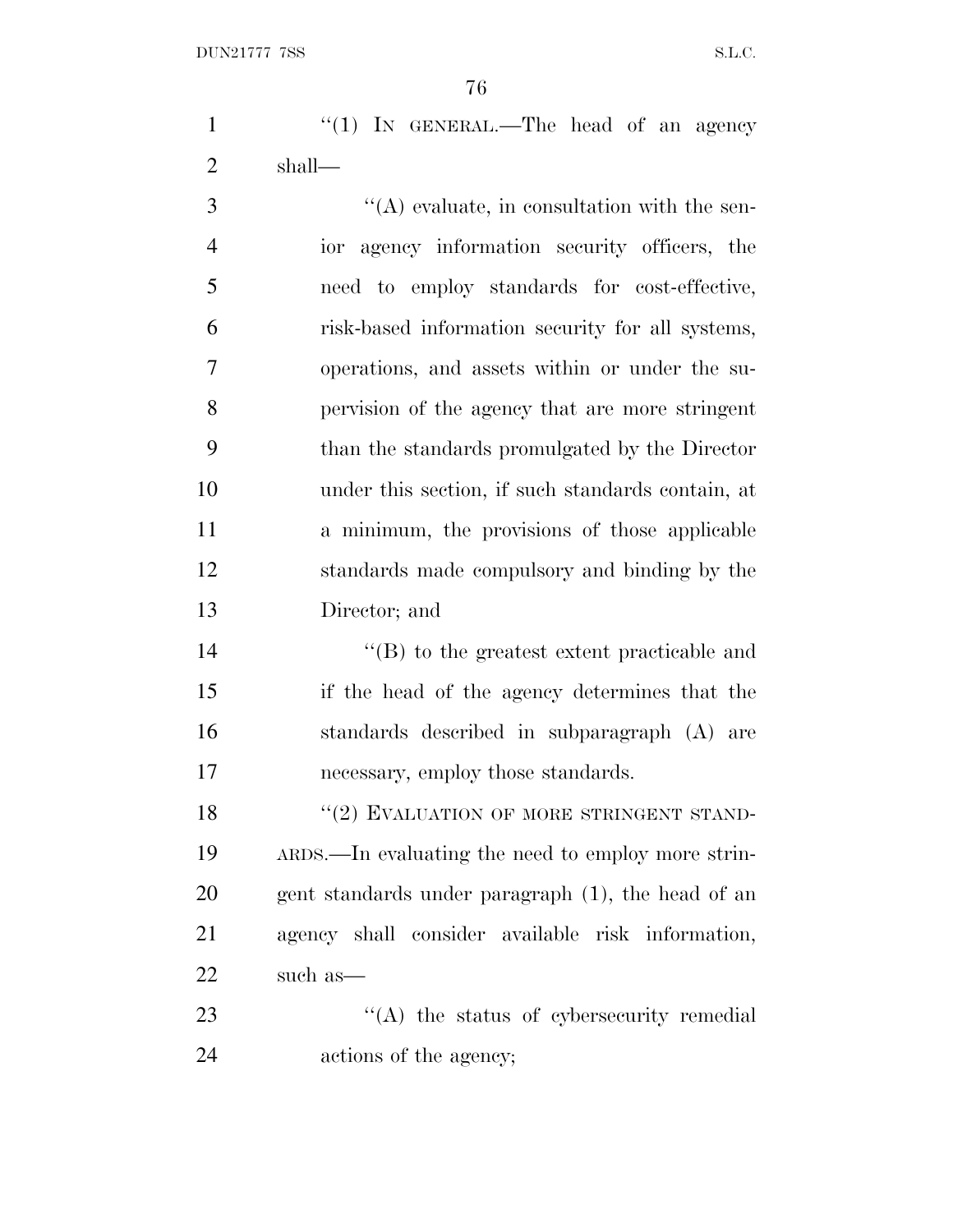"(1) IN GENERAL.—The head of an agency shall—

"(A) evaluate, in consultation with the senior agency information security officers, the need to employ standards for cost-effective, risk-based information security for all systems, operations, and assets within or under the supervision of the agency that are more stringent than the standards promulgated by the Director under this section, if such standards contain, at a minimum, the provisions of those applicable standards made compulsory and binding by the Director; and

"(B) to the greatest extent practicable and if the head of the agency determines that the standards described in subparagraph (A) are necessary, employ those standards.

"(2) EVALUATION OF MORE STRINGENT STANDARDS.—In evaluating the need to employ more stringent standards under paragraph (1), the head of an agency shall consider available risk information, such as—

"(A) the status of cybersecurity remedial actions of the agency;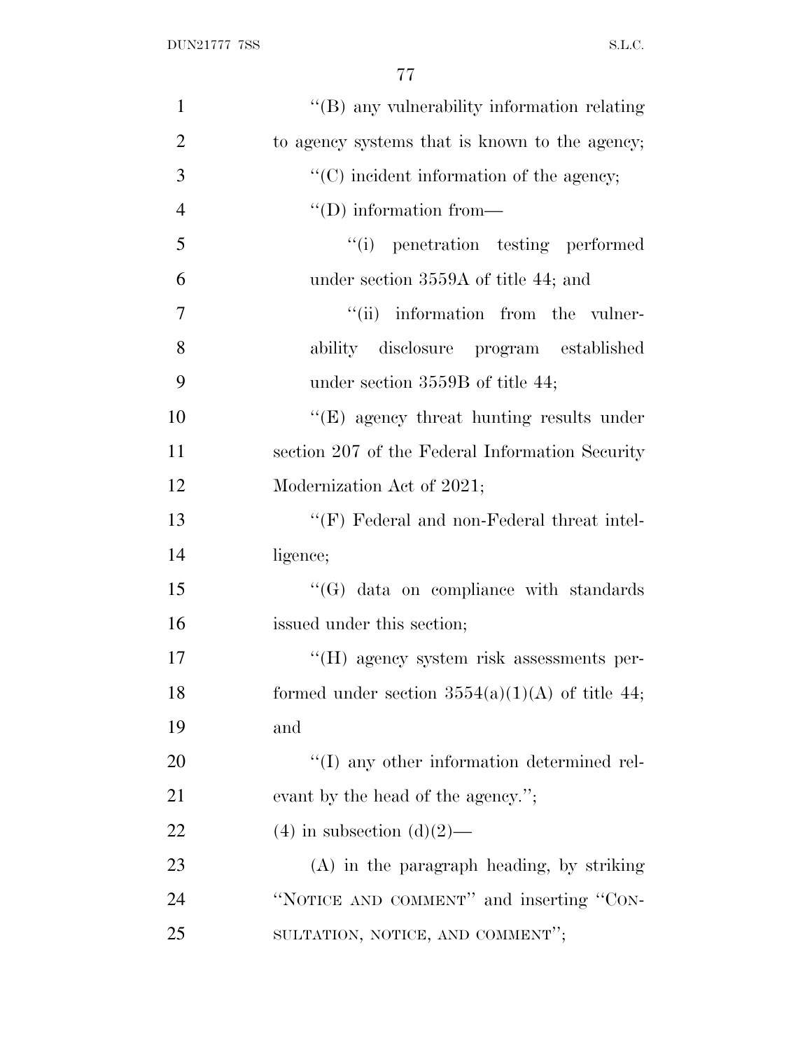''(B) any vulnerability information relating to agency systems that is known to the agency;

''(C) incident information of the agency;

''(D) information from—

''(i) penetration testing performed under section 3559A of title 44; and

''(ii) information from the vulnerability disclosure program established under section 3559B of title 44;

''(E) agency threat hunting results under section 207 of the Federal Information Security Modernization Act of 2021;

''(F) Federal and non-Federal threat intelligence;

''(G) data on compliance with standards issued under this section;

''(H) agency system risk assessments performed under section 3554(a)(1)(A) of title 44; and

''(I) any other information determined relevant by the head of the agency.'';

(4) in subsection (d)(2)—

(A) in the paragraph heading, by striking ''NOTICE AND COMMENT'' and inserting ''CONSULTATION, NOTICE, AND COMMENT'';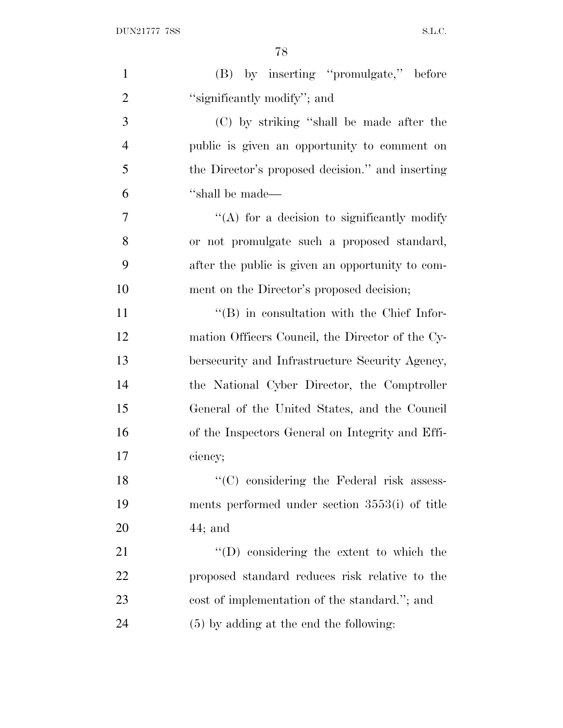(B) by inserting "promulgate," before "significantly modify"; and

(C) by striking "shall be made after the public is given an opportunity to comment on the Director's proposed decision." and inserting "shall be made—

"(A) for a decision to significantly modify or not promulgate such a proposed standard, after the public is given an opportunity to comment on the Director's proposed decision;

"(B) in consultation with the Chief Information Officers Council, the Director of the Cybersecurity and Infrastructure Security Agency, the National Cyber Director, the Comptroller General of the United States, and the Council of the Inspectors General on Integrity and Efficiency;

"(C) considering the Federal risk assessments performed under section 3553(i) of title 44; and

"(D) considering the extent to which the proposed standard reduces risk relative to the cost of implementation of the standard."; and

(5) by adding at the end the following: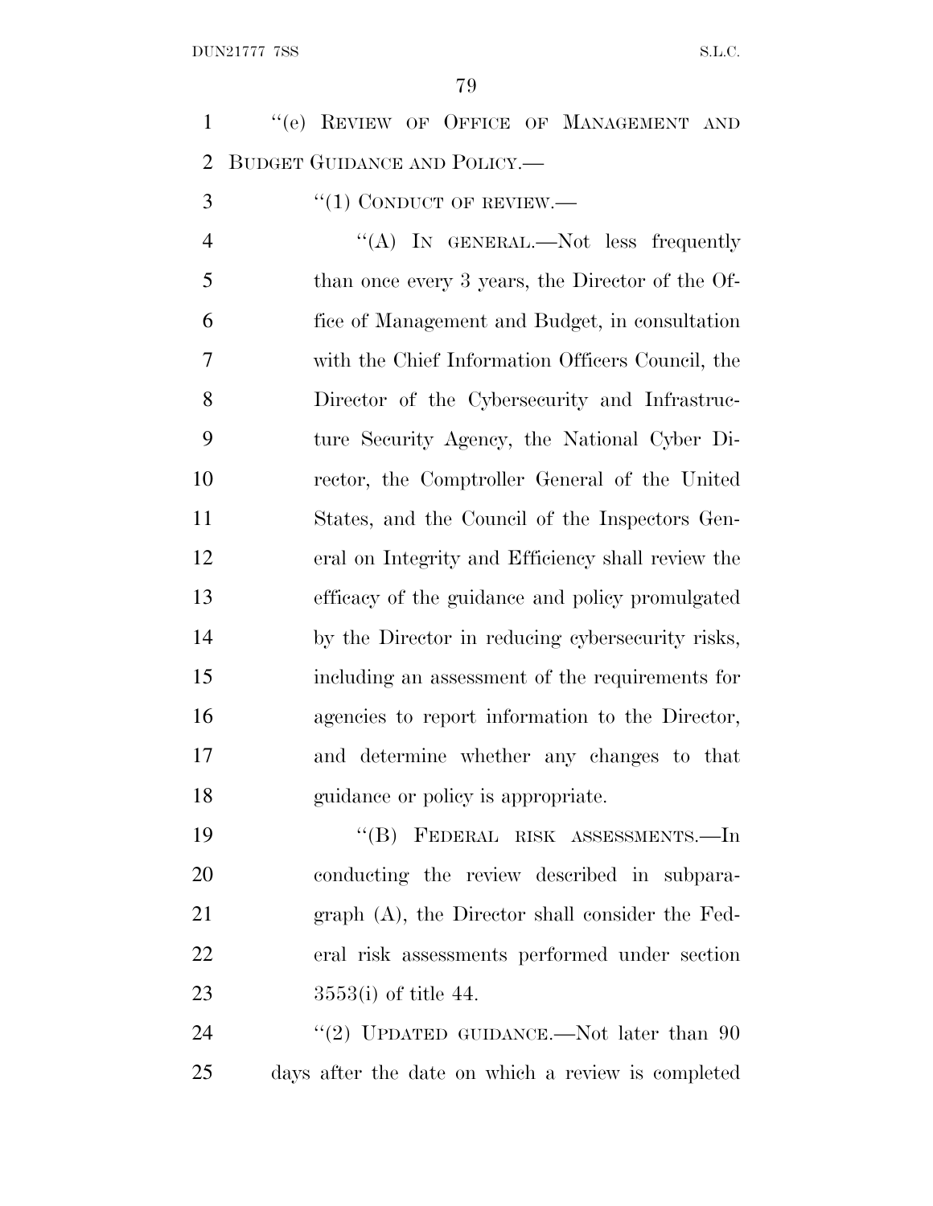"(e) REVIEW OF OFFICE OF MANAGEMENT AND BUDGET GUIDANCE AND POLICY.—

"(1) CONDUCT OF REVIEW.—

"(A) IN GENERAL.—Not less frequently than once every 3 years, the Director of the Office of Management and Budget, in consultation with the Chief Information Officers Council, the Director of the Cybersecurity and Infrastructure Security Agency, the National Cyber Director, the Comptroller General of the United States, and the Council of the Inspectors General on Integrity and Efficiency shall review the efficacy of the guidance and policy promulgated by the Director in reducing cybersecurity risks, including an assessment of the requirements for agencies to report information to the Director, and determine whether any changes to that guidance or policy is appropriate.

"(B) FEDERAL RISK ASSESSMENTS.—In conducting the review described in subparagraph (A), the Director shall consider the Federal risk assessments performed under section 3553(i) of title 44.

"(2) UPDATED GUIDANCE.—Not later than 90 days after the date on which a review is completed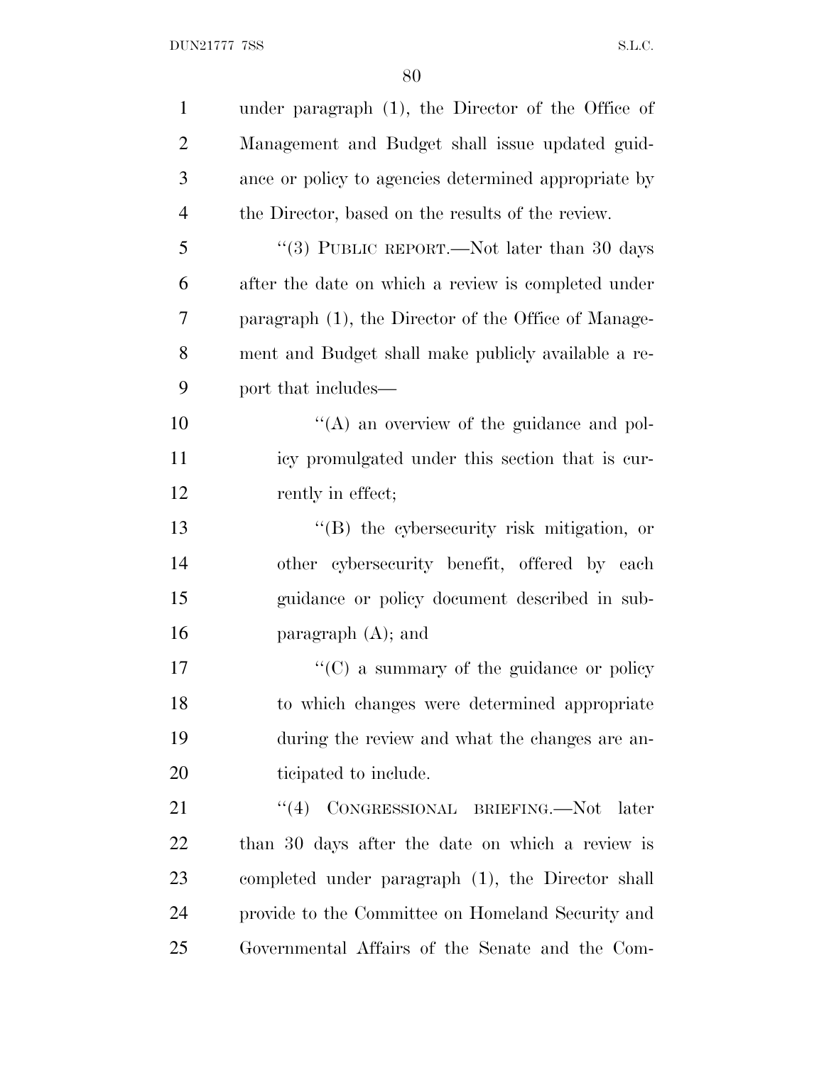under paragraph (1), the Director of the Office of Management and Budget shall issue updated guidance or policy to agencies determined appropriate by the Director, based on the results of the review.

''(3) PUBLIC REPORT.—Not later than 30 days after the date on which a review is completed under paragraph (1), the Director of the Office of Management and Budget shall make publicly available a report that includes—

''(A) an overview of the guidance and policy promulgated under this section that is currently in effect;

''(B) the cybersecurity risk mitigation, or other cybersecurity benefit, offered by each guidance or policy document described in subparagraph (A); and

''(C) a summary of the guidance or policy to which changes were determined appropriate during the review and what the changes are anticipated to include.

''(4) CONGRESSIONAL BRIEFING.—Not later than 30 days after the date on which a review is completed under paragraph (1), the Director shall provide to the Committee on Homeland Security and Governmental Affairs of the Senate and the Com-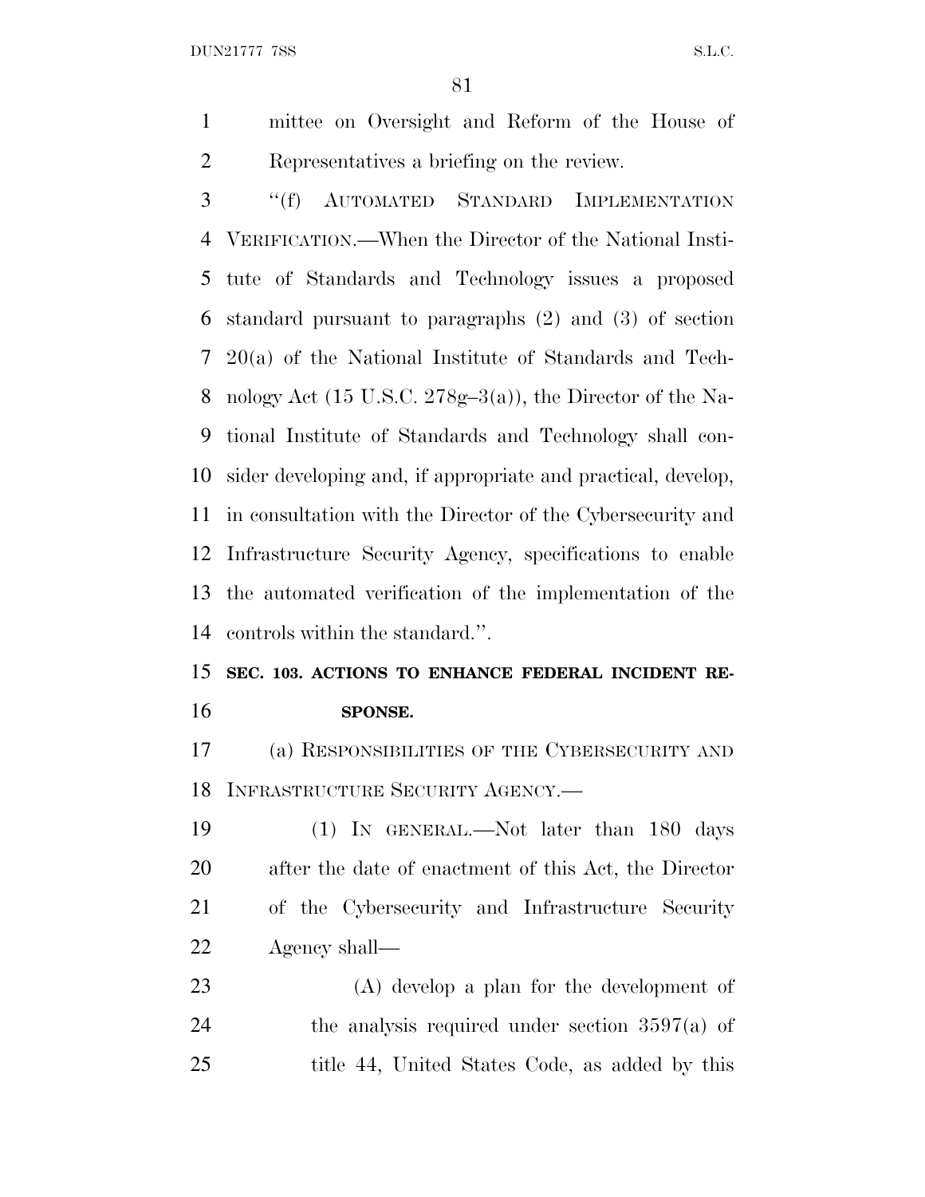mittee on Oversight and Reform of the House of Representatives a briefing on the review.

"(f) AUTOMATED STANDARD IMPLEMENTATION VERIFICATION.—When the Director of the National Institute of Standards and Technology issues a proposed standard pursuant to paragraphs (2) and (3) of section 20(a) of the National Institute of Standards and Technology Act (15 U.S.C. 278g–3(a)), the Director of the National Institute of Standards and Technology shall consider developing and, if appropriate and practical, develop, in consultation with the Director of the Cybersecurity and Infrastructure Security Agency, specifications to enable the automated verification of the implementation of the controls within the standard.".

**SEC. 103. ACTIONS TO ENHANCE FEDERAL INCIDENT RESPONSE.**

(a) RESPONSIBILITIES OF THE CYBERSECURITY AND INFRASTRUCTURE SECURITY AGENCY.—

(1) IN GENERAL.—Not later than 180 days after the date of enactment of this Act, the Director of the Cybersecurity and Infrastructure Security Agency shall—

(A) develop a plan for the development of the analysis required under section 3597(a) of title 44, United States Code, as added by this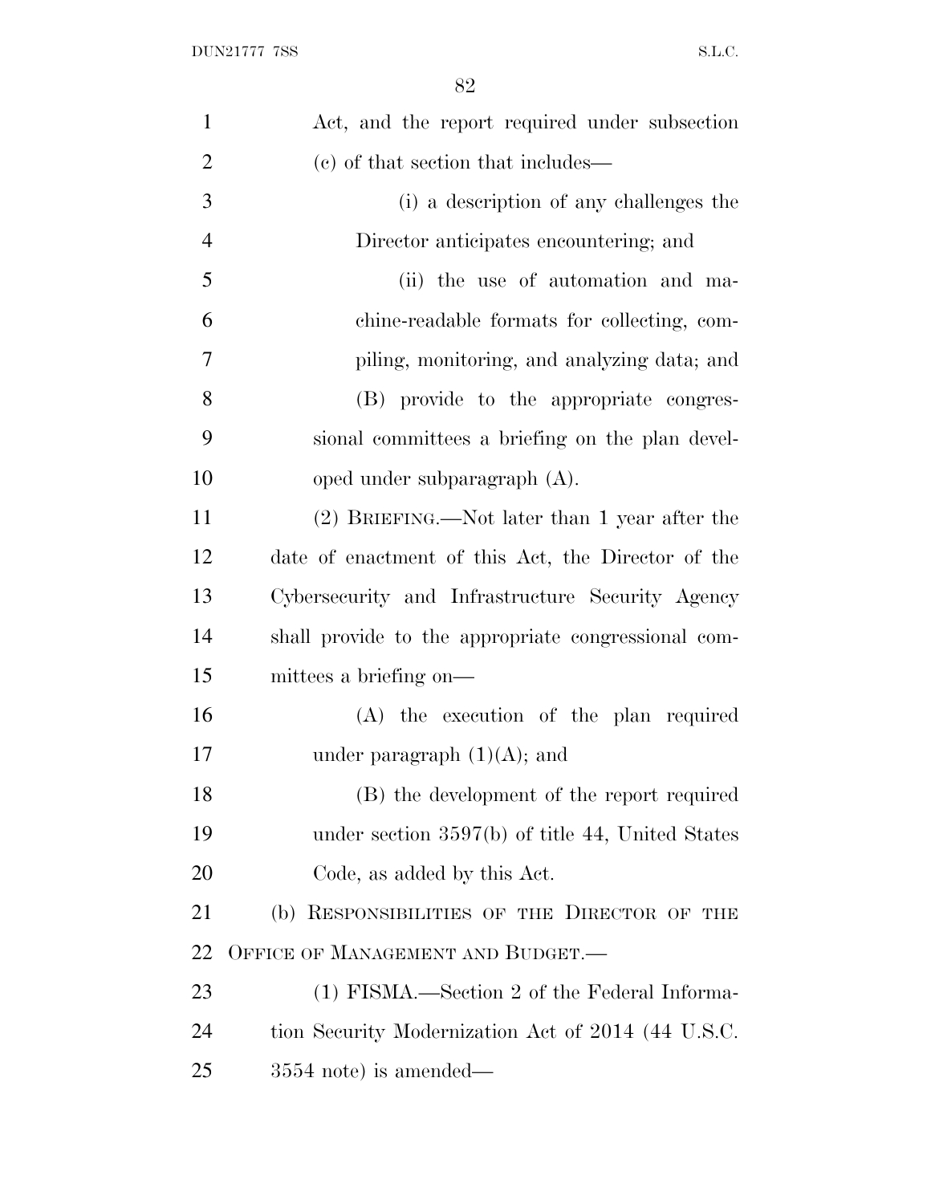Act, and the report required under subsection (c) of that section that includes—

(i) a description of any challenges the Director anticipates encountering; and

(ii) the use of automation and machine-readable formats for collecting, compiling, monitoring, and analyzing data; and

(B) provide to the appropriate congressional committees a briefing on the plan developed under subparagraph (A).

(2) BRIEFING.—Not later than 1 year after the date of enactment of this Act, the Director of the Cybersecurity and Infrastructure Security Agency shall provide to the appropriate congressional committees a briefing on—

(A) the execution of the plan required under paragraph (1)(A); and

(B) the development of the report required under section 3597(b) of title 44, United States Code, as added by this Act.

(b) RESPONSIBILITIES OF THE DIRECTOR OF THE OFFICE OF MANAGEMENT AND BUDGET.—

(1) FISMA.—Section 2 of the Federal Information Security Modernization Act of 2014 (44 U.S.C. 3554 note) is amended—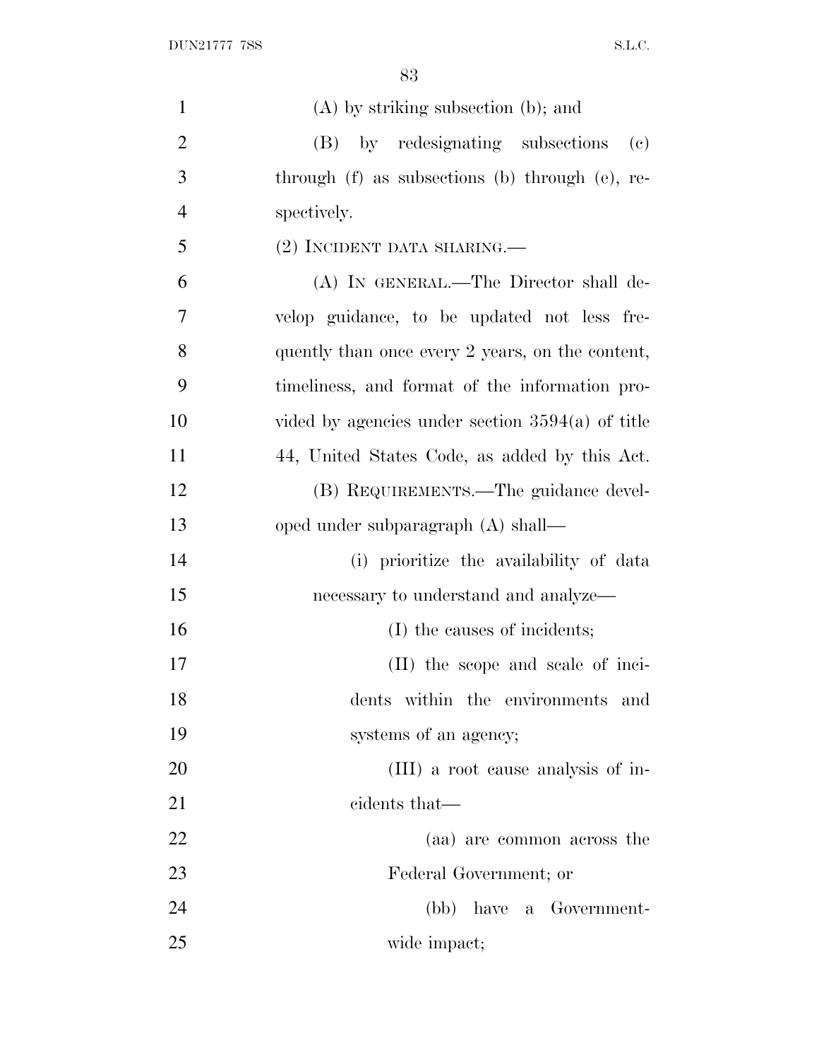(A) by striking subsection (b); and

(B) by redesignating subsections (c) through (f) as subsections (b) through (e), respectively.

(2) INCIDENT DATA SHARING.—

(A) IN GENERAL.—The Director shall develop guidance, to be updated not less frequently than once every 2 years, on the content, timeliness, and format of the information provided by agencies under section 3594(a) of title 44, United States Code, as added by this Act.

(B) REQUIREMENTS.—The guidance developed under subparagraph (A) shall—

(i) prioritize the availability of data necessary to understand and analyze—

(I) the causes of incidents;

(II) the scope and scale of incidents within the environments and systems of an agency;

(III) a root cause analysis of incidents that—

(aa) are common across the Federal Government; or

(bb) have a Government-wide impact;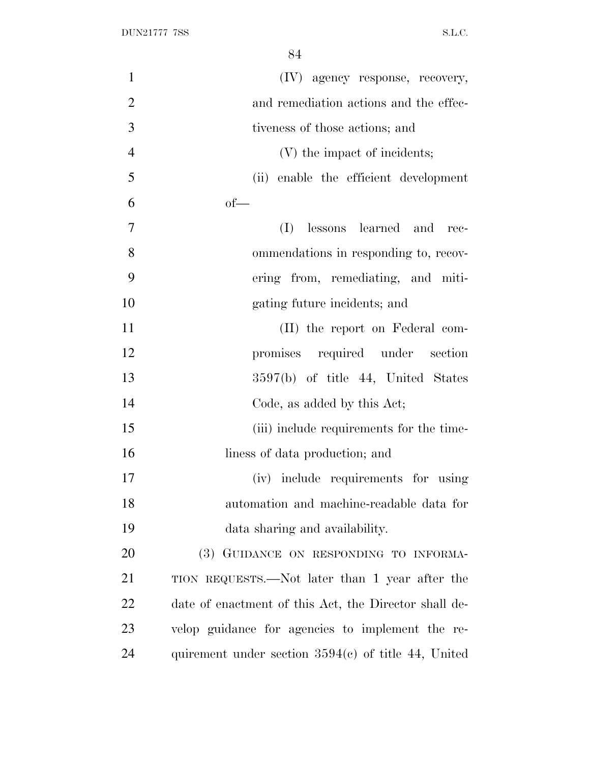(IV) agency response, recovery, and remediation actions and the effectiveness of those actions; and

(V) the impact of incidents;

(ii) enable the efficient development of—

(I) lessons learned and recommendations in responding to, recovering from, remediating, and mitigating future incidents; and

(II) the report on Federal compromises required under section 3597(b) of title 44, United States Code, as added by this Act;

(iii) include requirements for the timeliness of data production; and

(iv) include requirements for using automation and machine-readable data for data sharing and availability.

(3) GUIDANCE ON RESPONDING TO INFORMATION REQUESTS.—Not later than 1 year after the date of enactment of this Act, the Director shall develop guidance for agencies to implement the requirement under section 3594(c) of title 44, United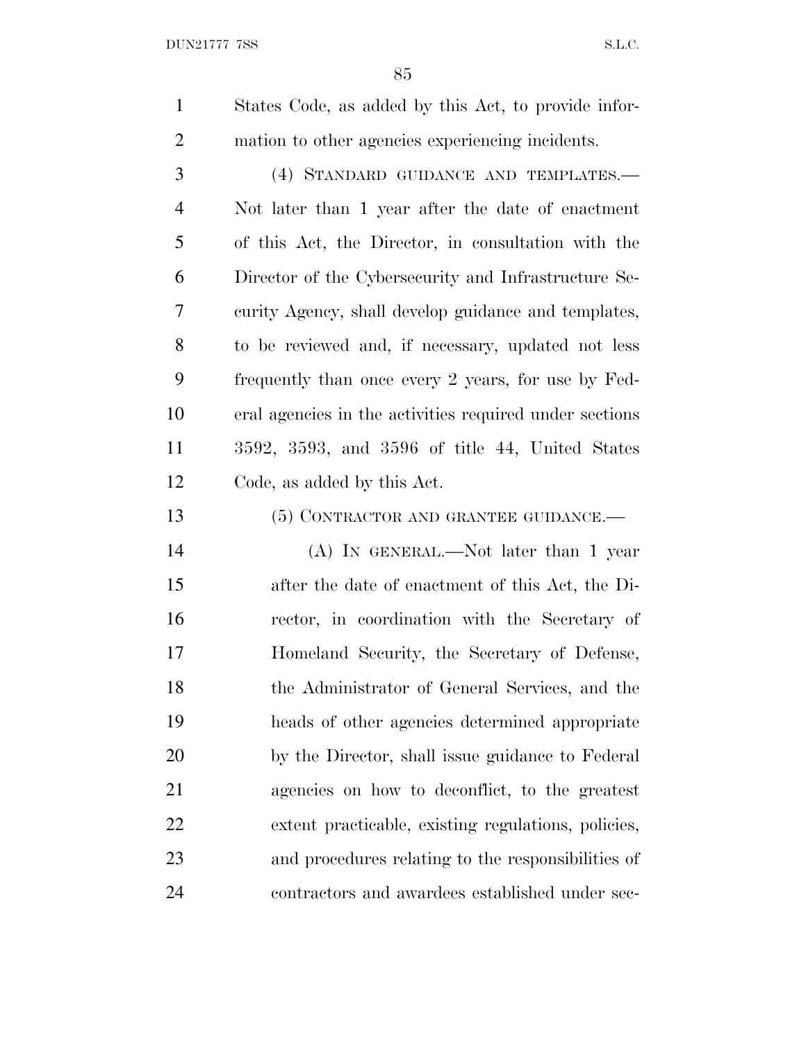States Code, as added by this Act, to provide information to other agencies experiencing incidents.

(4) STANDARD GUIDANCE AND TEMPLATES.—Not later than 1 year after the date of enactment of this Act, the Director, in consultation with the Director of the Cybersecurity and Infrastructure Security Agency, shall develop guidance and templates, to be reviewed and, if necessary, updated not less frequently than once every 2 years, for use by Federal agencies in the activities required under sections 3592, 3593, and 3596 of title 44, United States Code, as added by this Act.

(5) CONTRACTOR AND GRANTEE GUIDANCE.—

(A) IN GENERAL.—Not later than 1 year after the date of enactment of this Act, the Director, in coordination with the Secretary of Homeland Security, the Secretary of Defense, the Administrator of General Services, and the heads of other agencies determined appropriate by the Director, shall issue guidance to Federal agencies on how to deconflict, to the greatest extent practicable, existing regulations, policies, and procedures relating to the responsibilities of contractors and awardees established under sec-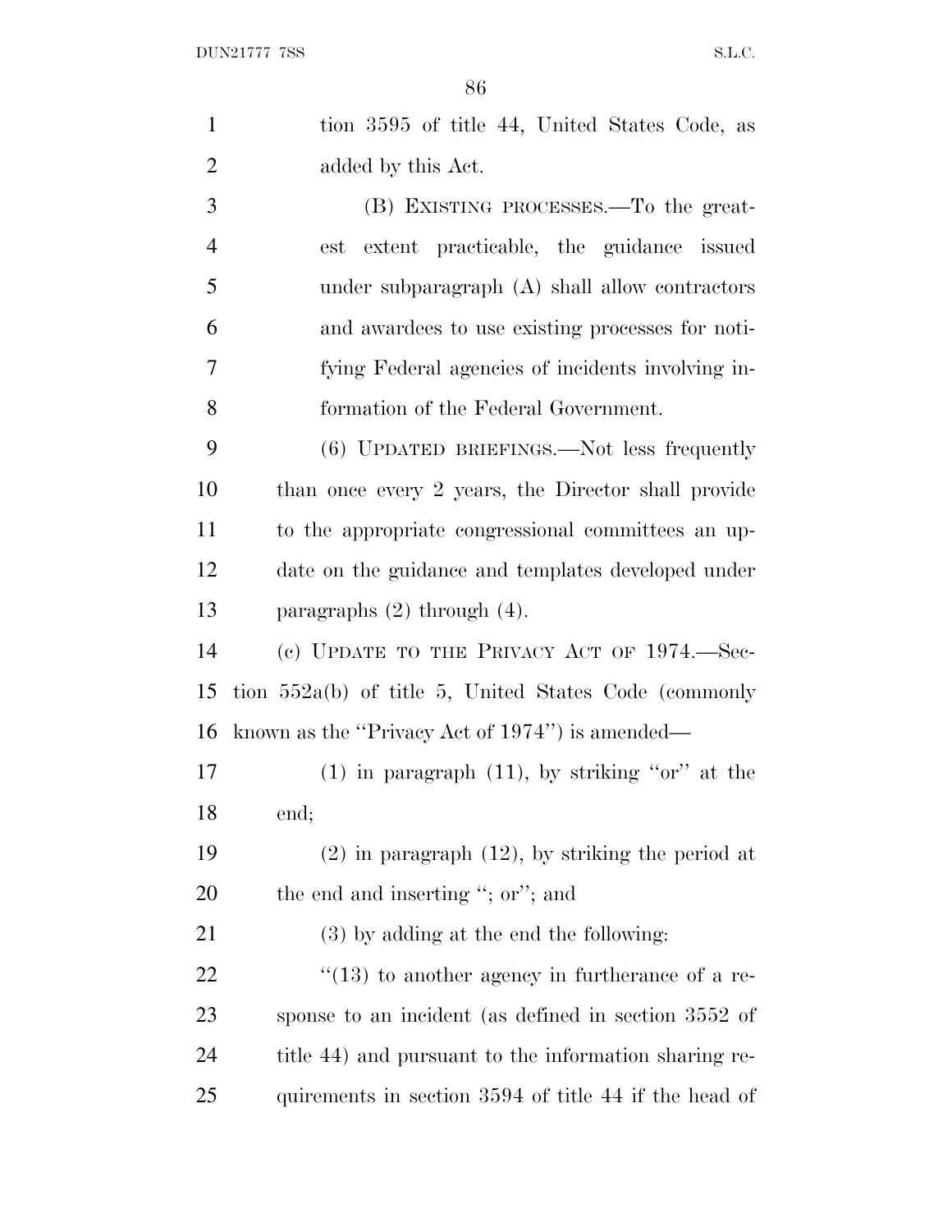tion 3595 of title 44, United States Code, as added by this Act.

(B) EXISTING PROCESSES.—To the greatest extent practicable, the guidance issued under subparagraph (A) shall allow contractors and awardees to use existing processes for notifying Federal agencies of incidents involving information of the Federal Government.

(6) UPDATED BRIEFINGS.—Not less frequently than once every 2 years, the Director shall provide to the appropriate congressional committees an update on the guidance and templates developed under paragraphs (2) through (4).

(c) UPDATE TO THE PRIVACY ACT OF 1974.—Section 552a(b) of title 5, United States Code (commonly known as the ''Privacy Act of 1974'') is amended—

(1) in paragraph (11), by striking ''or'' at the end;

(2) in paragraph (12), by striking the period at the end and inserting ''; or''; and

(3) by adding at the end the following:

''(13) to another agency in furtherance of a response to an incident (as defined in section 3552 of title 44) and pursuant to the information sharing requirements in section 3594 of title 44 if the head of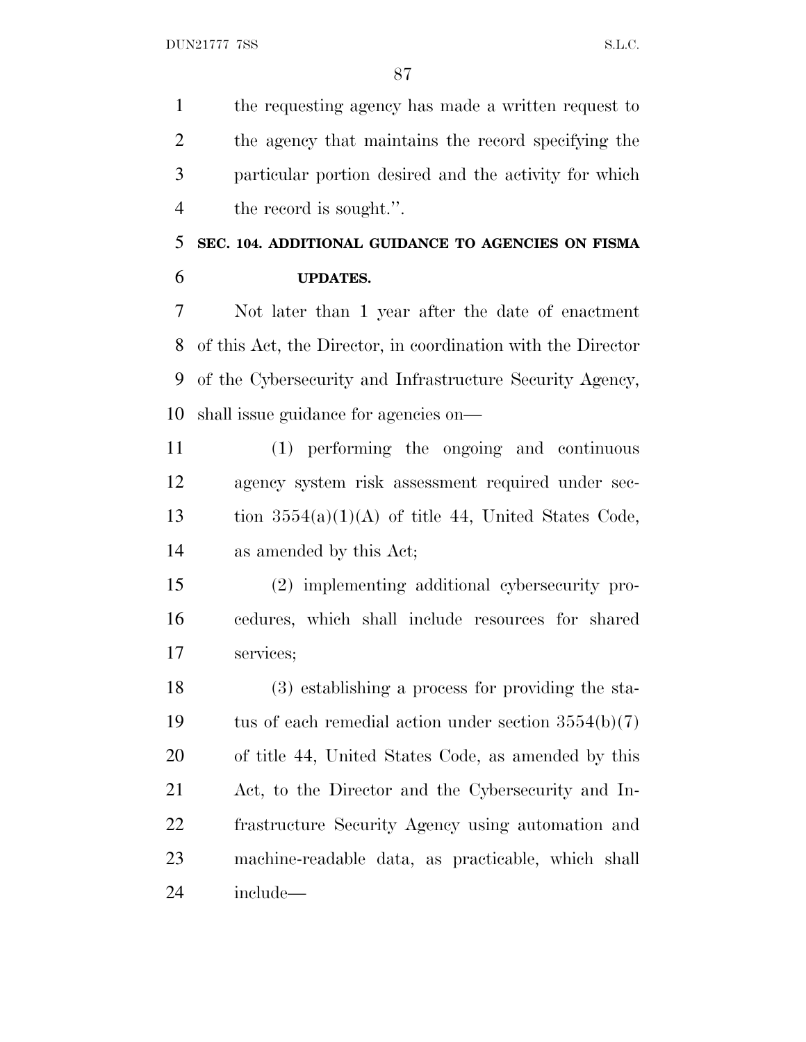the requesting agency has made a written request to the agency that maintains the record specifying the particular portion desired and the activity for which the record is sought.''.

### SEC. 104. ADDITIONAL GUIDANCE TO AGENCIES ON FISMA UPDATES.

Not later than 1 year after the date of enactment of this Act, the Director, in coordination with the Director of the Cybersecurity and Infrastructure Security Agency, shall issue guidance for agencies on—

(1) performing the ongoing and continuous agency system risk assessment required under section 3554(a)(1)(A) of title 44, United States Code, as amended by this Act;

(2) implementing additional cybersecurity procedures, which shall include resources for shared services;

(3) establishing a process for providing the status of each remedial action under section 3554(b)(7) of title 44, United States Code, as amended by this Act, to the Director and the Cybersecurity and Infrastructure Security Agency using automation and machine-readable data, as practicable, which shall include—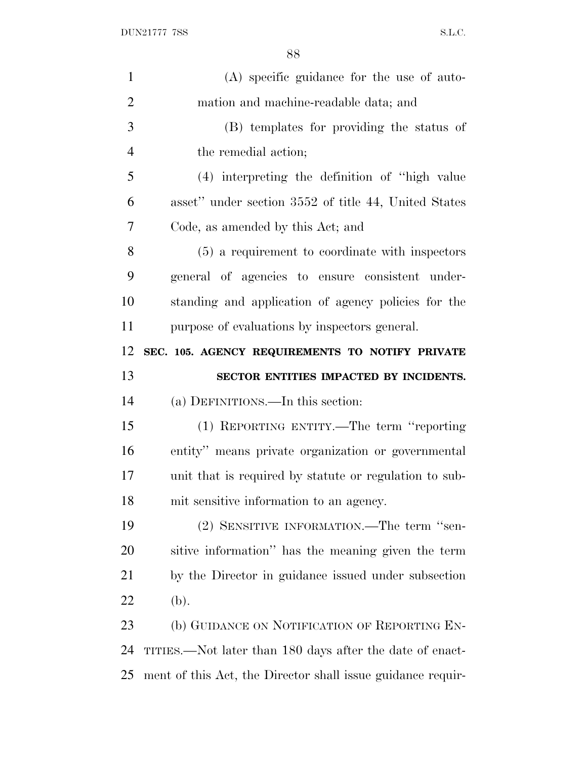(A) specific guidance for the use of automation and machine-readable data; and

(B) templates for providing the status of the remedial action;

(4) interpreting the definition of ''high value asset'' under section 3552 of title 44, United States Code, as amended by this Act; and

(5) a requirement to coordinate with inspectors general of agencies to ensure consistent understanding and application of agency policies for the purpose of evaluations by inspectors general.

**SEC. 105. AGENCY REQUIREMENTS TO NOTIFY PRIVATE SECTOR ENTITIES IMPACTED BY INCIDENTS.**

(a) DEFINITIONS.—In this section:

(1) REPORTING ENTITY.—The term ''reporting entity'' means private organization or governmental unit that is required by statute or regulation to submit sensitive information to an agency.

(2) SENSITIVE INFORMATION.—The term ''sensitive information'' has the meaning given the term by the Director in guidance issued under subsection (b).

(b) GUIDANCE ON NOTIFICATION OF REPORTING ENTITIES.—Not later than 180 days after the date of enactment of this Act, the Director shall issue guidance requir-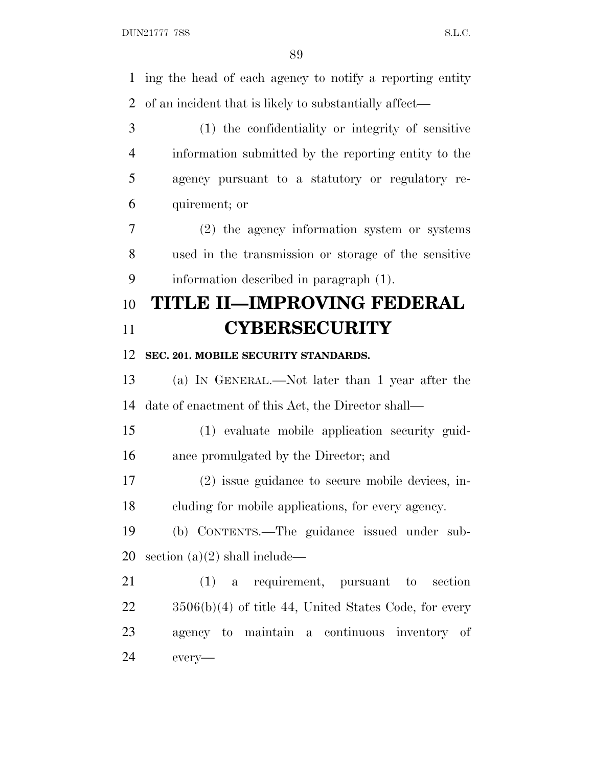ing the head of each agency to notify a reporting entity of an incident that is likely to substantially affect—

(1) the confidentiality or integrity of sensitive information submitted by the reporting entity to the agency pursuant to a statutory or regulatory requirement; or

(2) the agency information system or systems used in the transmission or storage of the sensitive information described in paragraph (1).

# TITLE II—IMPROVING FEDERAL CYBERSECURITY

### SEC. 201. MOBILE SECURITY STANDARDS.

(a) IN GENERAL.—Not later than 1 year after the date of enactment of this Act, the Director shall—

(1) evaluate mobile application security guidance promulgated by the Director; and

(2) issue guidance to secure mobile devices, including for mobile applications, for every agency.

(b) CONTENTS.—The guidance issued under subsection (a)(2) shall include—

(1) a requirement, pursuant to section 3506(b)(4) of title 44, United States Code, for every agency to maintain a continuous inventory of every—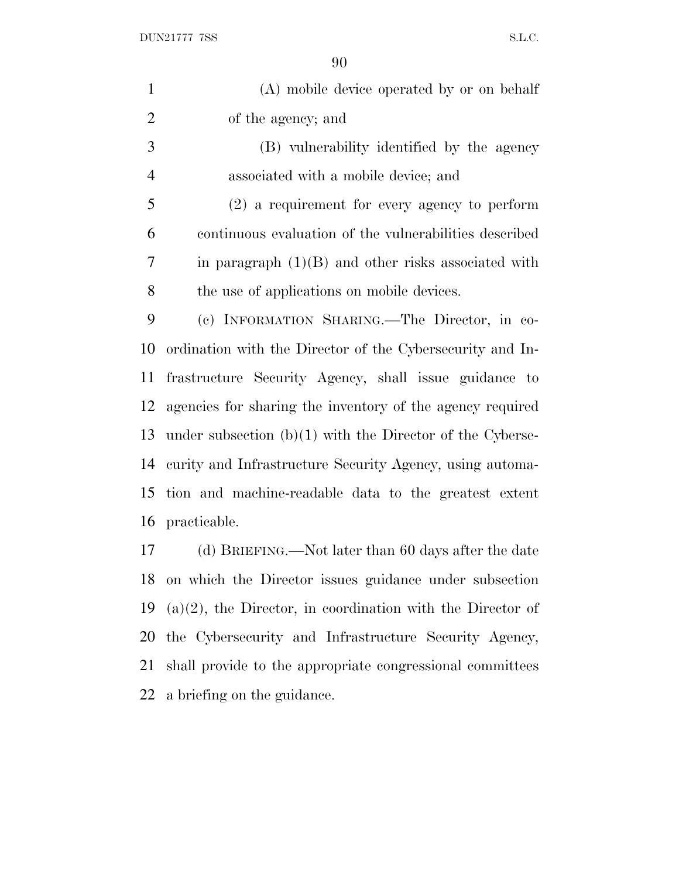(A) mobile device operated by or on behalf of the agency; and

(B) vulnerability identified by the agency associated with a mobile device; and

(2) a requirement for every agency to perform continuous evaluation of the vulnerabilities described in paragraph (1)(B) and other risks associated with the use of applications on mobile devices.

(c) INFORMATION SHARING.—The Director, in coordination with the Director of the Cybersecurity and Infrastructure Security Agency, shall issue guidance to agencies for sharing the inventory of the agency required under subsection (b)(1) with the Director of the Cybersecurity and Infrastructure Security Agency, using automation and machine-readable data to the greatest extent practicable.

(d) BRIEFING.—Not later than 60 days after the date on which the Director issues guidance under subsection (a)(2), the Director, in coordination with the Director of the Cybersecurity and Infrastructure Security Agency, shall provide to the appropriate congressional committees a briefing on the guidance.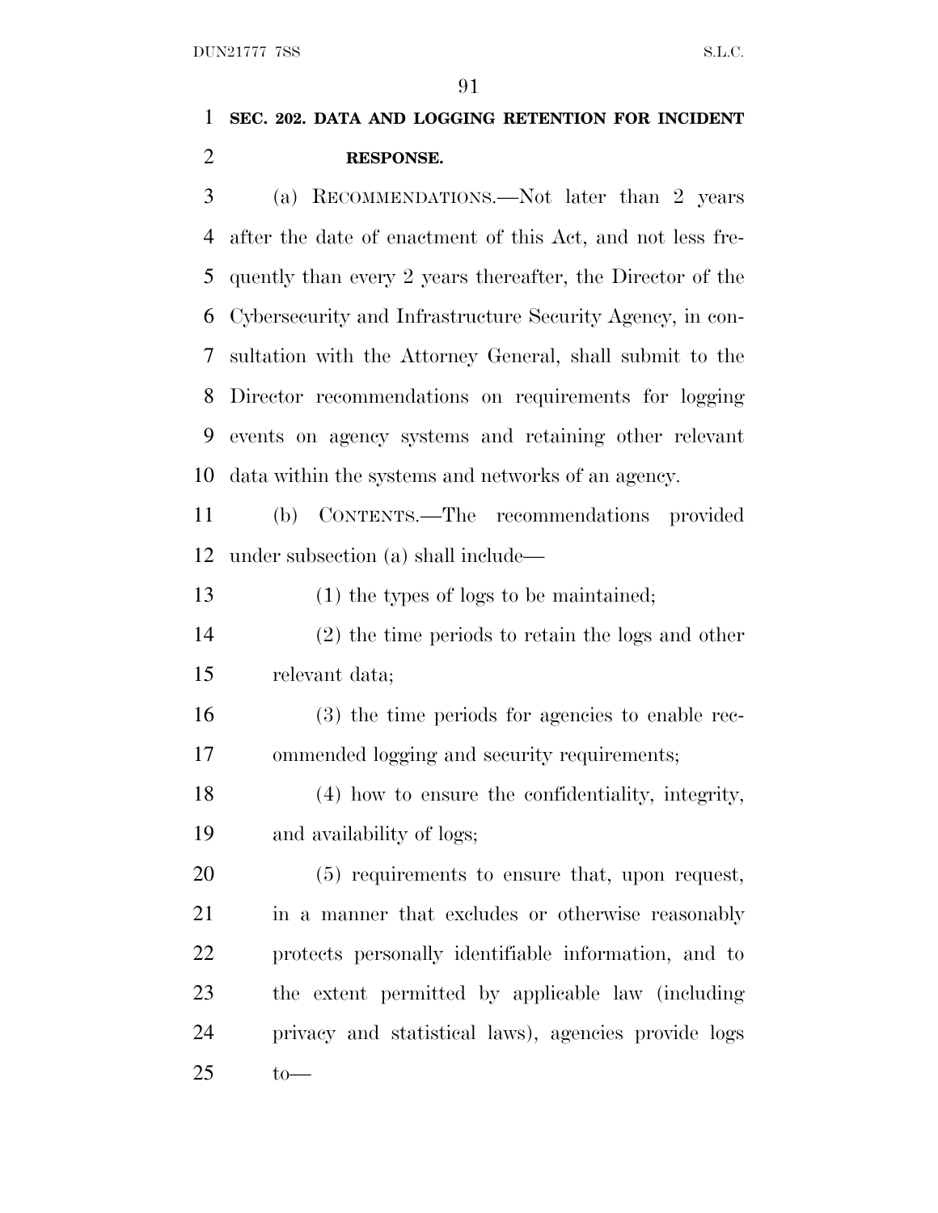## SEC. 202. DATA AND LOGGING RETENTION FOR INCIDENT RESPONSE.

(a) RECOMMENDATIONS.—Not later than 2 years after the date of enactment of this Act, and not less frequently than every 2 years thereafter, the Director of the Cybersecurity and Infrastructure Security Agency, in consultation with the Attorney General, shall submit to the Director recommendations on requirements for logging events on agency systems and retaining other relevant data within the systems and networks of an agency.

(b) CONTENTS.—The recommendations provided under subsection (a) shall include—

(1) the types of logs to be maintained;

(2) the time periods to retain the logs and other relevant data;

(3) the time periods for agencies to enable recommended logging and security requirements;

(4) how to ensure the confidentiality, integrity, and availability of logs;

(5) requirements to ensure that, upon request, in a manner that excludes or otherwise reasonably protects personally identifiable information, and to the extent permitted by applicable law (including privacy and statistical laws), agencies provide logs to—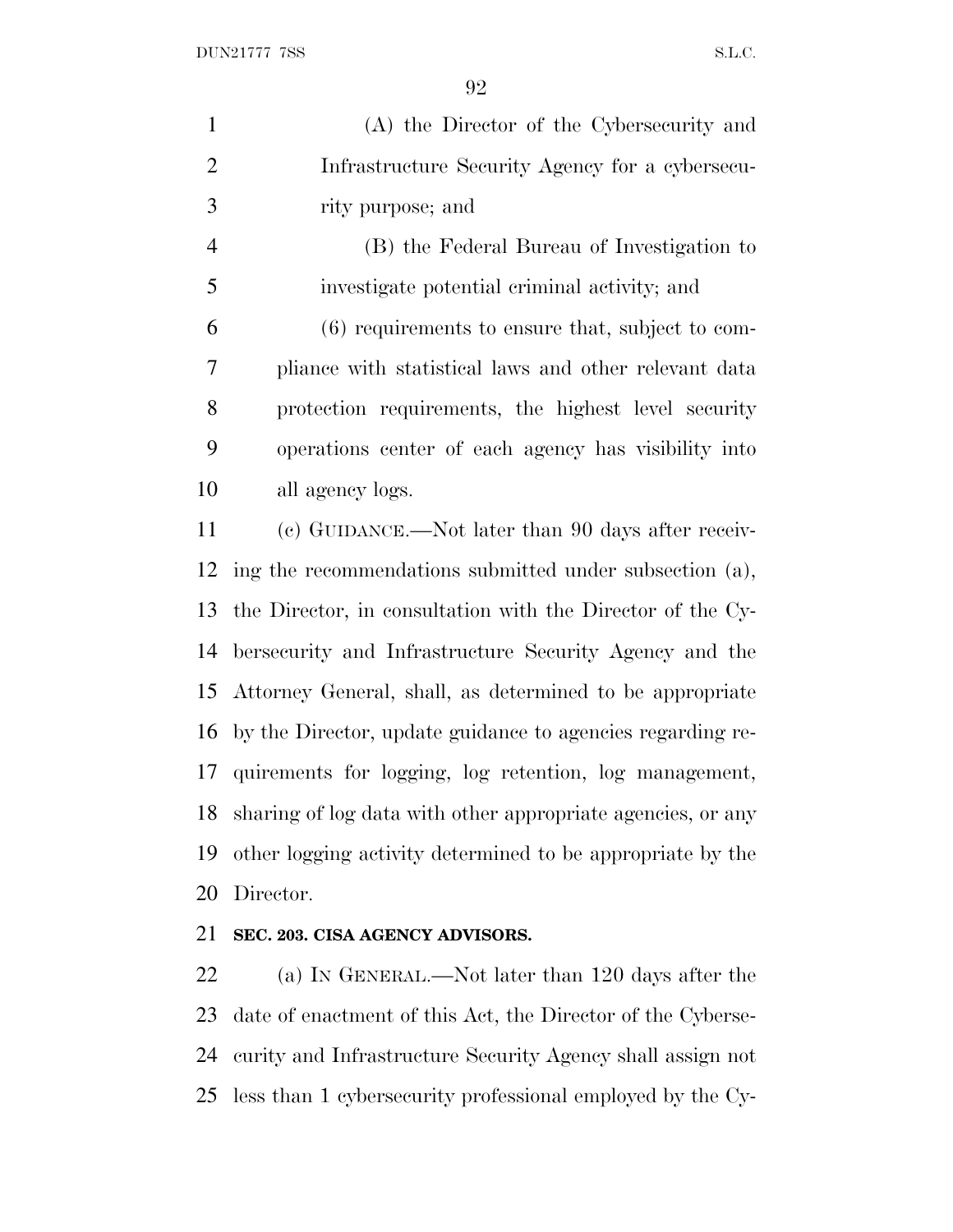(A) the Director of the Cybersecurity and Infrastructure Security Agency for a cybersecurity purpose; and

(B) the Federal Bureau of Investigation to investigate potential criminal activity; and

(6) requirements to ensure that, subject to compliance with statistical laws and other relevant data protection requirements, the highest level security operations center of each agency has visibility into all agency logs.

(c) GUIDANCE.—Not later than 90 days after receiving the recommendations submitted under subsection (a), the Director, in consultation with the Director of the Cybersecurity and Infrastructure Security Agency and the Attorney General, shall, as determined to be appropriate by the Director, update guidance to agencies regarding requirements for logging, log retention, log management, sharing of log data with other appropriate agencies, or any other logging activity determined to be appropriate by the Director.

**SEC. 203. CISA AGENCY ADVISORS.**

(a) IN GENERAL.—Not later than 120 days after the date of enactment of this Act, the Director of the Cybersecurity and Infrastructure Security Agency shall assign not less than 1 cybersecurity professional employed by the Cy-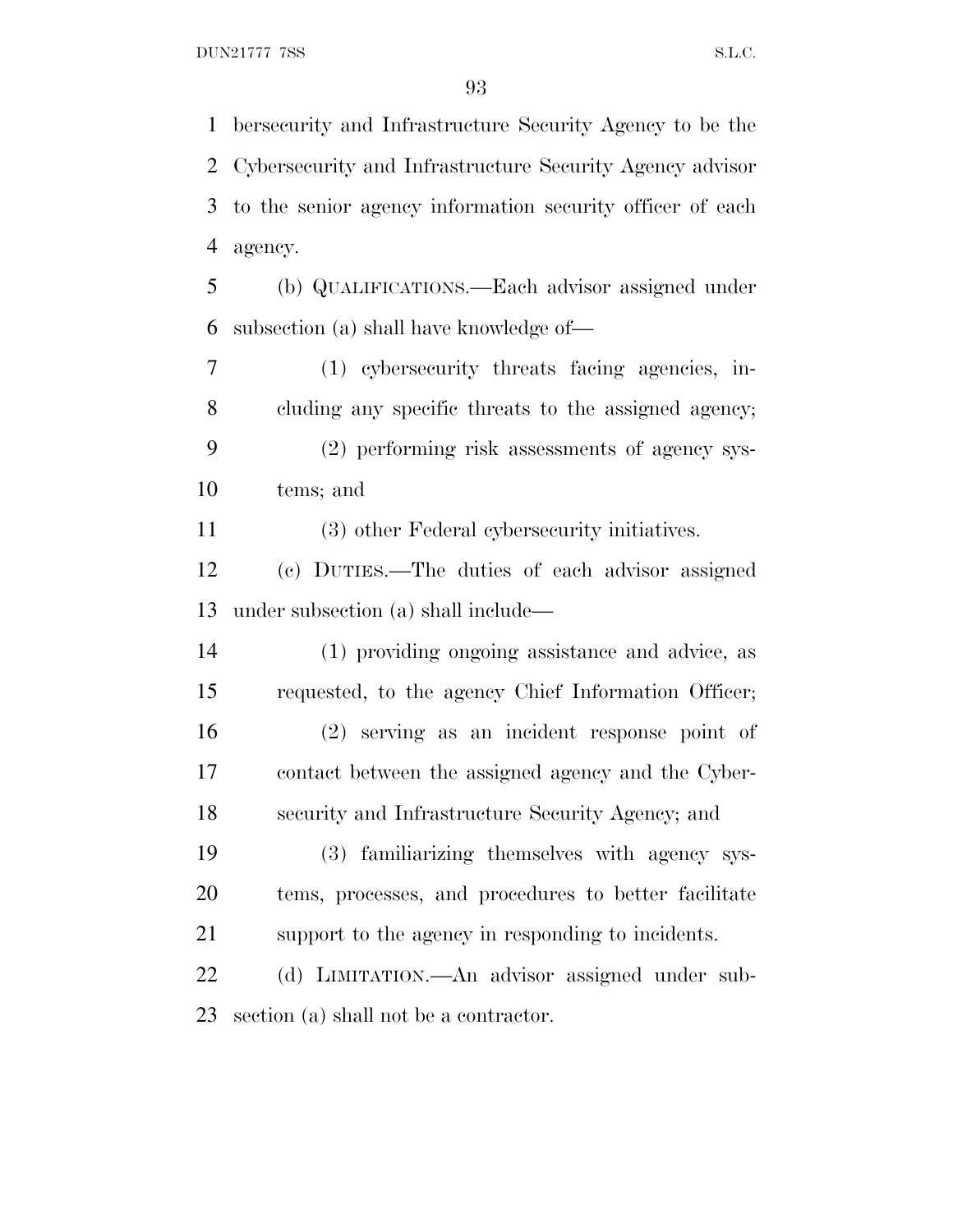bersecurity and Infrastructure Security Agency to be the Cybersecurity and Infrastructure Security Agency advisor to the senior agency information security officer of each agency.

(b) QUALIFICATIONS.—Each advisor assigned under subsection (a) shall have knowledge of—

(1) cybersecurity threats facing agencies, including any specific threats to the assigned agency;

(2) performing risk assessments of agency systems; and

(3) other Federal cybersecurity initiatives.

(c) DUTIES.—The duties of each advisor assigned under subsection (a) shall include—

(1) providing ongoing assistance and advice, as requested, to the agency Chief Information Officer;

(2) serving as an incident response point of contact between the assigned agency and the Cybersecurity and Infrastructure Security Agency; and

(3) familiarizing themselves with agency systems, processes, and procedures to better facilitate support to the agency in responding to incidents.

(d) LIMITATION.—An advisor assigned under subsection (a) shall not be a contractor.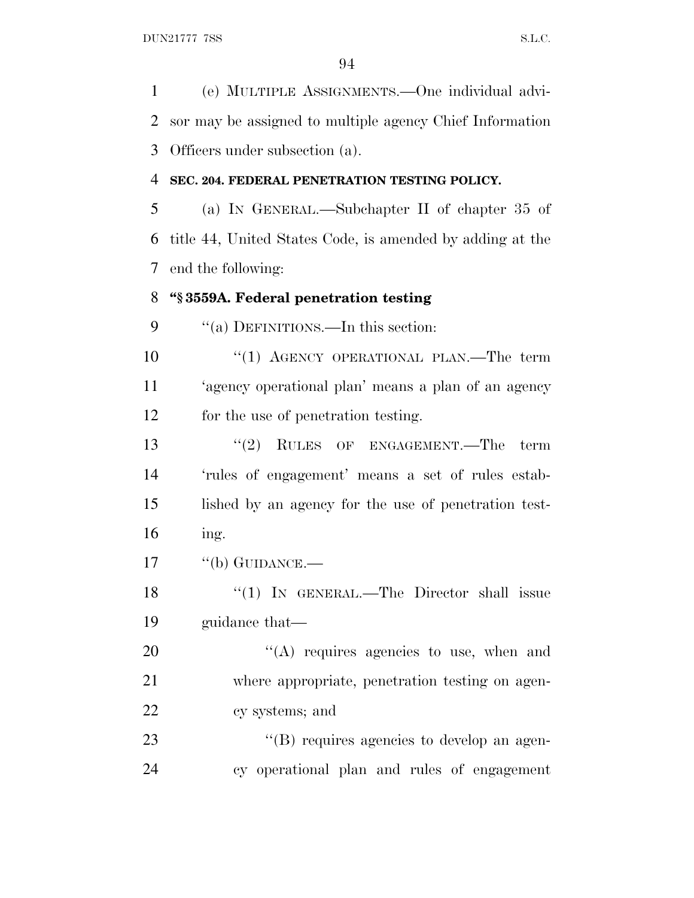(e) MULTIPLE ASSIGNMENTS.—One individual advisor may be assigned to multiple agency Chief Information Officers under subsection (a).

**SEC. 204. FEDERAL PENETRATION TESTING POLICY.**

(a) IN GENERAL.—Subchapter II of chapter 35 of title 44, United States Code, is amended by adding at the end the following:

**"§ 3559A. Federal penetration testing**

"(a) DEFINITIONS.—In this section:

"(1) AGENCY OPERATIONAL PLAN.—The term 'agency operational plan' means a plan of an agency for the use of penetration testing.

"(2) RULES OF ENGAGEMENT.—The term 'rules of engagement' means a set of rules established by an agency for the use of penetration testing.

"(b) GUIDANCE.—

"(1) IN GENERAL.—The Director shall issue guidance that—

"(A) requires agencies to use, when and where appropriate, penetration testing on agency systems; and

"(B) requires agencies to develop an agency operational plan and rules of engagement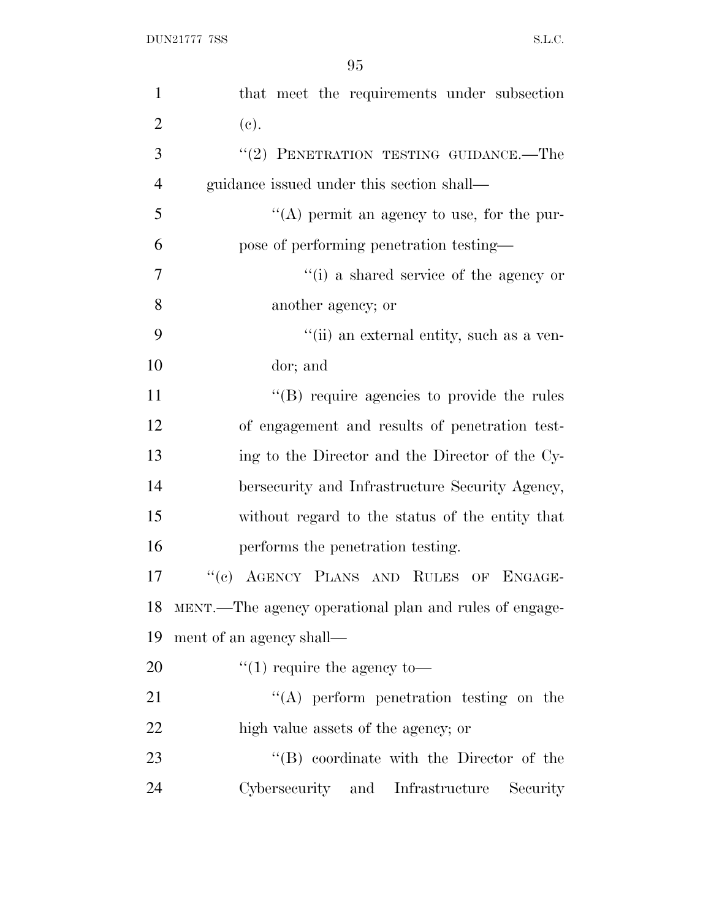that meet the requirements under subsection (c).

"(2) PENETRATION TESTING GUIDANCE.—The guidance issued under this section shall—

"(A) permit an agency to use, for the purpose of performing penetration testing—

"(i) a shared service of the agency or another agency; or

"(ii) an external entity, such as a vendor; and

"(B) require agencies to provide the rules of engagement and results of penetration testing to the Director and the Director of the Cybersecurity and Infrastructure Security Agency, without regard to the status of the entity that performs the penetration testing.

"(c) AGENCY PLANS AND RULES OF ENGAGEMENT.—The agency operational plan and rules of engagement of an agency shall—

"(1) require the agency to—

"(A) perform penetration testing on the high value assets of the agency; or

"(B) coordinate with the Director of the Cybersecurity and Infrastructure Security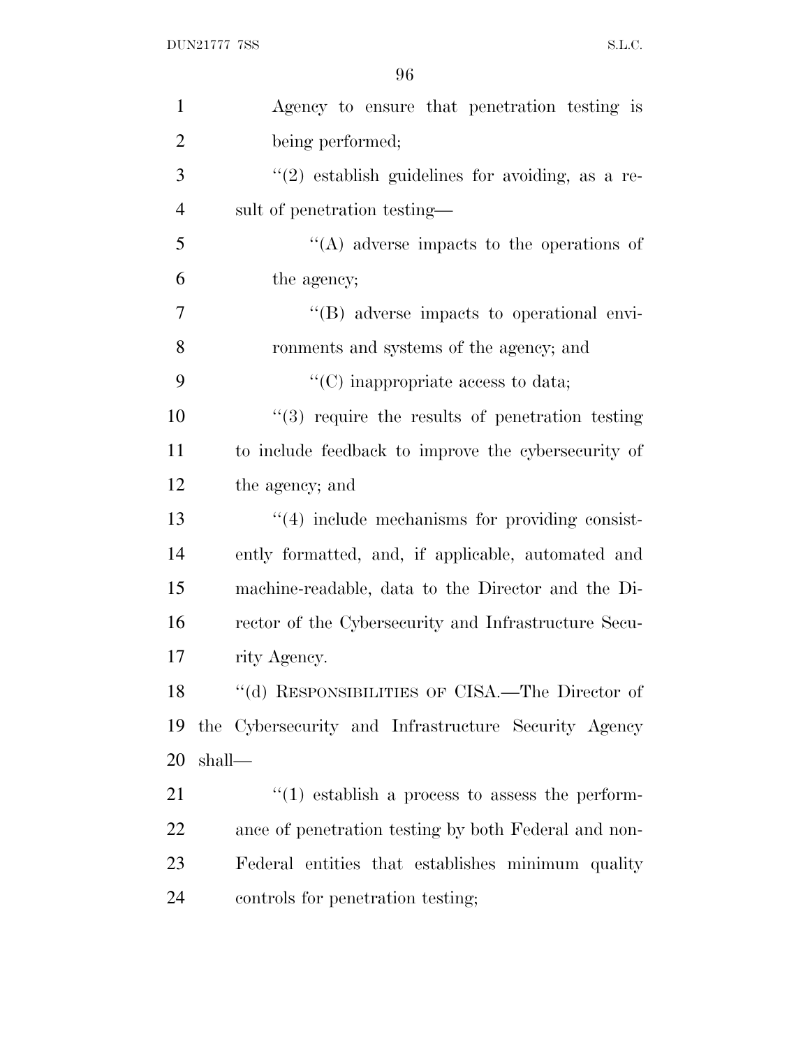Agency to ensure that penetration testing is being performed;

''(2) establish guidelines for avoiding, as a result of penetration testing—

''(A) adverse impacts to the operations of the agency;

''(B) adverse impacts to operational environments and systems of the agency; and

''(C) inappropriate access to data;

''(3) require the results of penetration testing to include feedback to improve the cybersecurity of the agency; and

''(4) include mechanisms for providing consistently formatted, and, if applicable, automated and machine-readable, data to the Director and the Director of the Cybersecurity and Infrastructure Security Agency.

''(d) RESPONSIBILITIES OF CISA.—The Director of the Cybersecurity and Infrastructure Security Agency shall—

''(1) establish a process to assess the performance of penetration testing by both Federal and non-Federal entities that establishes minimum quality controls for penetration testing;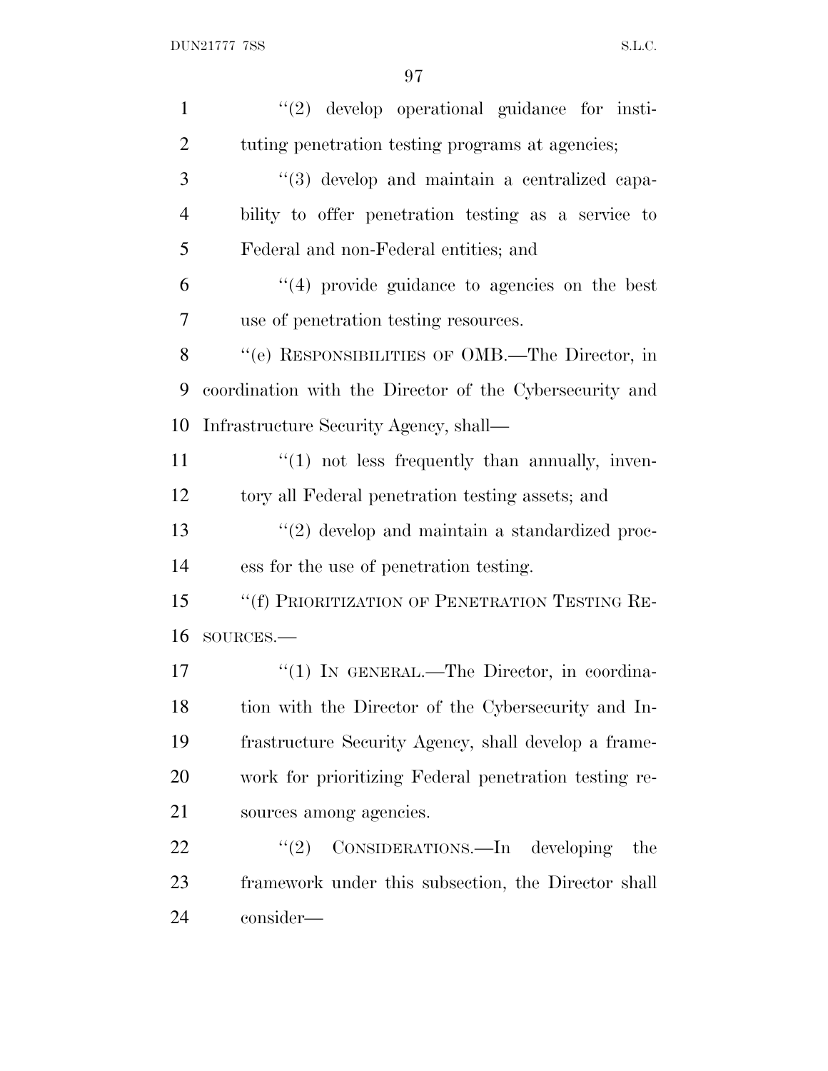''(2) develop operational guidance for instituting penetration testing programs at agencies;

''(3) develop and maintain a centralized capability to offer penetration testing as a service to Federal and non-Federal entities; and

''(4) provide guidance to agencies on the best use of penetration testing resources.

''(e) RESPONSIBILITIES OF OMB.—The Director, in coordination with the Director of the Cybersecurity and Infrastructure Security Agency, shall—

''(1) not less frequently than annually, inventory all Federal penetration testing assets; and

''(2) develop and maintain a standardized process for the use of penetration testing.

''(f) PRIORITIZATION OF PENETRATION TESTING RESOURCES.—

''(1) IN GENERAL.—The Director, in coordination with the Director of the Cybersecurity and Infrastructure Security Agency, shall develop a framework for prioritizing Federal penetration testing resources among agencies.

''(2) CONSIDERATIONS.—In developing the framework under this subsection, the Director shall consider—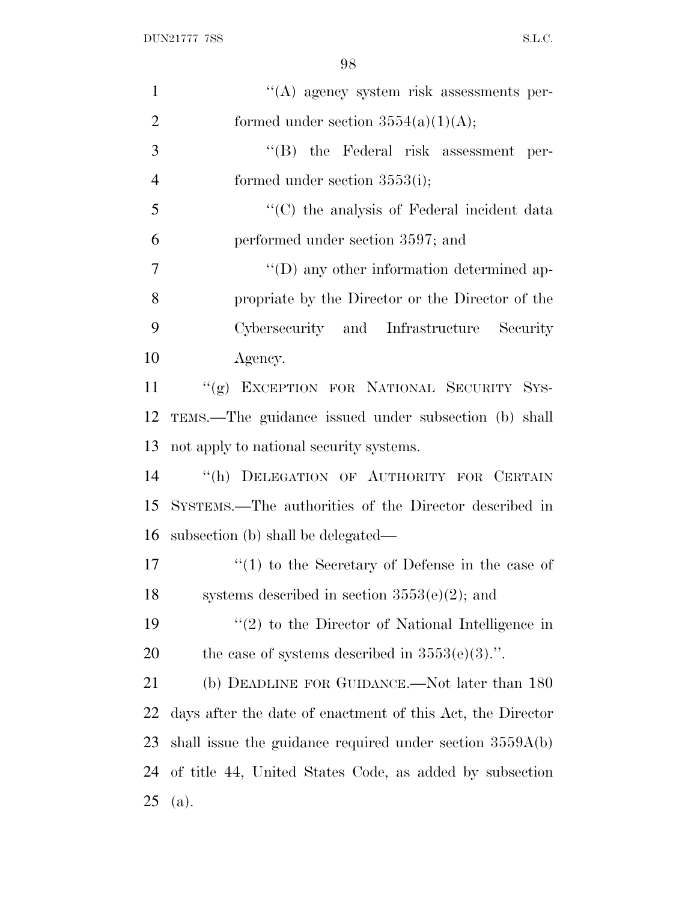''(A) agency system risk assessments performed under section 3554(a)(1)(A);

''(B) the Federal risk assessment performed under section 3553(i);

''(C) the analysis of Federal incident data performed under section 3597; and

''(D) any other information determined appropriate by the Director or the Director of the Cybersecurity and Infrastructure Security Agency.

''(g) EXCEPTION FOR NATIONAL SECURITY SYSTEMS.—The guidance issued under subsection (b) shall not apply to national security systems.

''(h) DELEGATION OF AUTHORITY FOR CERTAIN SYSTEMS.—The authorities of the Director described in subsection (b) shall be delegated—

''(1) to the Secretary of Defense in the case of systems described in section 3553(e)(2); and

''(2) to the Director of National Intelligence in the case of systems described in 3553(e)(3).''.

(b) DEADLINE FOR GUIDANCE.—Not later than 180 days after the date of enactment of this Act, the Director shall issue the guidance required under section 3559A(b) of title 44, United States Code, as added by subsection (a).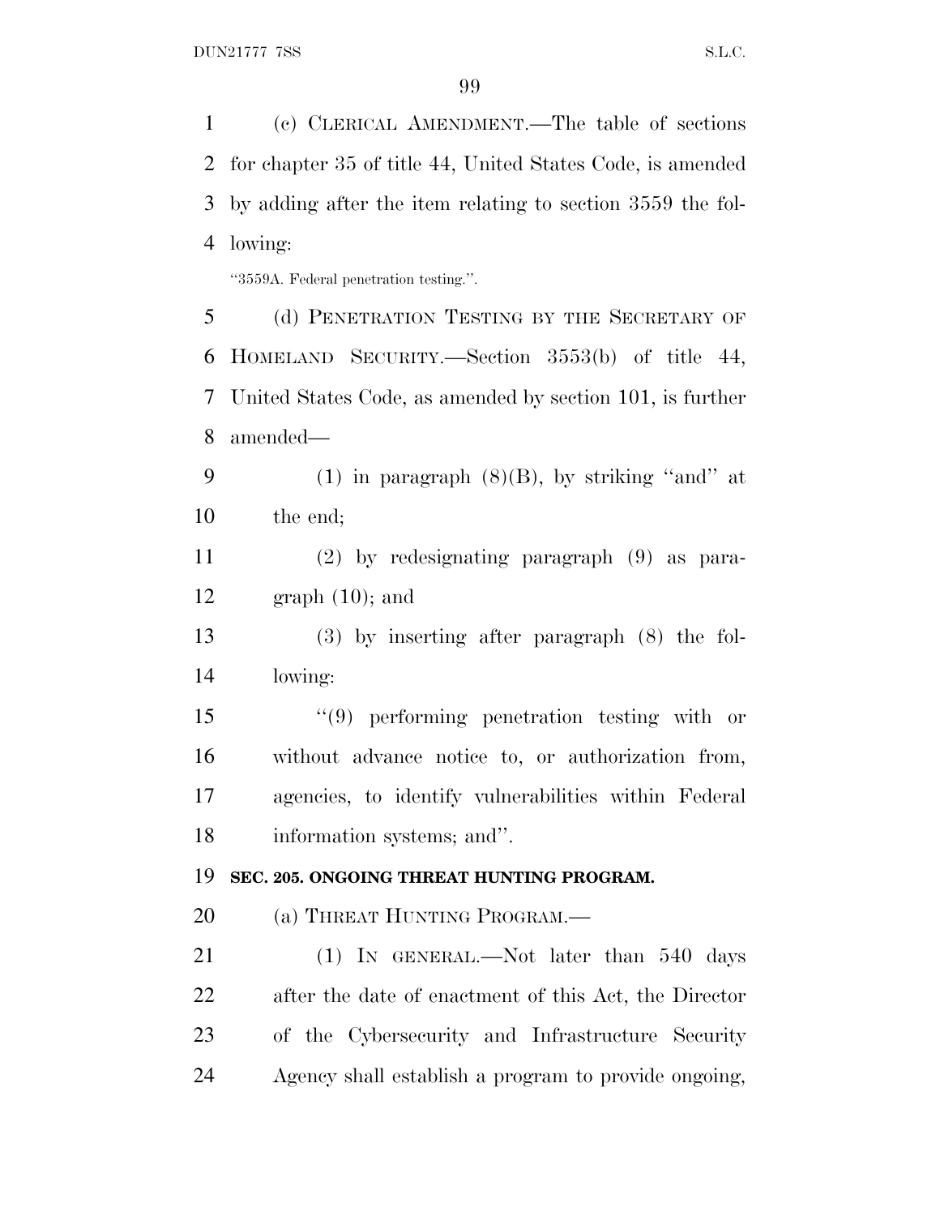(c) CLERICAL AMENDMENT.—The table of sections for chapter 35 of title 44, United States Code, is amended by adding after the item relating to section 3559 the following:

"3559A. Federal penetration testing.".

(d) PENETRATION TESTING BY THE SECRETARY OF HOMELAND SECURITY.—Section 3553(b) of title 44, United States Code, as amended by section 101, is further amended—

(1) in paragraph (8)(B), by striking "and" at the end;

(2) by redesignating paragraph (9) as paragraph (10); and

(3) by inserting after paragraph (8) the following:

"(9) performing penetration testing with or without advance notice to, or authorization from, agencies, to identify vulnerabilities within Federal information systems; and".

**SEC. 205. ONGOING THREAT HUNTING PROGRAM.**

(a) THREAT HUNTING PROGRAM.—

(1) IN GENERAL.—Not later than 540 days after the date of enactment of this Act, the Director of the Cybersecurity and Infrastructure Security Agency shall establish a program to provide ongoing,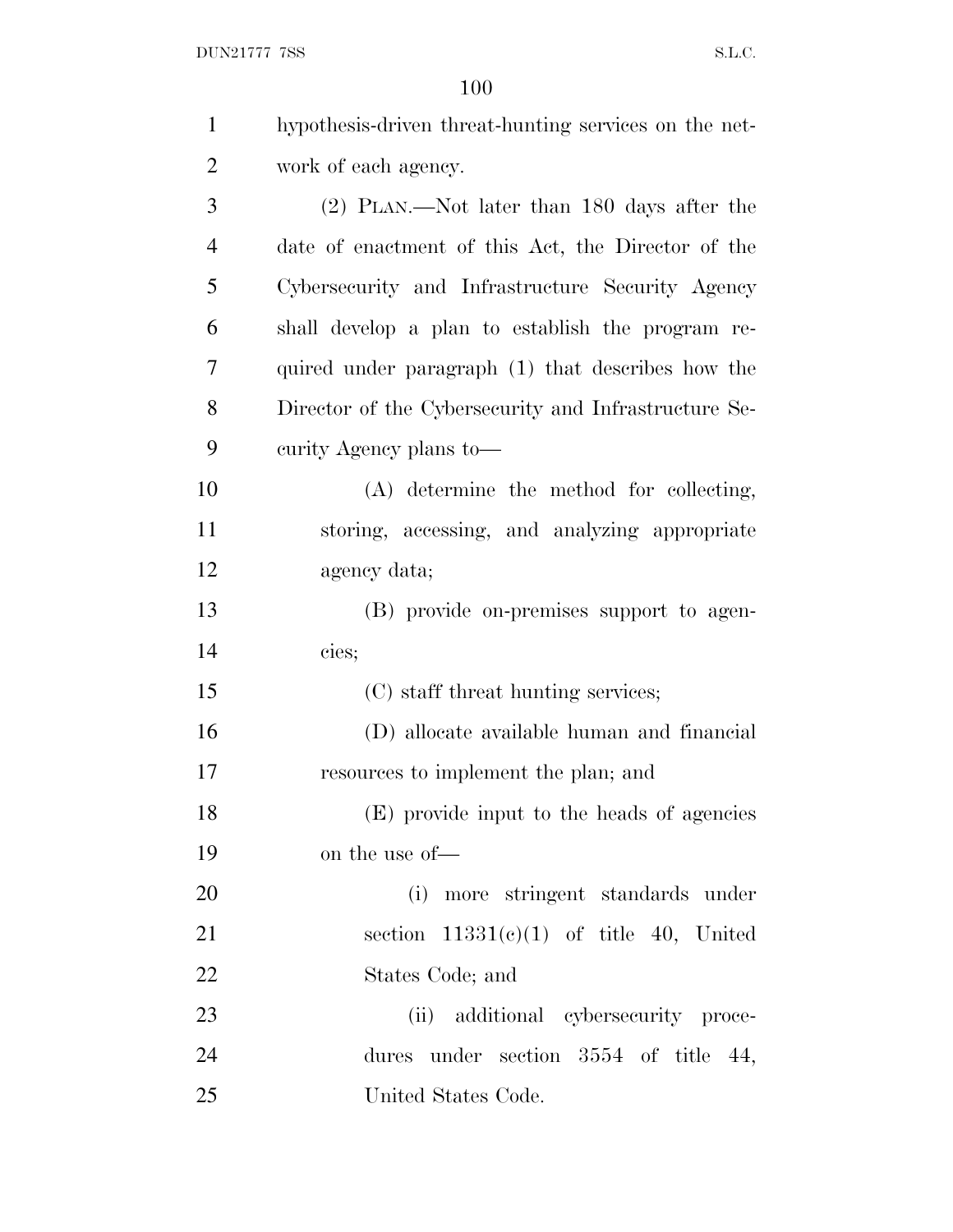hypothesis-driven threat-hunting services on the network of each agency.

(2) PLAN.—Not later than 180 days after the date of enactment of this Act, the Director of the Cybersecurity and Infrastructure Security Agency shall develop a plan to establish the program required under paragraph (1) that describes how the Director of the Cybersecurity and Infrastructure Security Agency plans to—

(A) determine the method for collecting, storing, accessing, and analyzing appropriate agency data;

(B) provide on-premises support to agencies;

(C) staff threat hunting services;

(D) allocate available human and financial resources to implement the plan; and

(E) provide input to the heads of agencies on the use of—

(i) more stringent standards under section 11331(c)(1) of title 40, United States Code; and

(ii) additional cybersecurity procedures under section 3554 of title 44, United States Code.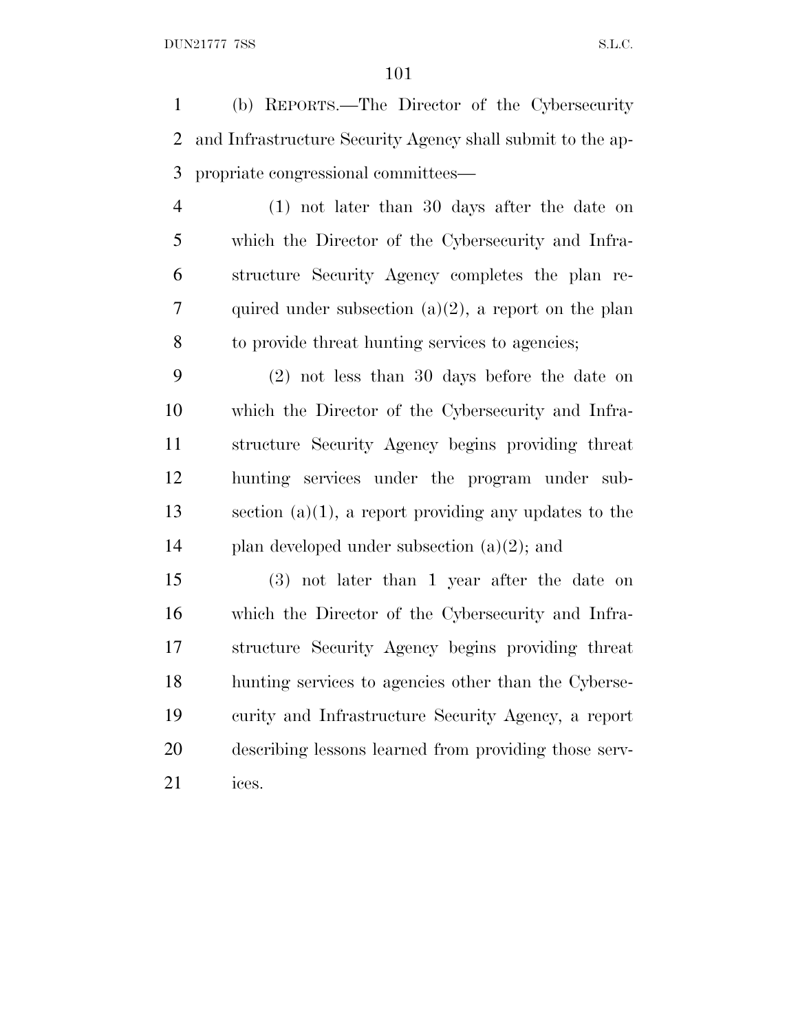(b) REPORTS.—The Director of the Cybersecurity and Infrastructure Security Agency shall submit to the appropriate congressional committees—

(1) not later than 30 days after the date on which the Director of the Cybersecurity and Infrastructure Security Agency completes the plan required under subsection (a)(2), a report on the plan to provide threat hunting services to agencies;

(2) not less than 30 days before the date on which the Director of the Cybersecurity and Infrastructure Security Agency begins providing threat hunting services under the program under subsection (a)(1), a report providing any updates to the plan developed under subsection (a)(2); and

(3) not later than 1 year after the date on which the Director of the Cybersecurity and Infrastructure Security Agency begins providing threat hunting services to agencies other than the Cybersecurity and Infrastructure Security Agency, a report describing lessons learned from providing those services.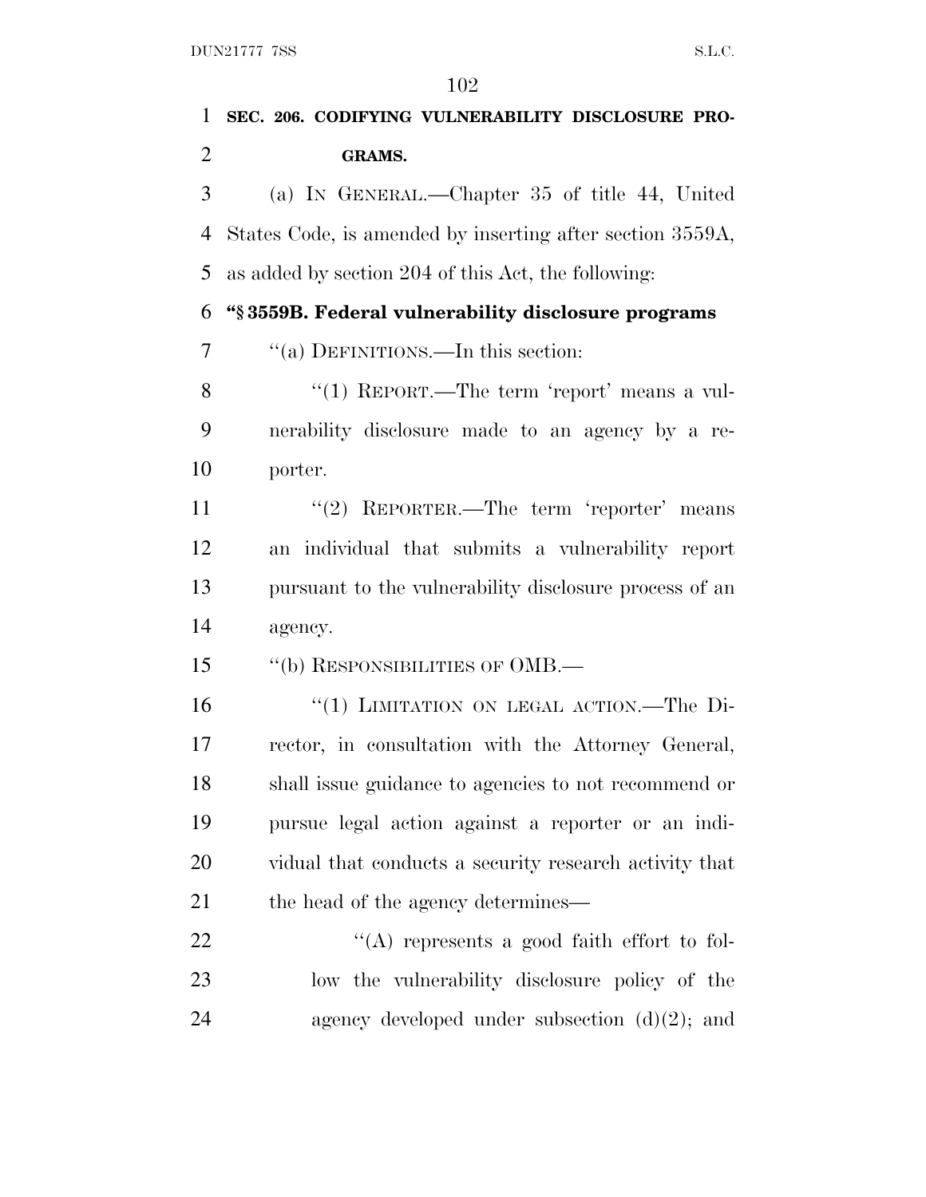**SEC. 206. CODIFYING VULNERABILITY DISCLOSURE PROGRAMS.**

(a) IN GENERAL.—Chapter 35 of title 44, United States Code, is amended by inserting after section 3559A, as added by section 204 of this Act, the following:

**"§ 3559B. Federal vulnerability disclosure programs**

"(a) DEFINITIONS.—In this section:

"(1) REPORT.—The term 'report' means a vulnerability disclosure made to an agency by a reporter.

"(2) REPORTER.—The term 'reporter' means an individual that submits a vulnerability report pursuant to the vulnerability disclosure process of an agency.

"(b) RESPONSIBILITIES OF OMB.—

"(1) LIMITATION ON LEGAL ACTION.—The Director, in consultation with the Attorney General, shall issue guidance to agencies to not recommend or pursue legal action against a reporter or an individual that conducts a security research activity that the head of the agency determines—

"(A) represents a good faith effort to follow the vulnerability disclosure policy of the agency developed under subsection (d)(2); and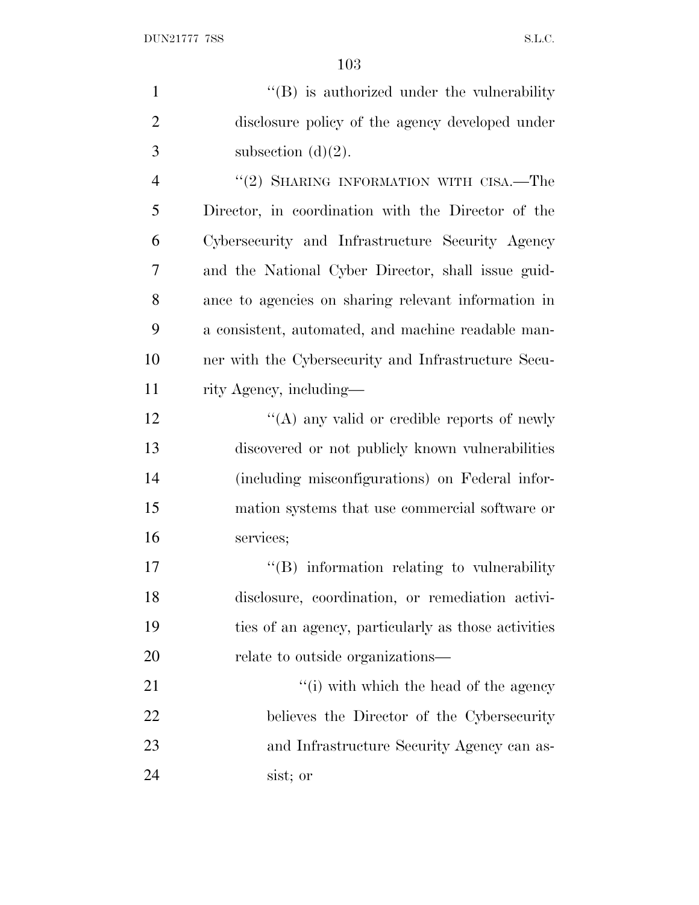"(B) is authorized under the vulnerability disclosure policy of the agency developed under subsection (d)(2).

"(2) SHARING INFORMATION WITH CISA.—The Director, in coordination with the Director of the Cybersecurity and Infrastructure Security Agency and the National Cyber Director, shall issue guidance to agencies on sharing relevant information in a consistent, automated, and machine readable manner with the Cybersecurity and Infrastructure Security Agency, including—

"(A) any valid or credible reports of newly discovered or not publicly known vulnerabilities (including misconfigurations) on Federal information systems that use commercial software or services;

"(B) information relating to vulnerability disclosure, coordination, or remediation activities of an agency, particularly as those activities relate to outside organizations—

"(i) with which the head of the agency believes the Director of the Cybersecurity and Infrastructure Security Agency can assist; or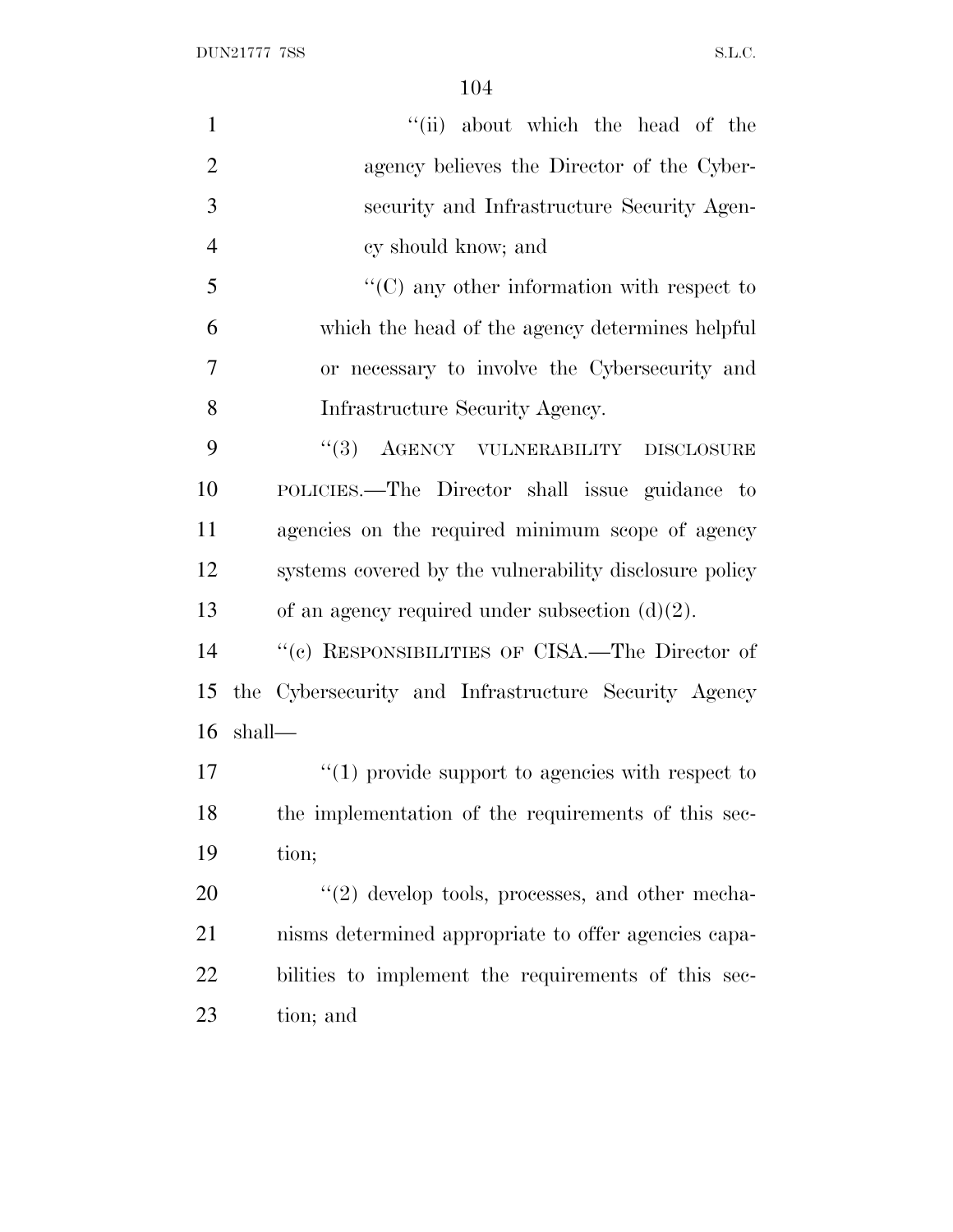"(ii) about which the head of the agency believes the Director of the Cybersecurity and Infrastructure Security Agency should know; and

"(C) any other information with respect to which the head of the agency determines helpful or necessary to involve the Cybersecurity and Infrastructure Security Agency.

"(3) AGENCY VULNERABILITY DISCLOSURE POLICIES.—The Director shall issue guidance to agencies on the required minimum scope of agency systems covered by the vulnerability disclosure policy of an agency required under subsection (d)(2).

"(c) RESPONSIBILITIES OF CISA.—The Director of the Cybersecurity and Infrastructure Security Agency shall—

"(1) provide support to agencies with respect to the implementation of the requirements of this section;

"(2) develop tools, processes, and other mechanisms determined appropriate to offer agencies capabilities to implement the requirements of this section; and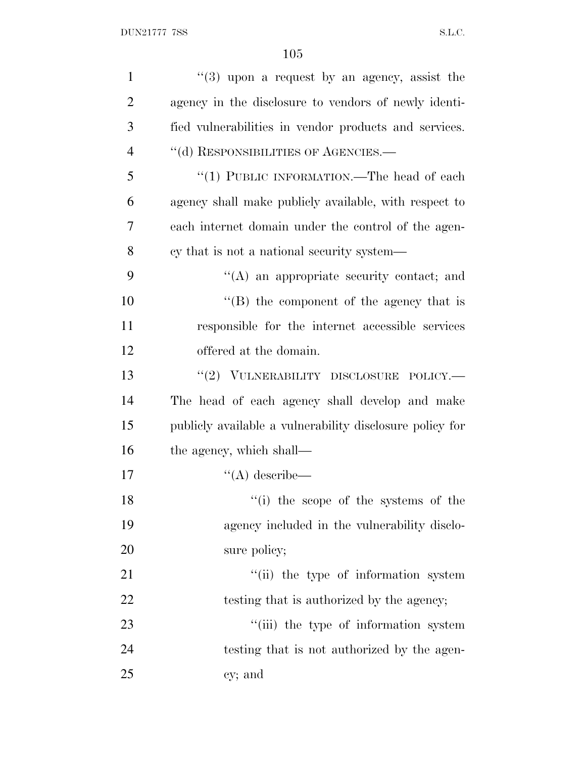''(3) upon a request by an agency, assist the agency in the disclosure to vendors of newly identified vulnerabilities in vendor products and services.

''(d) RESPONSIBILITIES OF AGENCIES.—

''(1) PUBLIC INFORMATION.—The head of each agency shall make publicly available, with respect to each internet domain under the control of the agency that is not a national security system—

''(A) an appropriate security contact; and

''(B) the component of the agency that is responsible for the internet accessible services offered at the domain.

''(2) VULNERABILITY DISCLOSURE POLICY.— The head of each agency shall develop and make publicly available a vulnerability disclosure policy for the agency, which shall—

''(A) describe—

''(i) the scope of the systems of the agency included in the vulnerability disclosure policy;

''(ii) the type of information system testing that is authorized by the agency;

''(iii) the type of information system testing that is not authorized by the agency; and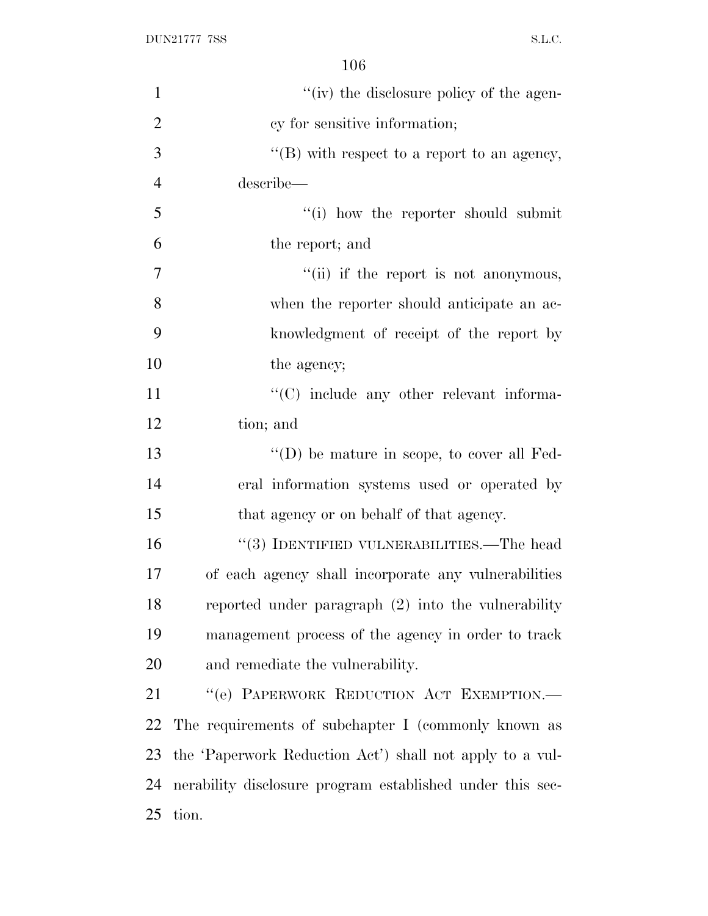''(iv) the disclosure policy of the agency for sensitive information;

''(B) with respect to a report to an agency, describe—

''(i) how the reporter should submit the report; and

''(ii) if the report is not anonymous, when the reporter should anticipate an acknowledgment of receipt of the report by the agency;

''(C) include any other relevant information; and

''(D) be mature in scope, to cover all Federal information systems used or operated by that agency or on behalf of that agency.

''(3) IDENTIFIED VULNERABILITIES.—The head of each agency shall incorporate any vulnerabilities reported under paragraph (2) into the vulnerability management process of the agency in order to track and remediate the vulnerability.

''(e) PAPERWORK REDUCTION ACT EXEMPTION.— The requirements of subchapter I (commonly known as the 'Paperwork Reduction Act') shall not apply to a vulnerability disclosure program established under this section.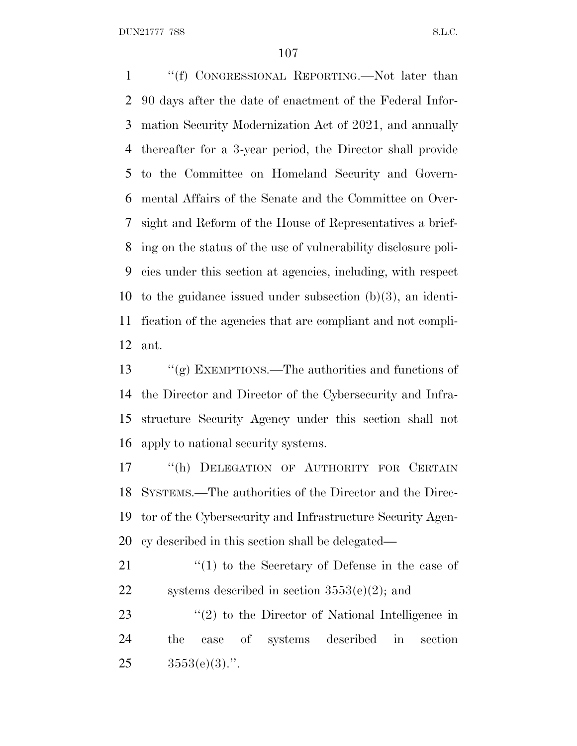"(f) CONGRESSIONAL REPORTING.—Not later than 90 days after the date of enactment of the Federal Information Security Modernization Act of 2021, and annually thereafter for a 3-year period, the Director shall provide to the Committee on Homeland Security and Governmental Affairs of the Senate and the Committee on Oversight and Reform of the House of Representatives a briefing on the status of the use of vulnerability disclosure policies under this section at agencies, including, with respect to the guidance issued under subsection (b)(3), an identification of the agencies that are compliant and not compliant.

"(g) EXEMPTIONS.—The authorities and functions of the Director and Director of the Cybersecurity and Infrastructure Security Agency under this section shall not apply to national security systems.

"(h) DELEGATION OF AUTHORITY FOR CERTAIN SYSTEMS.—The authorities of the Director and the Director of the Cybersecurity and Infrastructure Security Agency described in this section shall be delegated—

"(1) to the Secretary of Defense in the case of systems described in section 3553(e)(2); and

"(2) to the Director of National Intelligence in the case of systems described in section 3553(e)(3).".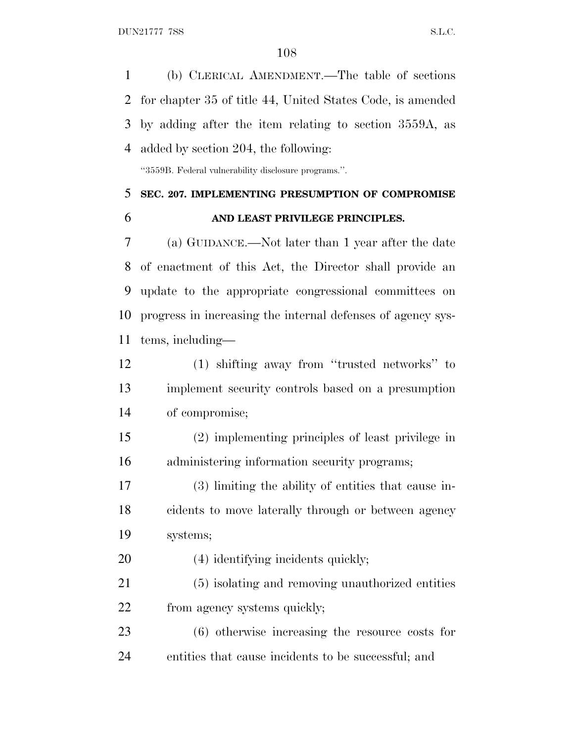(b) CLERICAL AMENDMENT.—The table of sections for chapter 35 of title 44, United States Code, is amended by adding after the item relating to section 3559A, as added by section 204, the following:

"3559B. Federal vulnerability disclosure programs.".

### SEC. 207. IMPLEMENTING PRESUMPTION OF COMPROMISE AND LEAST PRIVILEGE PRINCIPLES.

(a) GUIDANCE.—Not later than 1 year after the date of enactment of this Act, the Director shall provide an update to the appropriate congressional committees on progress in increasing the internal defenses of agency systems, including—

(1) shifting away from "trusted networks" to implement security controls based on a presumption of compromise;

(2) implementing principles of least privilege in administering information security programs;

(3) limiting the ability of entities that cause incidents to move laterally through or between agency systems;

(4) identifying incidents quickly;

(5) isolating and removing unauthorized entities from agency systems quickly;

(6) otherwise increasing the resource costs for entities that cause incidents to be successful; and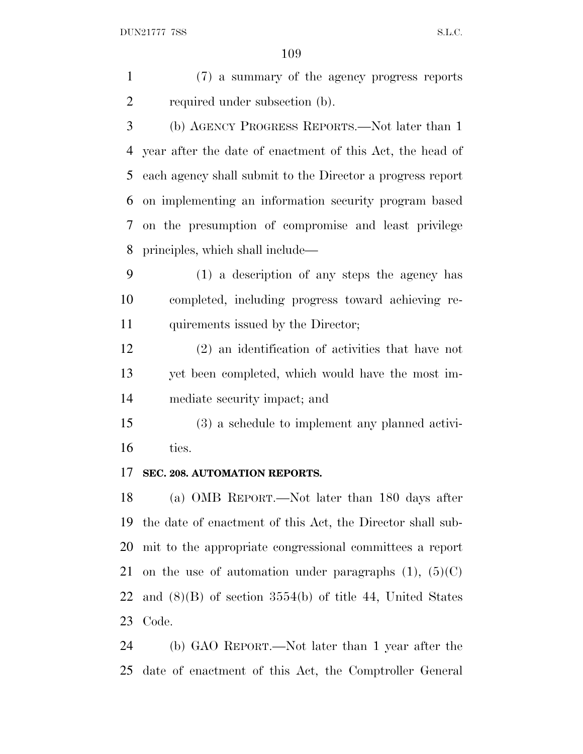(7) a summary of the agency progress reports required under subsection (b).

(b) AGENCY PROGRESS REPORTS.—Not later than 1 year after the date of enactment of this Act, the head of each agency shall submit to the Director a progress report on implementing an information security program based on the presumption of compromise and least privilege principles, which shall include—

(1) a description of any steps the agency has completed, including progress toward achieving requirements issued by the Director;

(2) an identification of activities that have not yet been completed, which would have the most immediate security impact; and

(3) a schedule to implement any planned activities.

**SEC. 208. AUTOMATION REPORTS.**

(a) OMB REPORT.—Not later than 180 days after the date of enactment of this Act, the Director shall submit to the appropriate congressional committees a report on the use of automation under paragraphs (1), (5)(C) and (8)(B) of section 3554(b) of title 44, United States Code.

(b) GAO REPORT.—Not later than 1 year after the date of enactment of this Act, the Comptroller General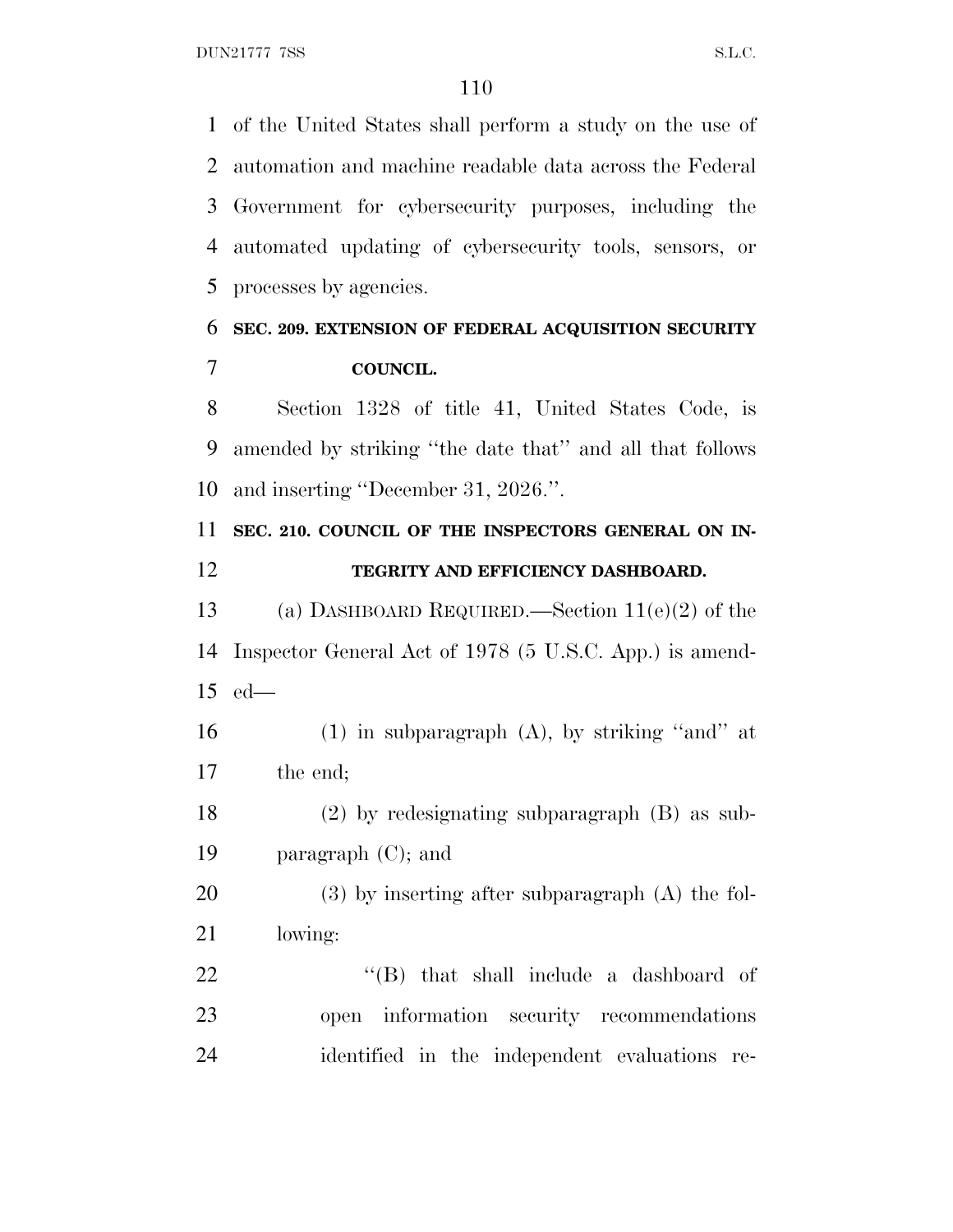of the United States shall perform a study on the use of automation and machine readable data across the Federal Government for cybersecurity purposes, including the automated updating of cybersecurity tools, sensors, or processes by agencies.

**SEC. 209. EXTENSION OF FEDERAL ACQUISITION SECURITY COUNCIL.**

Section 1328 of title 41, United States Code, is amended by striking ''the date that'' and all that follows and inserting ''December 31, 2026.''.

**SEC. 210. COUNCIL OF THE INSPECTORS GENERAL ON INTEGRITY AND EFFICIENCY DASHBOARD.**

(a) DASHBOARD REQUIRED.—Section 11(e)(2) of the Inspector General Act of 1978 (5 U.S.C. App.) is amended—

(1) in subparagraph (A), by striking ''and'' at the end;

(2) by redesignating subparagraph (B) as subparagraph (C); and

(3) by inserting after subparagraph (A) the following:

''(B) that shall include a dashboard of open information security recommendations identified in the independent evaluations re-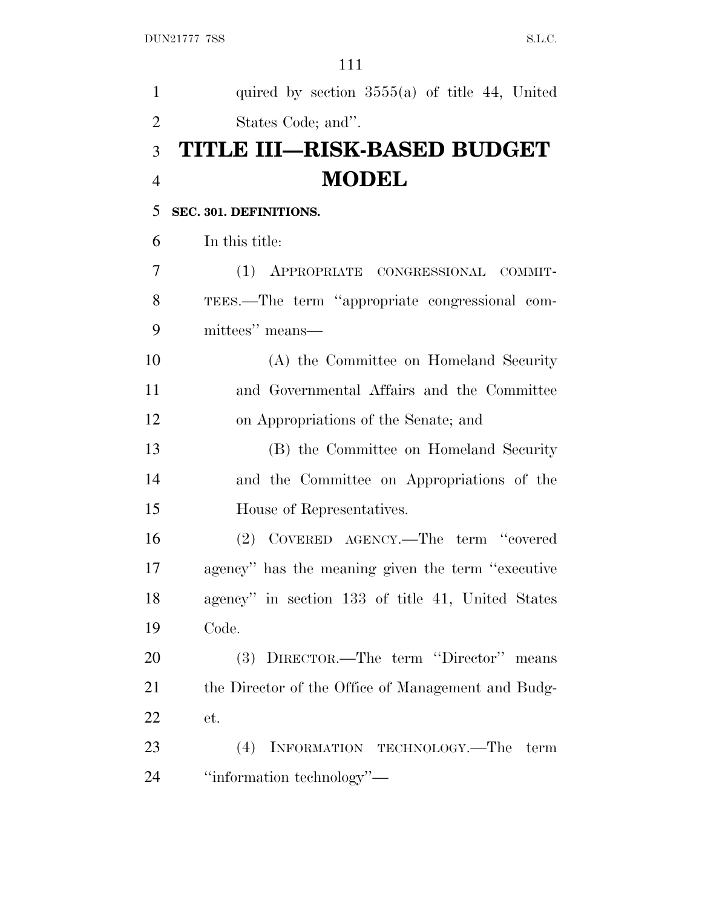quired by section 3555(a) of title 44, United States Code; and''.

# TITLE III—RISK-BASED BUDGET MODEL

**SEC. 301. DEFINITIONS.**

In this title:

(1) APPROPRIATE CONGRESSIONAL COMMITTEES.—The term ''appropriate congressional committees'' means—

(A) the Committee on Homeland Security and Governmental Affairs and the Committee on Appropriations of the Senate; and

(B) the Committee on Homeland Security and the Committee on Appropriations of the House of Representatives.

(2) COVERED AGENCY.—The term ''covered agency'' has the meaning given the term ''executive agency'' in section 133 of title 41, United States Code.

(3) DIRECTOR.—The term ''Director'' means the Director of the Office of Management and Budget.

(4) INFORMATION TECHNOLOGY.—The term ''information technology''—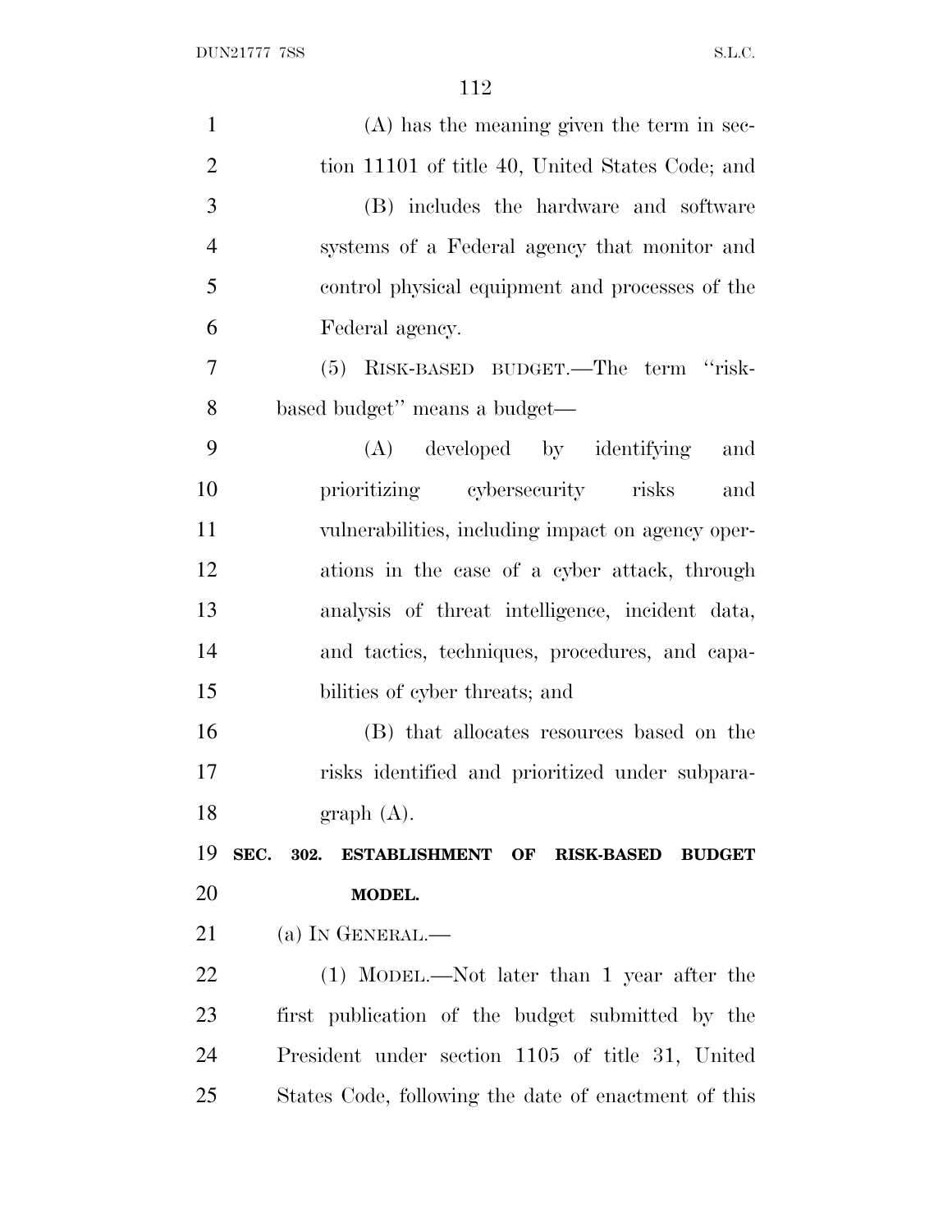(A) has the meaning given the term in section 11101 of title 40, United States Code; and

(B) includes the hardware and software systems of a Federal agency that monitor and control physical equipment and processes of the Federal agency.

(5) RISK-BASED BUDGET.—The term "risk-based budget" means a budget—

(A) developed by identifying and prioritizing cybersecurity risks and vulnerabilities, including impact on agency operations in the case of a cyber attack, through analysis of threat intelligence, incident data, and tactics, techniques, procedures, and capabilities of cyber threats; and

(B) that allocates resources based on the risks identified and prioritized under subparagraph (A).

**SEC. 302. ESTABLISHMENT OF RISK-BASED BUDGET MODEL.**

(a) IN GENERAL.—

(1) MODEL.—Not later than 1 year after the first publication of the budget submitted by the President under section 1105 of title 31, United States Code, following the date of enactment of this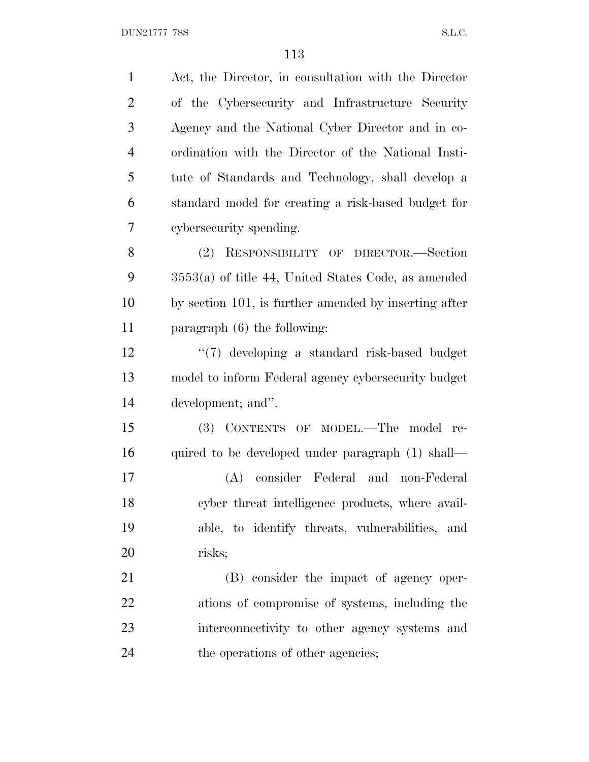Act, the Director, in consultation with the Director of the Cybersecurity and Infrastructure Security Agency and the National Cyber Director and in coordination with the Director of the National Institute of Standards and Technology, shall develop a standard model for creating a risk-based budget for cybersecurity spending.

(2) RESPONSIBILITY OF DIRECTOR.—Section 3553(a) of title 44, United States Code, as amended by section 101, is further amended by inserting after paragraph (6) the following:

''(7) developing a standard risk-based budget model to inform Federal agency cybersecurity budget development; and''.

(3) CONTENTS OF MODEL.—The model required to be developed under paragraph (1) shall—

(A) consider Federal and non-Federal cyber threat intelligence products, where available, to identify threats, vulnerabilities, and risks;

(B) consider the impact of agency operations of compromise of systems, including the interconnectivity to other agency systems and the operations of other agencies;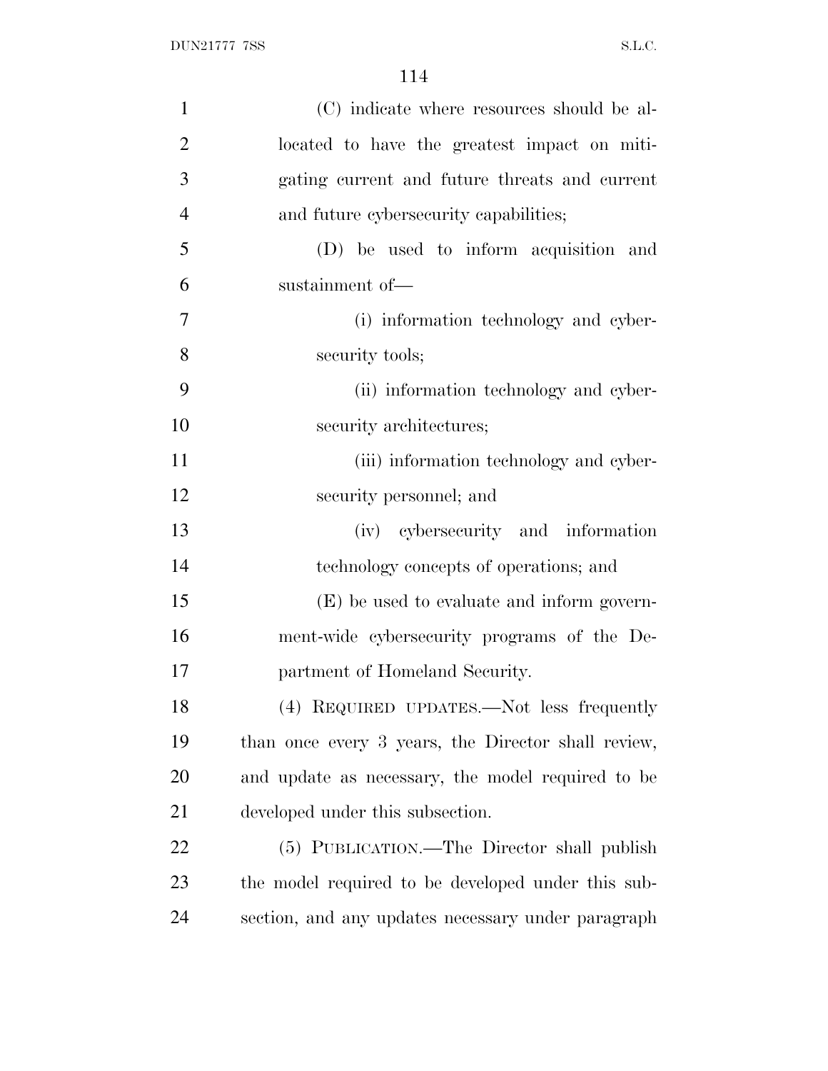(C) indicate where resources should be allocated to have the greatest impact on mitigating current and future threats and current and future cybersecurity capabilities;

(D) be used to inform acquisition and sustainment of—

(i) information technology and cybersecurity tools;

(ii) information technology and cybersecurity architectures;

(iii) information technology and cybersecurity personnel; and

(iv) cybersecurity and information technology concepts of operations; and

(E) be used to evaluate and inform government-wide cybersecurity programs of the Department of Homeland Security.

(4) REQUIRED UPDATES.—Not less frequently than once every 3 years, the Director shall review, and update as necessary, the model required to be developed under this subsection.

(5) PUBLICATION.—The Director shall publish the model required to be developed under this subsection, and any updates necessary under paragraph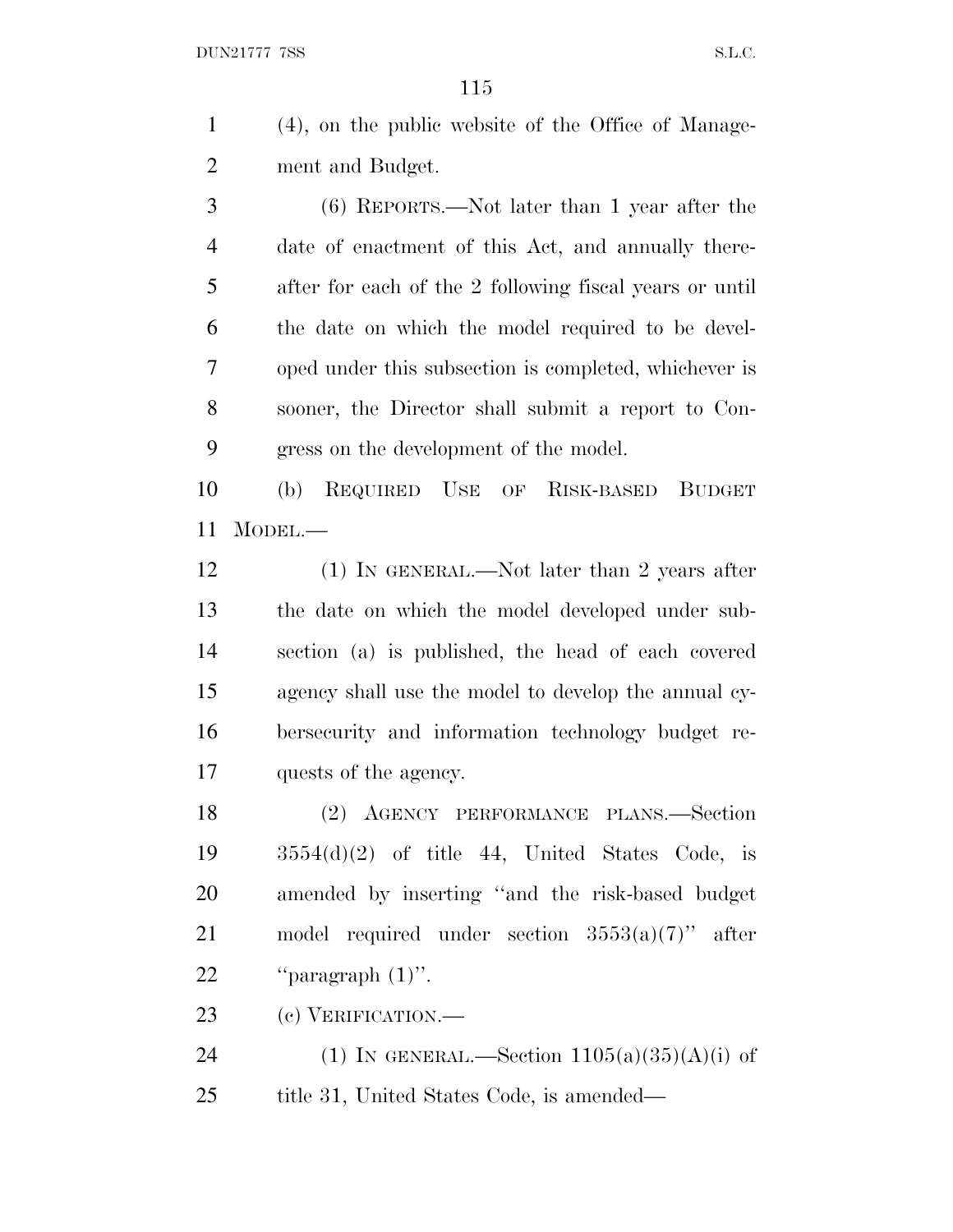(4), on the public website of the Office of Management and Budget.

(6) REPORTS.—Not later than 1 year after the date of enactment of this Act, and annually thereafter for each of the 2 following fiscal years or until the date on which the model required to be developed under this subsection is completed, whichever is sooner, the Director shall submit a report to Congress on the development of the model.

(b) REQUIRED USE OF RISK-BASED BUDGET MODEL.—

(1) IN GENERAL.—Not later than 2 years after the date on which the model developed under subsection (a) is published, the head of each covered agency shall use the model to develop the annual cybersecurity and information technology budget requests of the agency.

(2) AGENCY PERFORMANCE PLANS.—Section 3554(d)(2) of title 44, United States Code, is amended by inserting ''and the risk-based budget model required under section 3553(a)(7)'' after ''paragraph (1)''.

(c) VERIFICATION.—

(1) IN GENERAL.—Section 1105(a)(35)(A)(i) of title 31, United States Code, is amended—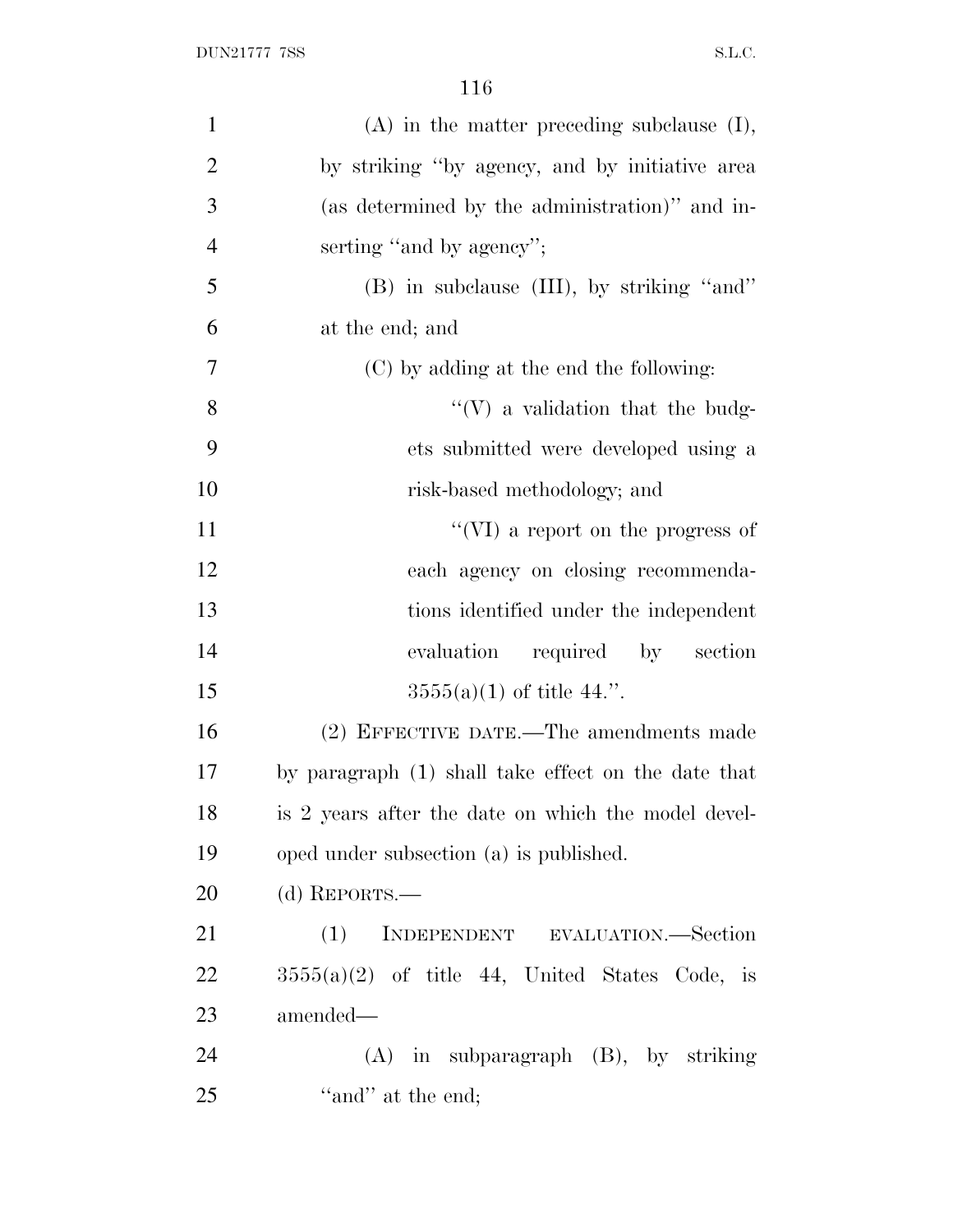(A) in the matter preceding subclause (I), by striking "by agency, and by initiative area (as determined by the administration)" and inserting "and by agency";

(B) in subclause (III), by striking "and" at the end; and

(C) by adding at the end the following:

"(V) a validation that the budgets submitted were developed using a risk-based methodology; and

"(VI) a report on the progress of each agency on closing recommendations identified under the independent evaluation required by section 3555(a)(1) of title 44.".

(2) EFFECTIVE DATE.—The amendments made by paragraph (1) shall take effect on the date that is 2 years after the date on which the model developed under subsection (a) is published.

(d) REPORTS.—

(1) INDEPENDENT EVALUATION.—Section 3555(a)(2) of title 44, United States Code, is amended—

(A) in subparagraph (B), by striking "and" at the end;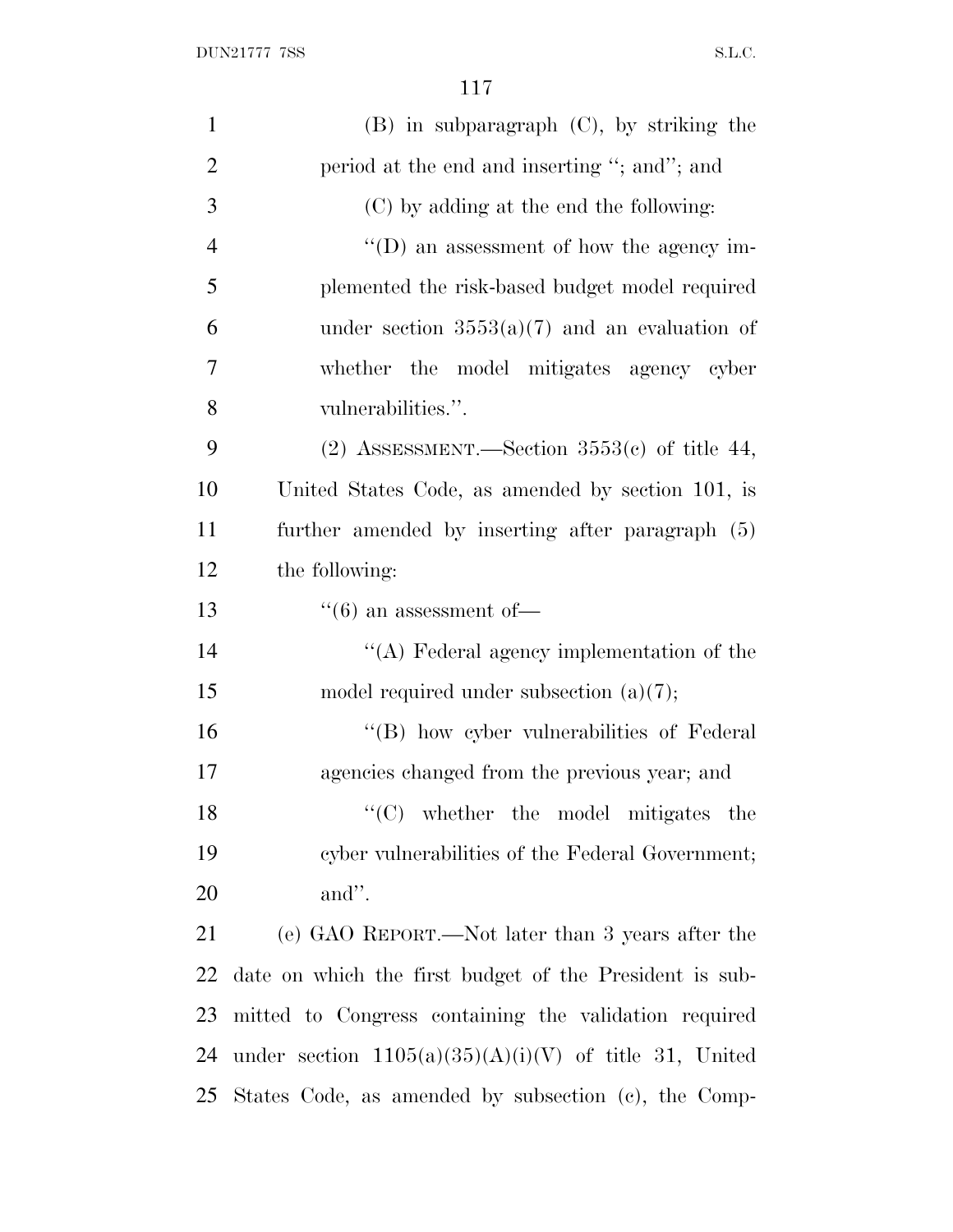(B) in subparagraph (C), by striking the period at the end and inserting ''; and''; and

(C) by adding at the end the following:

''(D) an assessment of how the agency implemented the risk-based budget model required under section 3553(a)(7) and an evaluation of whether the model mitigates agency cyber vulnerabilities.''.

(2) ASSESSMENT.—Section 3553(c) of title 44, United States Code, as amended by section 101, is further amended by inserting after paragraph (5) the following:

''(6) an assessment of—

''(A) Federal agency implementation of the model required under subsection (a)(7);

''(B) how cyber vulnerabilities of Federal agencies changed from the previous year; and

''(C) whether the model mitigates the cyber vulnerabilities of the Federal Government; and''.

(e) GAO REPORT.—Not later than 3 years after the date on which the first budget of the President is submitted to Congress containing the validation required under section 1105(a)(35)(A)(i)(V) of title 31, United States Code, as amended by subsection (c), the Comp-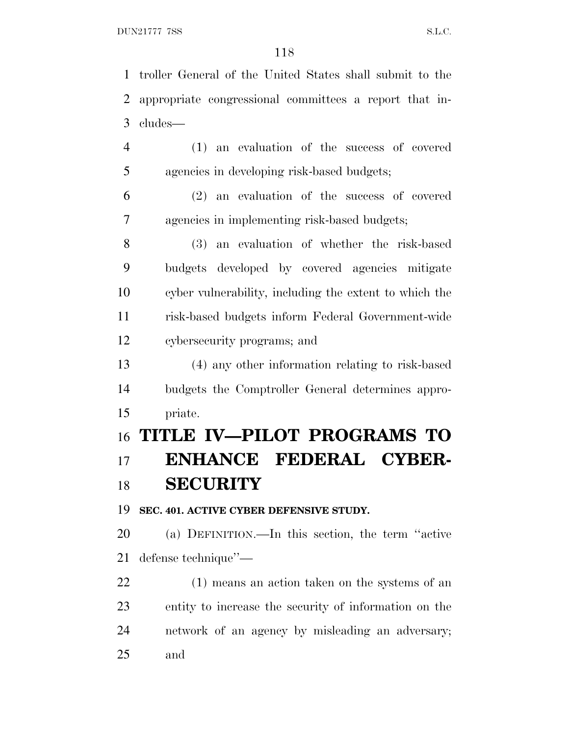troller General of the United States shall submit to the appropriate congressional committees a report that includes—

(1) an evaluation of the success of covered agencies in developing risk-based budgets;

(2) an evaluation of the success of covered agencies in implementing risk-based budgets;

(3) an evaluation of whether the risk-based budgets developed by covered agencies mitigate cyber vulnerability, including the extent to which the risk-based budgets inform Federal Government-wide cybersecurity programs; and

(4) any other information relating to risk-based budgets the Comptroller General determines appropriate.

# TITLE IV—PILOT PROGRAMS TO ENHANCE FEDERAL CYBERSECURITY

**SEC. 401. ACTIVE CYBER DEFENSIVE STUDY.**

(a) DEFINITION.—In this section, the term ''active defense technique''—

(1) means an action taken on the systems of an entity to increase the security of information on the network of an agency by misleading an adversary; and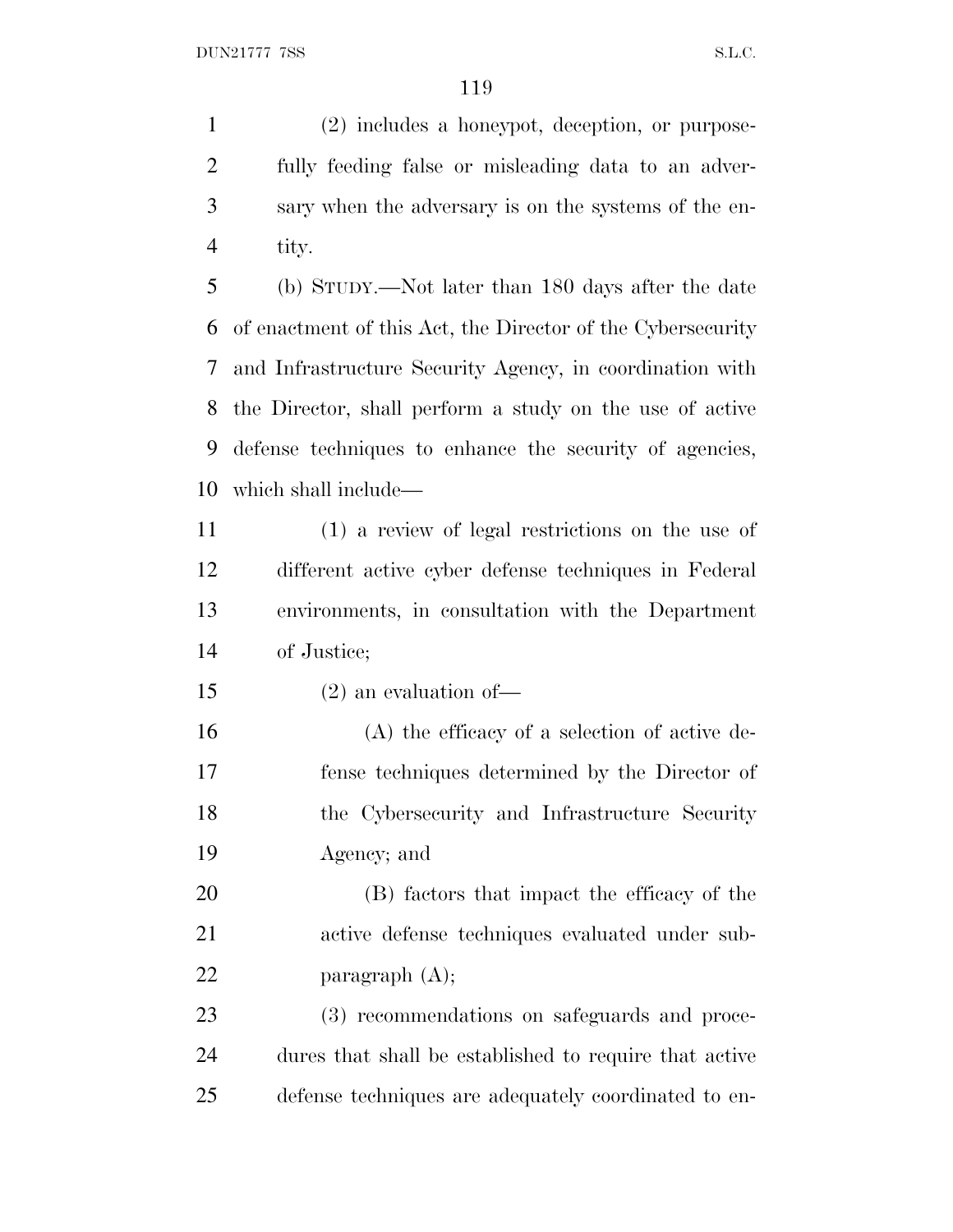(2) includes a honeypot, deception, or purposefully feeding false or misleading data to an adversary when the adversary is on the systems of the entity.

(b) STUDY.—Not later than 180 days after the date of enactment of this Act, the Director of the Cybersecurity and Infrastructure Security Agency, in coordination with the Director, shall perform a study on the use of active defense techniques to enhance the security of agencies, which shall include—

(1) a review of legal restrictions on the use of different active cyber defense techniques in Federal environments, in consultation with the Department of Justice;

(2) an evaluation of—

(A) the efficacy of a selection of active defense techniques determined by the Director of the Cybersecurity and Infrastructure Security Agency; and

(B) factors that impact the efficacy of the active defense techniques evaluated under subparagraph (A);

(3) recommendations on safeguards and procedures that shall be established to require that active defense techniques are adequately coordinated to en-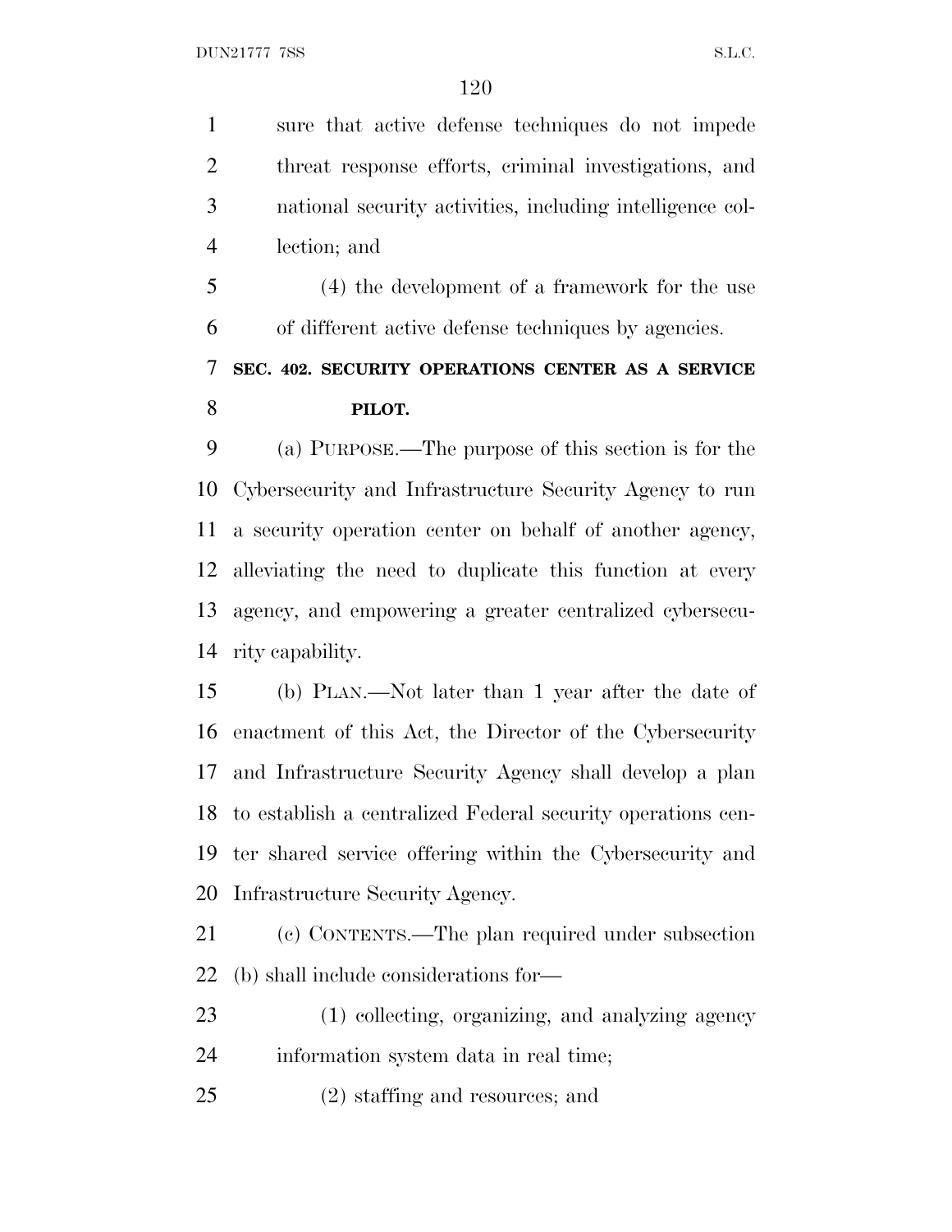sure that active defense techniques do not impede threat response efforts, criminal investigations, and national security activities, including intelligence collection; and

(4) the development of a framework for the use of different active defense techniques by agencies.

**SEC. 402. SECURITY OPERATIONS CENTER AS A SERVICE PILOT.**

(a) PURPOSE.—The purpose of this section is for the Cybersecurity and Infrastructure Security Agency to run a security operation center on behalf of another agency, alleviating the need to duplicate this function at every agency, and empowering a greater centralized cybersecurity capability.

(b) PLAN.—Not later than 1 year after the date of enactment of this Act, the Director of the Cybersecurity and Infrastructure Security Agency shall develop a plan to establish a centralized Federal security operations center shared service offering within the Cybersecurity and Infrastructure Security Agency.

(c) CONTENTS.—The plan required under subsection (b) shall include considerations for—

(1) collecting, organizing, and analyzing agency information system data in real time;

(2) staffing and resources; and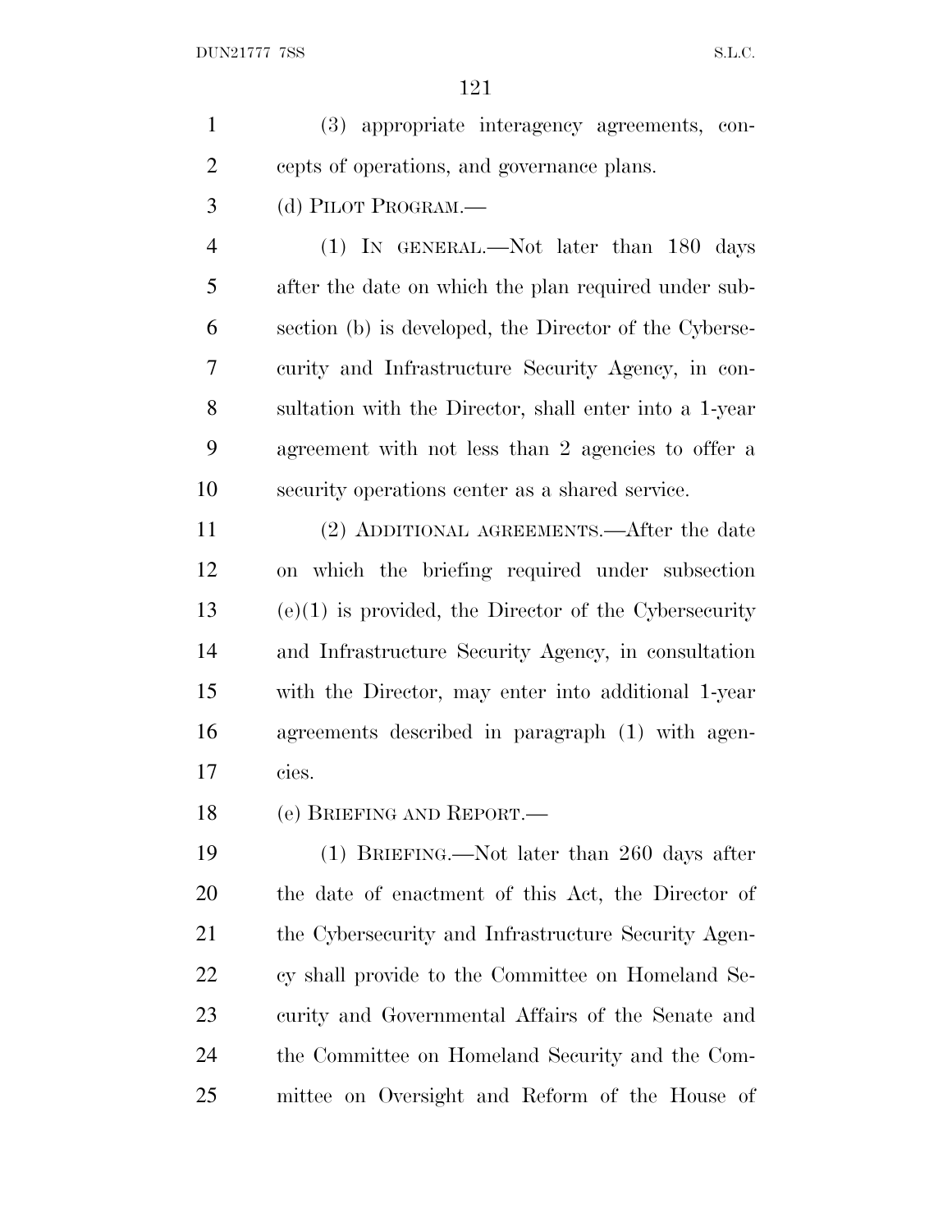(3) appropriate interagency agreements, concepts of operations, and governance plans.

(d) PILOT PROGRAM.—

(1) IN GENERAL.—Not later than 180 days after the date on which the plan required under subsection (b) is developed, the Director of the Cybersecurity and Infrastructure Security Agency, in consultation with the Director, shall enter into a 1-year agreement with not less than 2 agencies to offer a security operations center as a shared service.

(2) ADDITIONAL AGREEMENTS.—After the date on which the briefing required under subsection (e)(1) is provided, the Director of the Cybersecurity and Infrastructure Security Agency, in consultation with the Director, may enter into additional 1-year agreements described in paragraph (1) with agencies.

(e) BRIEFING AND REPORT.—

(1) BRIEFING.—Not later than 260 days after the date of enactment of this Act, the Director of the Cybersecurity and Infrastructure Security Agency shall provide to the Committee on Homeland Security and Governmental Affairs of the Senate and the Committee on Homeland Security and the Committee on Oversight and Reform of the House of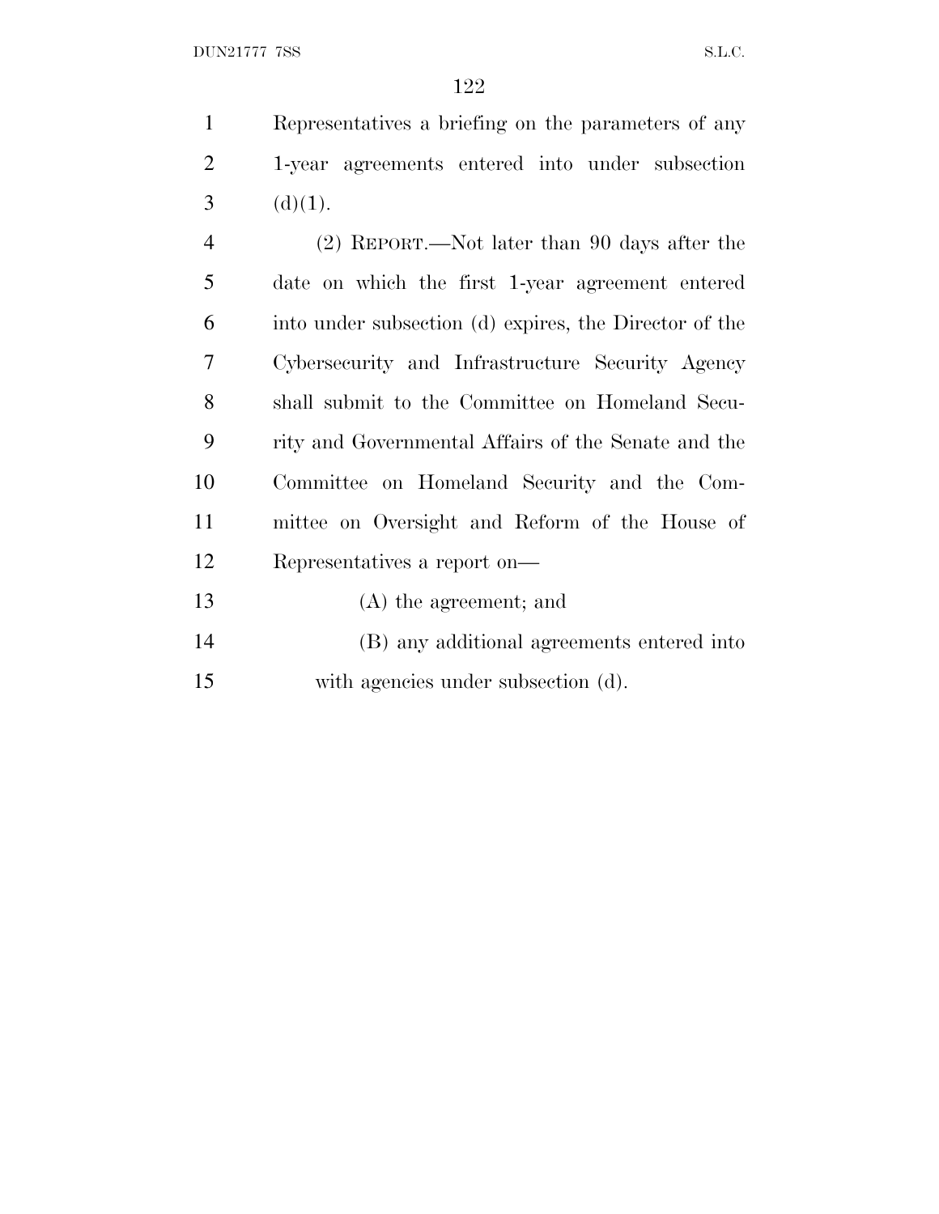Representatives a briefing on the parameters of any 1-year agreements entered into under subsection (d)(1).

(2) REPORT.—Not later than 90 days after the date on which the first 1-year agreement entered into under subsection (d) expires, the Director of the Cybersecurity and Infrastructure Security Agency shall submit to the Committee on Homeland Security and Governmental Affairs of the Senate and the Committee on Homeland Security and the Committee on Oversight and Reform of the House of Representatives a report on—

(A) the agreement; and

(B) any additional agreements entered into with agencies under subsection (d).